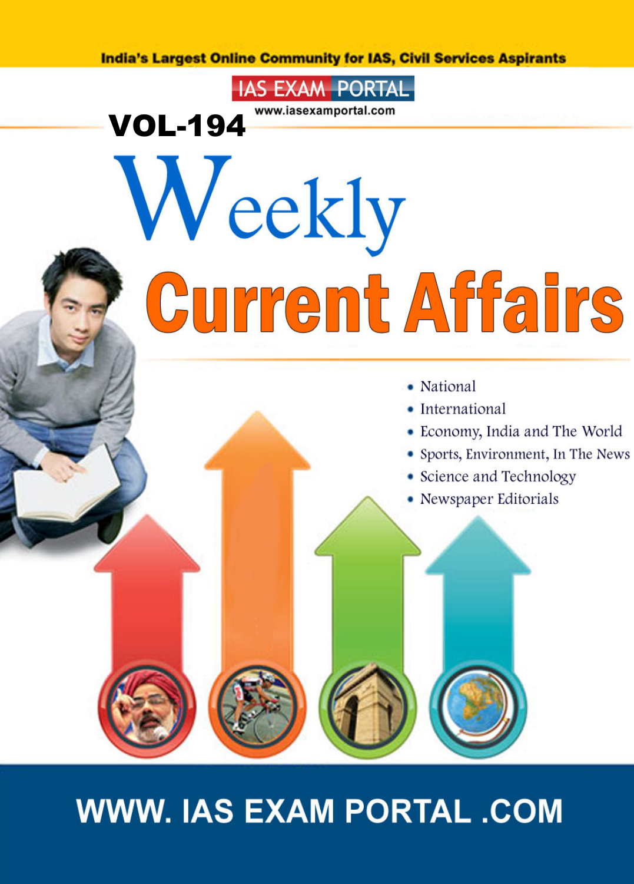India's Largest Online Community for IAS, Civil Services Aspirants

IAS EXAM PORTAL

www.iasexamportal.com

**VOL-194**

# Weekly Current Affairs

- National
- International
- Economy, India and The World
- Sports, Environment, In The News
- Science and Technology
- Newspaper Editorials

WWW. IAS EXAM PORTAL .COM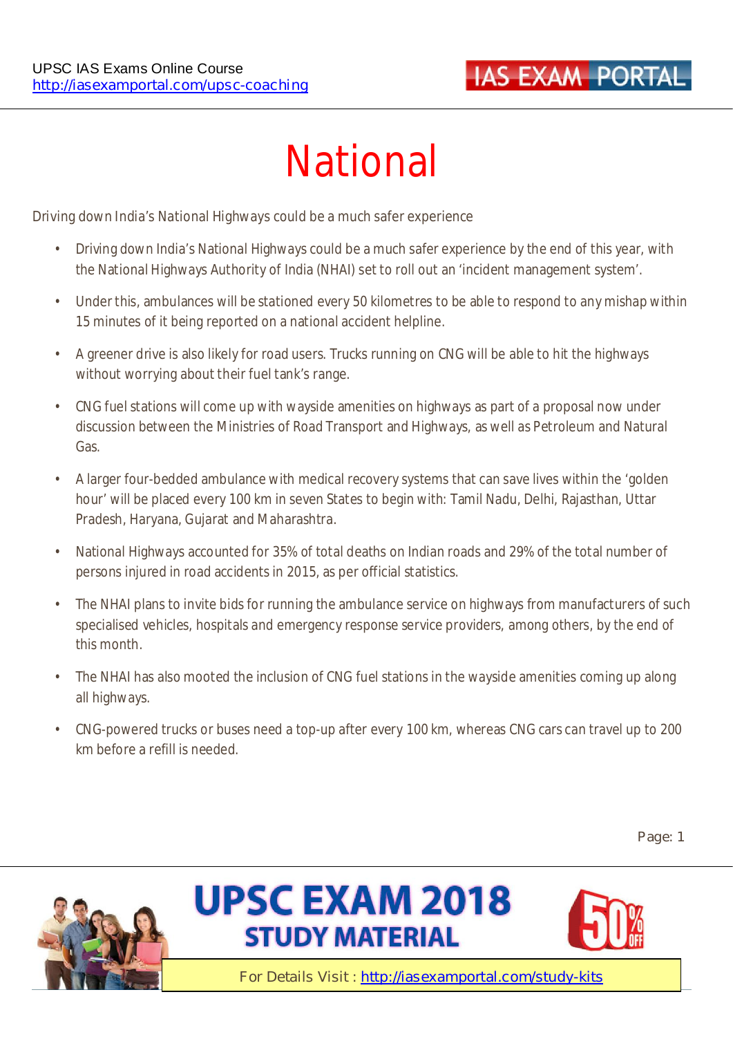# National

Driving down India's National Highways could be a much safer experience

- Driving down India's National Highways could be a much safer experience by the end of this year, with the National Highways Authority of India (NHAI) set to roll out an 'incident management system'.
- Under this, ambulances will be stationed every 50 kilometres to be able to respond to any mishap within 15 minutes of it being reported on a national accident helpline.
- A greener drive is also likely for road users. Trucks running on CNG will be able to hit the highways without worrying about their fuel tank's range.
- CNG fuel stations will come up with wayside amenities on highways as part of a proposal now under discussion between the Ministries of Road Transport and Highways, as well as Petroleum and Natural Gas.
- A larger four-bedded ambulance with medical recovery systems that can save lives within the 'golden hour' will be placed every 100 km in seven States to begin with: Tamil Nadu, Delhi, Rajasthan, Uttar Pradesh, Haryana, Gujarat and Maharashtra.
- National Highways accounted for 35% of total deaths on Indian roads and 29% of the total number of persons injured in road accidents in 2015, as per official statistics.
- The NHAI plans to invite bids for running the ambulance service on highways from manufacturers of such specialised vehicles, hospitals and emergency response service providers, among others, by the end of this month.
- The NHAI has also mooted the inclusion of CNG fuel stations in the wayside amenities coming up along all highways.
- CNG-powered trucks or buses need a top-up after every 100 km, whereas CNG cars can travel up to 200 km before a refill is needed.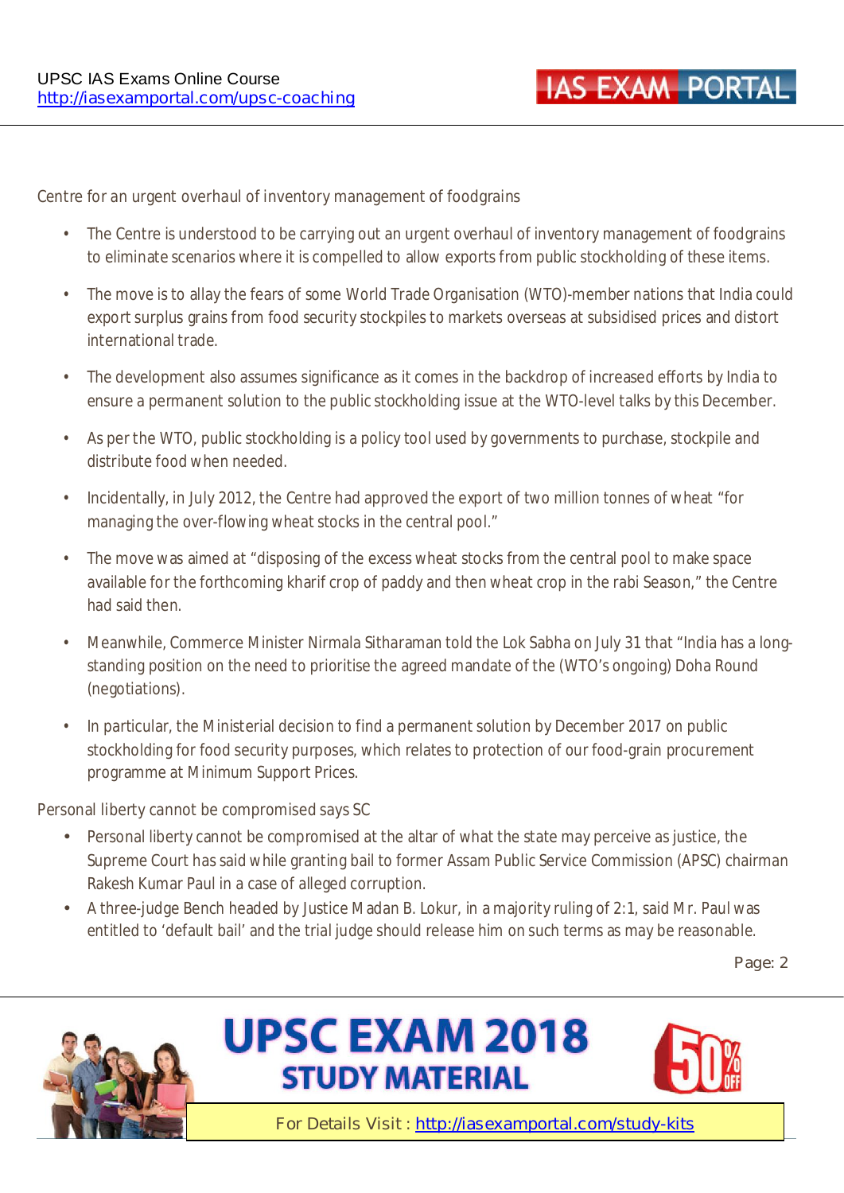## Centre for an urgent overhaul of inventory management of foodgrains

- The Centre is understood to be carrying out an urgent overhaul of inventory management of foodgrains to eliminate scenarios where it is compelled to allow exports from public stockholding of these items.
- The move is to allay the fears of some World Trade Organisation (WTO)-member nations that India could export surplus grains from food security stockpiles to markets overseas at subsidised prices and distort international trade.
- The development also assumes significance as it comes in the backdrop of increased efforts by India to ensure a permanent solution to the public stockholding issue at the WTO-level talks by this December.
- As per the WTO, public stockholding is a policy tool used by governments to purchase, stockpile and distribute food when needed.
- Incidentally, in July 2012, the Centre had approved the export of two million tonnes of wheat "for managing the over-flowing wheat stocks in the central pool."
- The move was aimed at "disposing of the excess wheat stocks from the central pool to make space available for the forthcoming kharif crop of paddy and then wheat crop in the rabi Season," the Centre had said then.
- Meanwhile, Commerce Minister Nirmala Sitharaman told the Lok Sabha on July 31 that "India has a long-standing position on the need to prioritise the agreed mandate of the (WTO's ongoing) Doha Round (negotiations).
- In particular, the Ministerial decision to find a permanent solution by December 2017 on public stockholding for food security purposes, which relates to protection of our food-grain procurement programme at Minimum Support Prices.

## Personal liberty cannot be compromised says SC

- Personal liberty cannot be compromised at the altar of what the state may perceive as justice, the Supreme Court has said while granting bail to former Assam Public Service Commission (APSC) chairman Rakesh Kumar Paul in a case of alleged corruption.
- A three-judge Bench headed by Justice Madan B. Lokur, in a majority ruling of 2:1, said Mr. Paul was entitled to 'default bail' and the trial judge should release him on such terms as may be reasonable.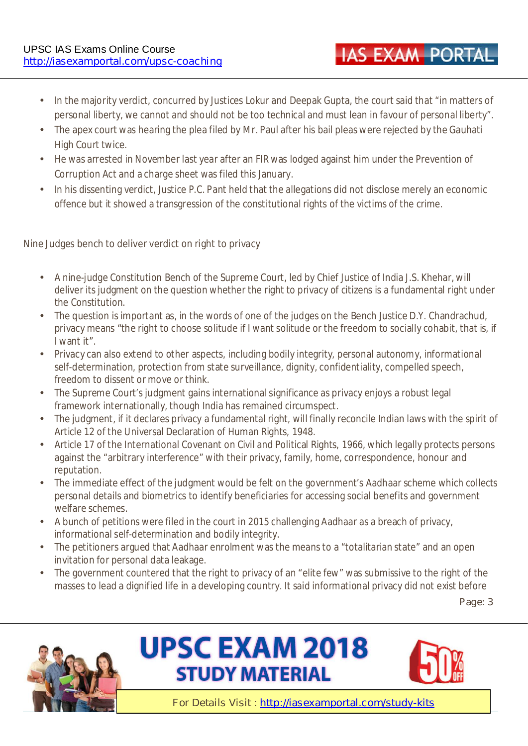- In the majority verdict, concurred by Justices Lokur and Deepak Gupta, the court said that "in matters of personal liberty, we cannot and should not be too technical and must lean in favour of personal liberty".
- The apex court was hearing the plea filed by Mr. Paul after his bail pleas were rejected by the Gauhati High Court twice.
- He was arrested in November last year after an FIR was lodged against him under the Prevention of Corruption Act and a charge sheet was filed this January.
- In his dissenting verdict, Justice P.C. Pant held that the allegations did not disclose merely an economic offence but it showed a transgression of the constitutional rights of the victims of the crime.

## Nine Judges bench to deliver verdict on right to privacy

- A nine-judge Constitution Bench of the Supreme Court, led by Chief Justice of India J.S. Khehar, will deliver its judgment on the question whether the right to privacy of citizens is a fundamental right under the Constitution.
- The question is important as, in the words of one of the judges on the Bench Justice D.Y. Chandrachud, privacy means "the right to choose solitude if I want solitude or the freedom to socially cohabit, that is, if I want it".
- Privacy can also extend to other aspects, including bodily integrity, personal autonomy, informational self-determination, protection from state surveillance, dignity, confidentiality, compelled speech, freedom to dissent or move or think.
- The Supreme Court's judgment gains international significance as privacy enjoys a robust legal framework internationally, though India has remained circumspect.
- The judgment, if it declares privacy a fundamental right, will finally reconcile Indian laws with the spirit of Article 12 of the Universal Declaration of Human Rights, 1948.
- Article 17 of the International Covenant on Civil and Political Rights, 1966, which legally protects persons against the "arbitrary interference" with their privacy, family, home, correspondence, honour and reputation.
- The immediate effect of the judgment would be felt on the government's Aadhaar scheme which collects personal details and biometrics to identify beneficiaries for accessing social benefits and government welfare schemes.
- A bunch of petitions were filed in the court in 2015 challenging Aadhaar as a breach of privacy, informational self-determination and bodily integrity.
- The petitioners argued that Aadhaar enrolment was the means to a "totalitarian state" and an open invitation for personal data leakage.
- The government countered that the right to privacy of an "elite few" was submissive to the right of the masses to lead a dignified life in a developing country. It said informational privacy did not exist before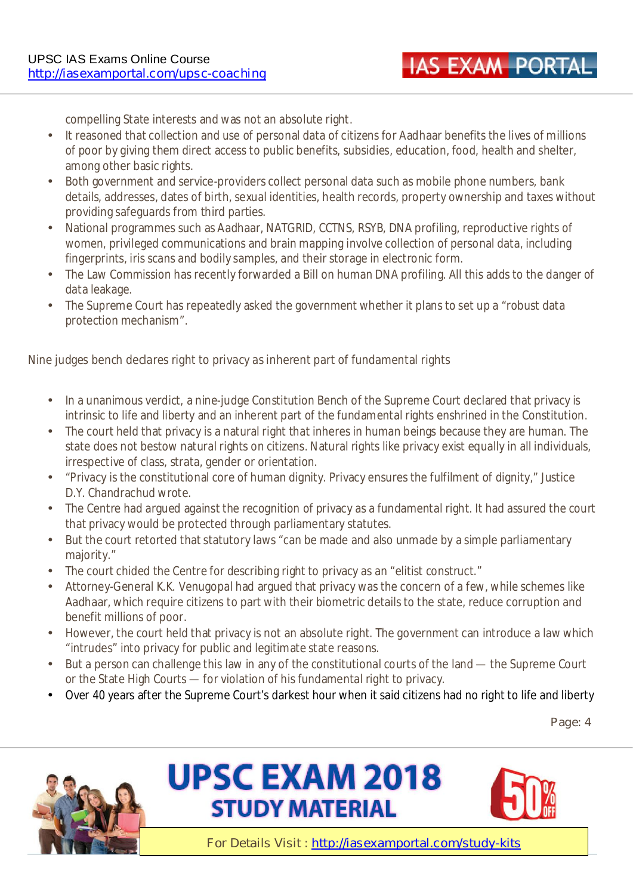compelling State interests and was not an absolute right.

- It reasoned that collection and use of personal data of citizens for Aadhaar benefits the lives of millions of poor by giving them direct access to public benefits, subsidies, education, food, health and shelter, among other basic rights.
- Both government and service-providers collect personal data such as mobile phone numbers, bank details, addresses, dates of birth, sexual identities, health records, property ownership and taxes without providing safeguards from third parties.
- National programmes such as Aadhaar, NATGRID, CCTNS, RSYB, DNA profiling, reproductive rights of women, privileged communications and brain mapping involve collection of personal data, including fingerprints, iris scans and bodily samples, and their storage in electronic form.
- The Law Commission has recently forwarded a Bill on human DNA profiling. All this adds to the danger of data leakage.
- The Supreme Court has repeatedly asked the government whether it plans to set up a "robust data protection mechanism".

Nine judges bench declares right to privacy as inherent part of fundamental rights

- In a unanimous verdict, a nine-judge Constitution Bench of the Supreme Court declared that privacy is intrinsic to life and liberty and an inherent part of the fundamental rights enshrined in the Constitution.
- The court held that privacy is a natural right that inheres in human beings because they are human. The state does not bestow natural rights on citizens. Natural rights like privacy exist equally in all individuals, irrespective of class, strata, gender or orientation.
- "Privacy is the constitutional core of human dignity. Privacy ensures the fulfilment of dignity," Justice D.Y. Chandrachud wrote.
- The Centre had argued against the recognition of privacy as a fundamental right. It had assured the court that privacy would be protected through parliamentary statutes.
- But the court retorted that statutory laws "can be made and also unmade by a simple parliamentary majority."
- The court chided the Centre for describing right to privacy as an "elitist construct."
- Attorney-General K.K. Venugopal had argued that privacy was the concern of a few, while schemes like Aadhaar, which require citizens to part with their biometric details to the state, reduce corruption and benefit millions of poor.
- However, the court held that privacy is not an absolute right. The government can introduce a law which "intrudes" into privacy for public and legitimate state reasons.
- But a person can challenge this law in any of the constitutional courts of the land — the Supreme Court or the State High Courts — for violation of his fundamental right to privacy.
- Over 40 years after the Supreme Court's darkest hour when it said citizens had no right to life and liberty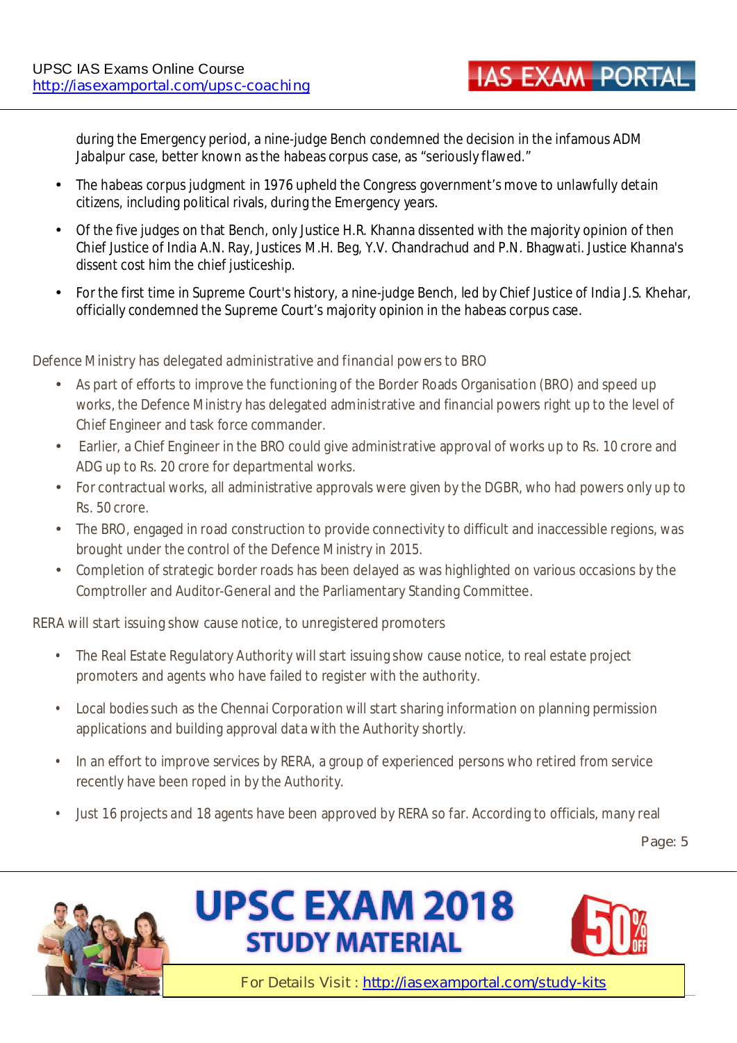during the Emergency period, a nine-judge Bench condemned the decision in the infamous ADM Jabalpur case, better known as the habeas corpus case, as "seriously flawed."

- The habeas corpus judgment in 1976 upheld the Congress government's move to unlawfully detain citizens, including political rivals, during the Emergency years.
- Of the five judges on that Bench, only Justice H.R. Khanna dissented with the majority opinion of then Chief Justice of India A.N. Ray, Justices M.H. Beg, Y.V. Chandrachud and P.N. Bhagwati. Justice Khanna's dissent cost him the chief justiceship.
- For the first time in Supreme Court's history, a nine-judge Bench, led by Chief Justice of India J.S. Khehar, officially condemned the Supreme Court's majority opinion in the habeas corpus case.

## Defence Ministry has delegated administrative and financial powers to BRO

- As part of efforts to improve the functioning of the Border Roads Organisation (BRO) and speed up works, the Defence Ministry has delegated administrative and financial powers right up to the level of Chief Engineer and task force commander.
- Earlier, a Chief Engineer in the BRO could give administrative approval of works up to Rs. 10 crore and ADG up to Rs. 20 crore for departmental works.
- For contractual works, all administrative approvals were given by the DGBR, who had powers only up to Rs. 50 crore.
- The BRO, engaged in road construction to provide connectivity to difficult and inaccessible regions, was brought under the control of the Defence Ministry in 2015.
- Completion of strategic border roads has been delayed as was highlighted on various occasions by the Comptroller and Auditor-General and the Parliamentary Standing Committee.

## RERA will start issuing show cause notice, to unregistered promoters

- The Real Estate Regulatory Authority will start issuing show cause notice, to real estate project promoters and agents who have failed to register with the authority.
- Local bodies such as the Chennai Corporation will start sharing information on planning permission applications and building approval data with the Authority shortly.
- In an effort to improve services by RERA, a group of experienced persons who retired from service recently have been roped in by the Authority.
- Just 16 projects and 18 agents have been approved by RERA so far. According to officials, many real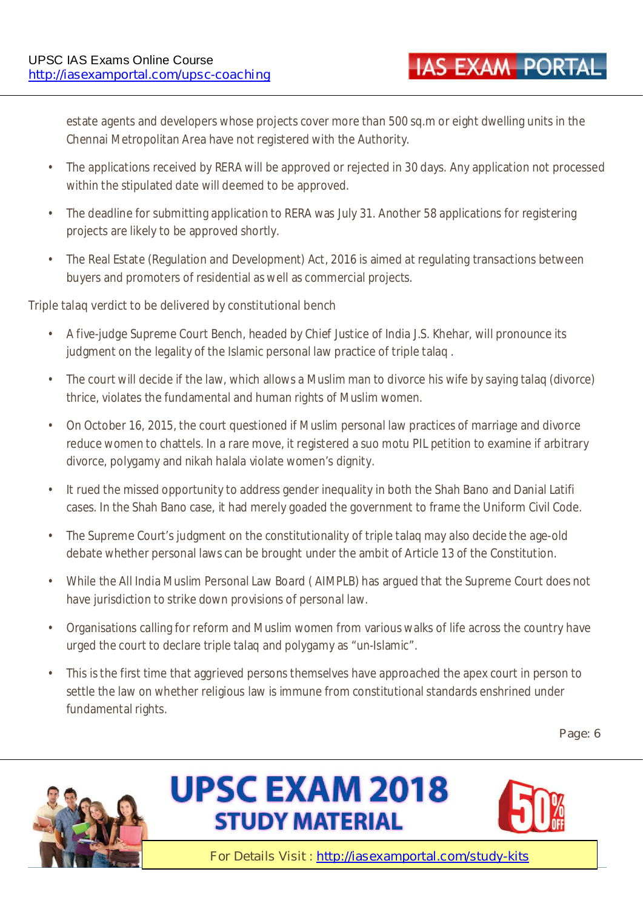estate agents and developers whose projects cover more than 500 sq.m or eight dwelling units in the Chennai Metropolitan Area have not registered with the Authority.

- The applications received by RERA will be approved or rejected in 30 days. Any application not processed within the stipulated date will deemed to be approved.
- The deadline for submitting application to RERA was July 31. Another 58 applications for registering projects are likely to be approved shortly.
- The Real Estate (Regulation and Development) Act, 2016 is aimed at regulating transactions between buyers and promoters of residential as well as commercial projects.

Triple talaq verdict to be delivered by constitutional bench

- A five-judge Supreme Court Bench, headed by Chief Justice of India J.S. Khehar, will pronounce its judgment on the legality of the Islamic personal law practice of triple talaq .
- The court will decide if the law, which allows a Muslim man to divorce his wife by saying talaq (divorce) thrice, violates the fundamental and human rights of Muslim women.
- On October 16, 2015, the court questioned if Muslim personal law practices of marriage and divorce reduce women to chattels. In a rare move, it registered a suo motu PIL petition to examine if arbitrary divorce, polygamy and nikah halala violate women's dignity.
- It rued the missed opportunity to address gender inequality in both the Shah Bano and Danial Latifi cases. In the Shah Bano case, it had merely goaded the government to frame the Uniform Civil Code.
- The Supreme Court's judgment on the constitutionality of triple talaq may also decide the age-old debate whether personal laws can be brought under the ambit of Article 13 of the Constitution.
- While the All India Muslim Personal Law Board ( AIMPLB) has argued that the Supreme Court does not have jurisdiction to strike down provisions of personal law.
- Organisations calling for reform and Muslim women from various walks of life across the country have urged the court to declare triple talaq and polygamy as "un-Islamic".
- This is the first time that aggrieved persons themselves have approached the apex court in person to settle the law on whether religious law is immune from constitutional standards enshrined under fundamental rights.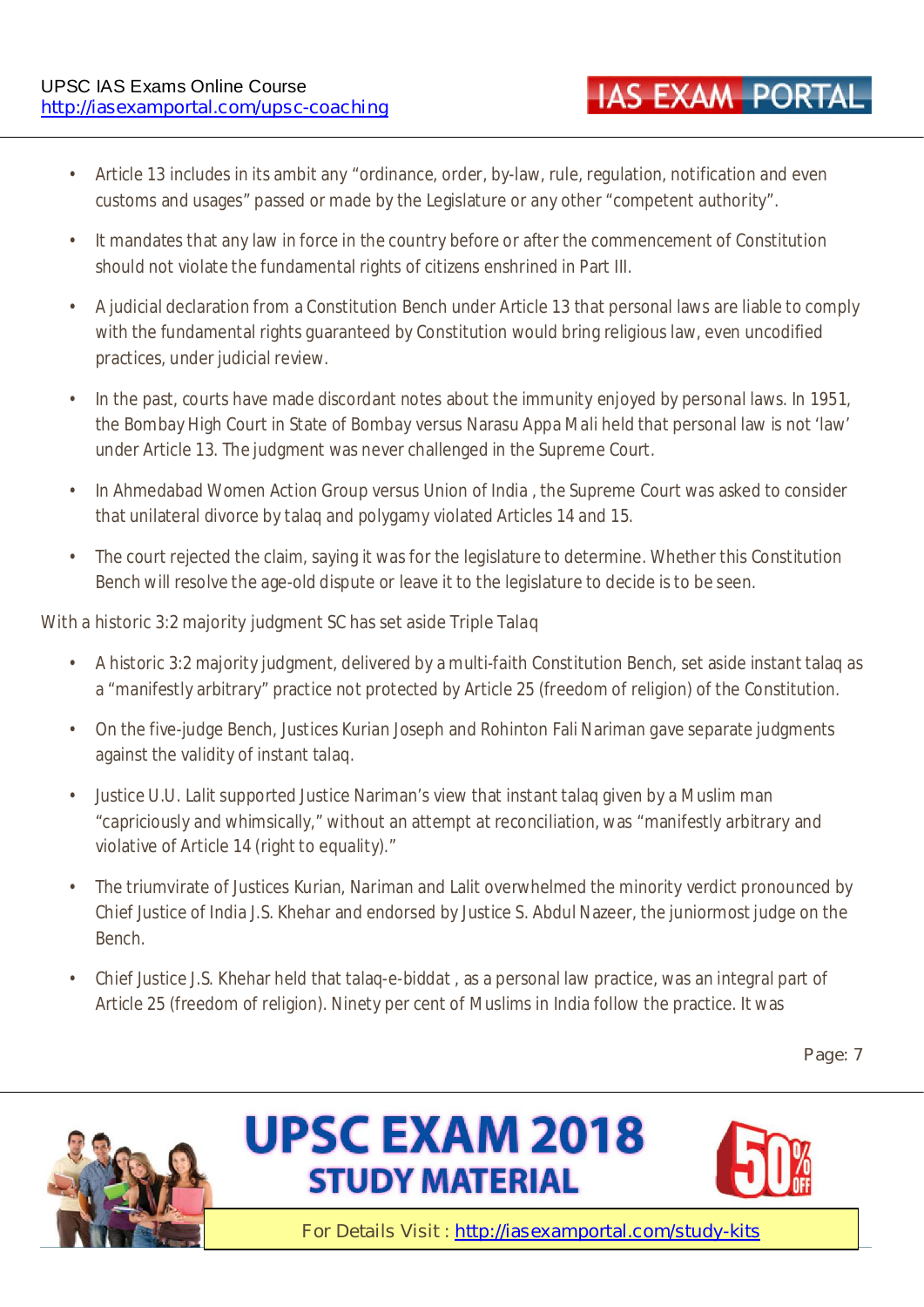- Article 13 includes in its ambit any "ordinance, order, by-law, rule, regulation, notification and even customs and usages" passed or made by the Legislature or any other "competent authority".
- It mandates that any law in force in the country before or after the commencement of Constitution should not violate the fundamental rights of citizens enshrined in Part III.
- A judicial declaration from a Constitution Bench under Article 13 that personal laws are liable to comply with the fundamental rights guaranteed by Constitution would bring religious law, even uncodified practices, under judicial review.
- In the past, courts have made discordant notes about the immunity enjoyed by personal laws. In 1951, the Bombay High Court in State of Bombay versus Narasu Appa Mali held that personal law is not 'law' under Article 13. The judgment was never challenged in the Supreme Court.
- In Ahmedabad Women Action Group versus Union of India , the Supreme Court was asked to consider that unilateral divorce by talaq and polygamy violated Articles 14 and 15.
- The court rejected the claim, saying it was for the legislature to determine. Whether this Constitution Bench will resolve the age-old dispute or leave it to the legislature to decide is to be seen.

With a historic 3:2 majority judgment SC has set aside Triple Talaq

- A historic 3:2 majority judgment, delivered by a multi-faith Constitution Bench, set aside instant talaq as a "manifestly arbitrary" practice not protected by Article 25 (freedom of religion) of the Constitution.
- On the five-judge Bench, Justices Kurian Joseph and Rohinton Fali Nariman gave separate judgments against the validity of instant talaq.
- Justice U.U. Lalit supported Justice Nariman's view that instant talaq given by a Muslim man "capriciously and whimsically," without an attempt at reconciliation, was "manifestly arbitrary and violative of Article 14 (right to equality)."
- The triumvirate of Justices Kurian, Nariman and Lalit overwhelmed the minority verdict pronounced by Chief Justice of India J.S. Khehar and endorsed by Justice S. Abdul Nazeer, the juniormost judge on the Bench.
- Chief Justice J.S. Khehar held that talaq-e-biddat , as a personal law practice, was an integral part of Article 25 (freedom of religion). Ninety per cent of Muslims in India follow the practice. It was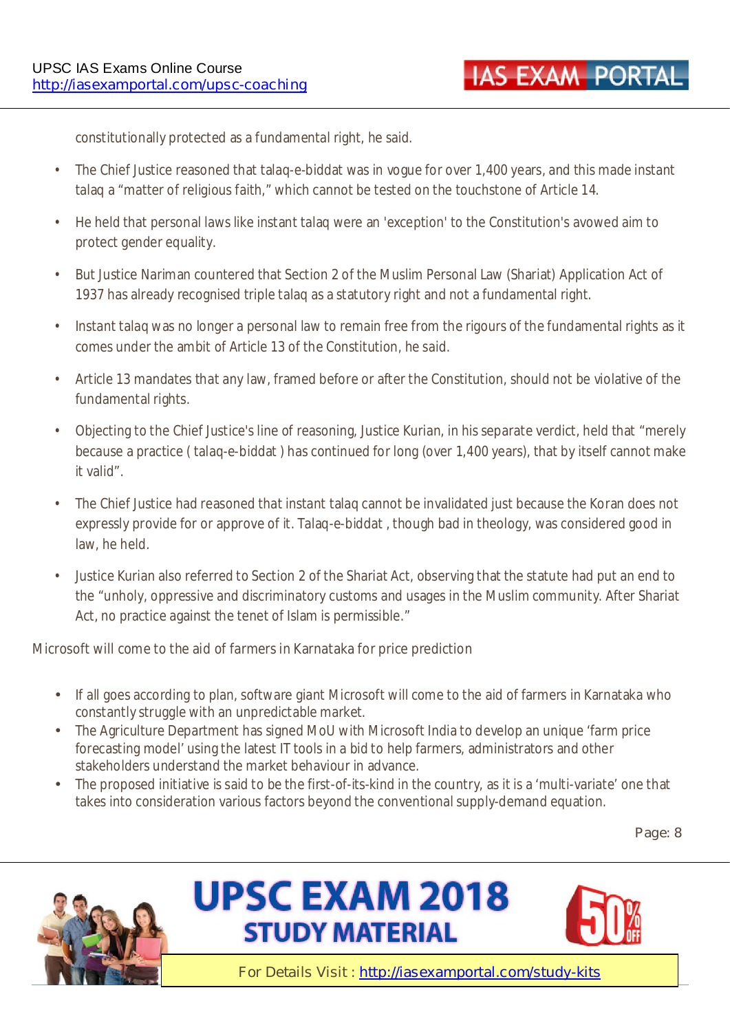constitutionally protected as a fundamental right, he said.

- The Chief Justice reasoned that talaq-e-biddat was in vogue for over 1,400 years, and this made instant talaq a "matter of religious faith," which cannot be tested on the touchstone of Article 14.
- He held that personal laws like instant talaq were an 'exception' to the Constitution's avowed aim to protect gender equality.
- But Justice Nariman countered that Section 2 of the Muslim Personal Law (Shariat) Application Act of 1937 has already recognised triple talaq as a statutory right and not a fundamental right.
- Instant talaq was no longer a personal law to remain free from the rigours of the fundamental rights as it comes under the ambit of Article 13 of the Constitution, he said.
- Article 13 mandates that any law, framed before or after the Constitution, should not be violative of the fundamental rights.
- Objecting to the Chief Justice's line of reasoning, Justice Kurian, in his separate verdict, held that "merely because a practice ( talaq-e-biddat ) has continued for long (over 1,400 years), that by itself cannot make it valid".
- The Chief Justice had reasoned that instant talaq cannot be invalidated just because the Koran does not expressly provide for or approve of it. Talaq-e-biddat , though bad in theology, was considered good in law, he held.
- Justice Kurian also referred to Section 2 of the Shariat Act, observing that the statute had put an end to the "unholy, oppressive and discriminatory customs and usages in the Muslim community. After Shariat Act, no practice against the tenet of Islam is permissible."

Microsoft will come to the aid of farmers in Karnataka for price prediction

- If all goes according to plan, software giant Microsoft will come to the aid of farmers in Karnataka who constantly struggle with an unpredictable market.
- The Agriculture Department has signed MoU with Microsoft India to develop an unique 'farm price forecasting model' using the latest IT tools in a bid to help farmers, administrators and other stakeholders understand the market behaviour in advance.
- The proposed initiative is said to be the first-of-its-kind in the country, as it is a 'multi-variate' one that takes into consideration various factors beyond the conventional supply-demand equation.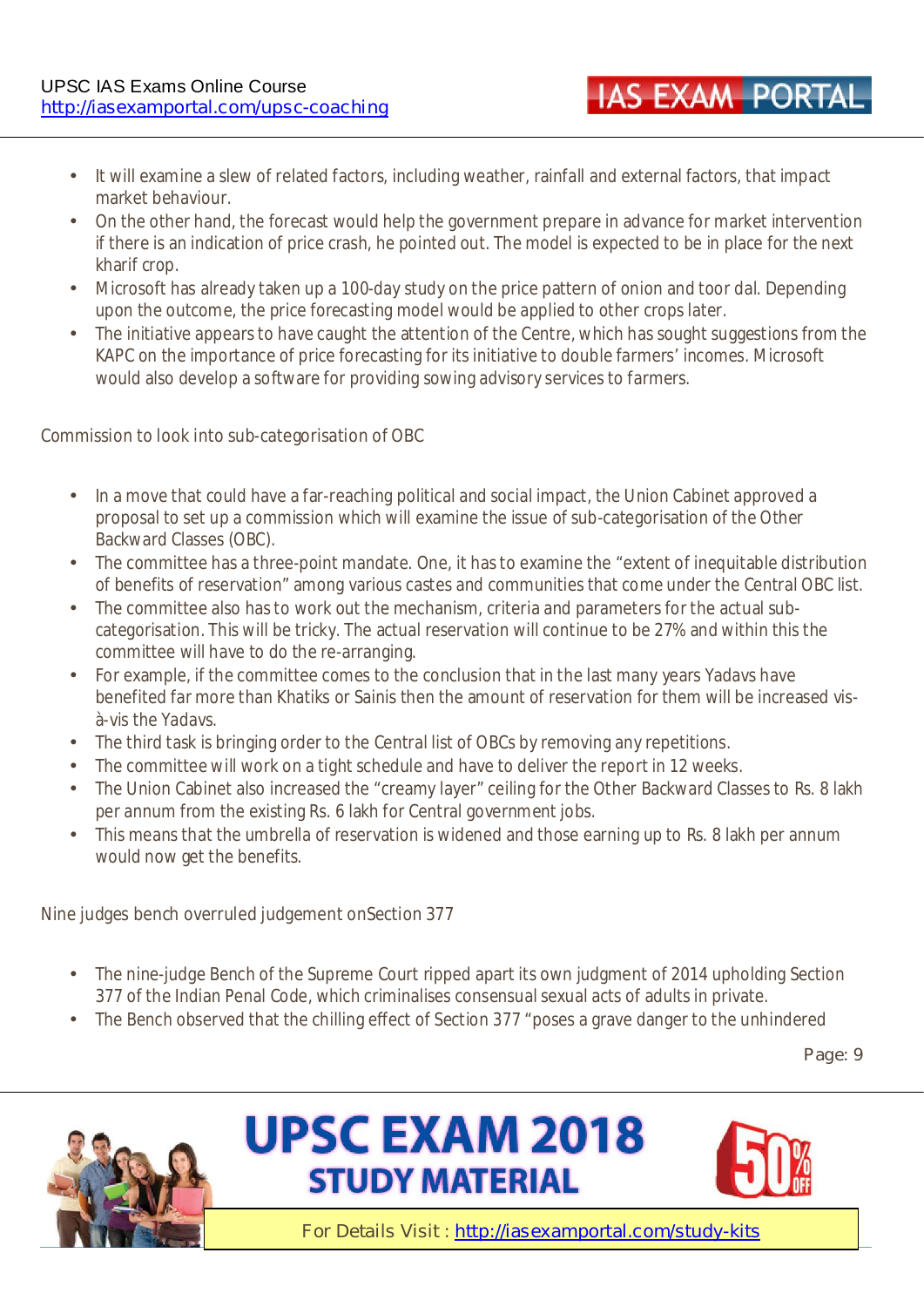- It will examine a slew of related factors, including weather, rainfall and external factors, that impact market behaviour.
- On the other hand, the forecast would help the government prepare in advance for market intervention if there is an indication of price crash, he pointed out. The model is expected to be in place for the next kharif crop.
- Microsoft has already taken up a 100-day study on the price pattern of onion and toor dal. Depending upon the outcome, the price forecasting model would be applied to other crops later.
- The initiative appears to have caught the attention of the Centre, which has sought suggestions from the KAPC on the importance of price forecasting for its initiative to double farmers' incomes. Microsoft would also develop a software for providing sowing advisory services to farmers.

Commission to look into sub-categorisation of OBC

- In a move that could have a far-reaching political and social impact, the Union Cabinet approved a proposal to set up a commission which will examine the issue of sub-categorisation of the Other Backward Classes (OBC).
- The committee has a three-point mandate. One, it has to examine the "extent of inequitable distribution of benefits of reservation" among various castes and communities that come under the Central OBC list.
- The committee also has to work out the mechanism, criteria and parameters for the actual sub-categorisation. This will be tricky. The actual reservation will continue to be 27% and within this the committee will have to do the re-arranging.
- For example, if the committee comes to the conclusion that in the last many years Yadavs have benefited far more than Khatiks or Sainis then the amount of reservation for them will be increased vis-à-vis the Yadavs.
- The third task is bringing order to the Central list of OBCs by removing any repetitions.
- The committee will work on a tight schedule and have to deliver the report in 12 weeks.
- The Union Cabinet also increased the "creamy layer" ceiling for the Other Backward Classes to Rs. 8 lakh per annum from the existing Rs. 6 lakh for Central government jobs.
- This means that the umbrella of reservation is widened and those earning up to Rs. 8 lakh per annum would now get the benefits.

Nine judges bench overruled judgement onSection 377

- The nine-judge Bench of the Supreme Court ripped apart its own judgment of 2014 upholding Section 377 of the Indian Penal Code, which criminalises consensual sexual acts of adults in private.
- The Bench observed that the chilling effect of Section 377 "poses a grave danger to the unhindered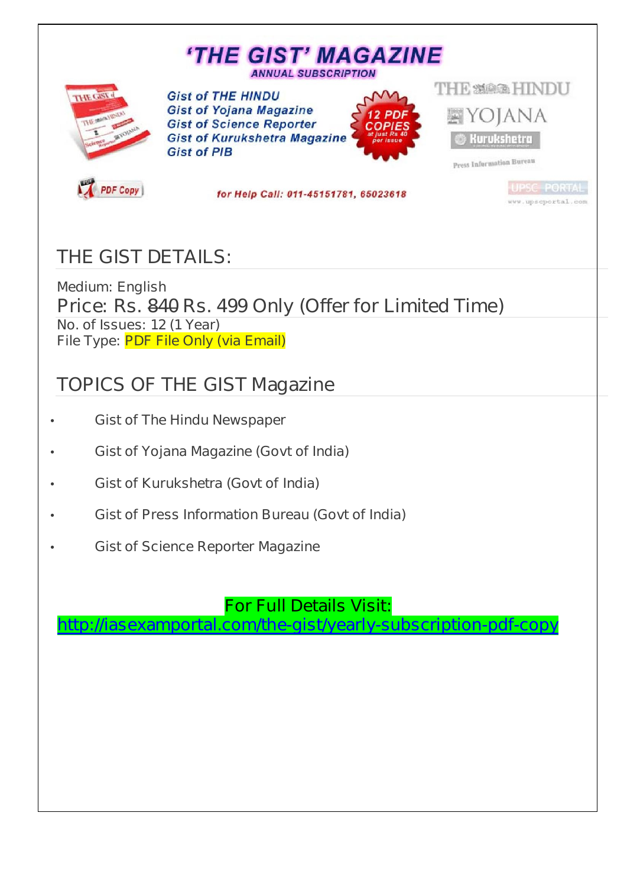# 'THE GIST' MAGAZINE

ANNUAL SUBSCRIPTION

Gist of THE HINDU
Gist of Yojana Magazine
Gist of Science Reporter
Gist of Kurukshetra Magazine
Gist of PIB

12 PDF COPIES at just Rs 40 per issue

PDF Copy

for Help Call: 011-45151781, 65023618

## THE GIST DETAILS:

Medium: English
Price: Rs. ~~840~~ Rs. 499 Only (Offer for Limited Time)
No. of Issues: 12 (1 Year)
File Type: PDF File Only (via Email)

## TOPICS OF THE GIST Magazine

- Gist of The Hindu Newspaper
- Gist of Yojana Magazine (Govt of India)
- Gist of Kurukshetra (Govt of India)
- Gist of Press Information Bureau (Govt of India)
- Gist of Science Reporter Magazine

For Full Details Visit:
http://iasexamportal.com/the-gist/yearly-subscription-pdf-copy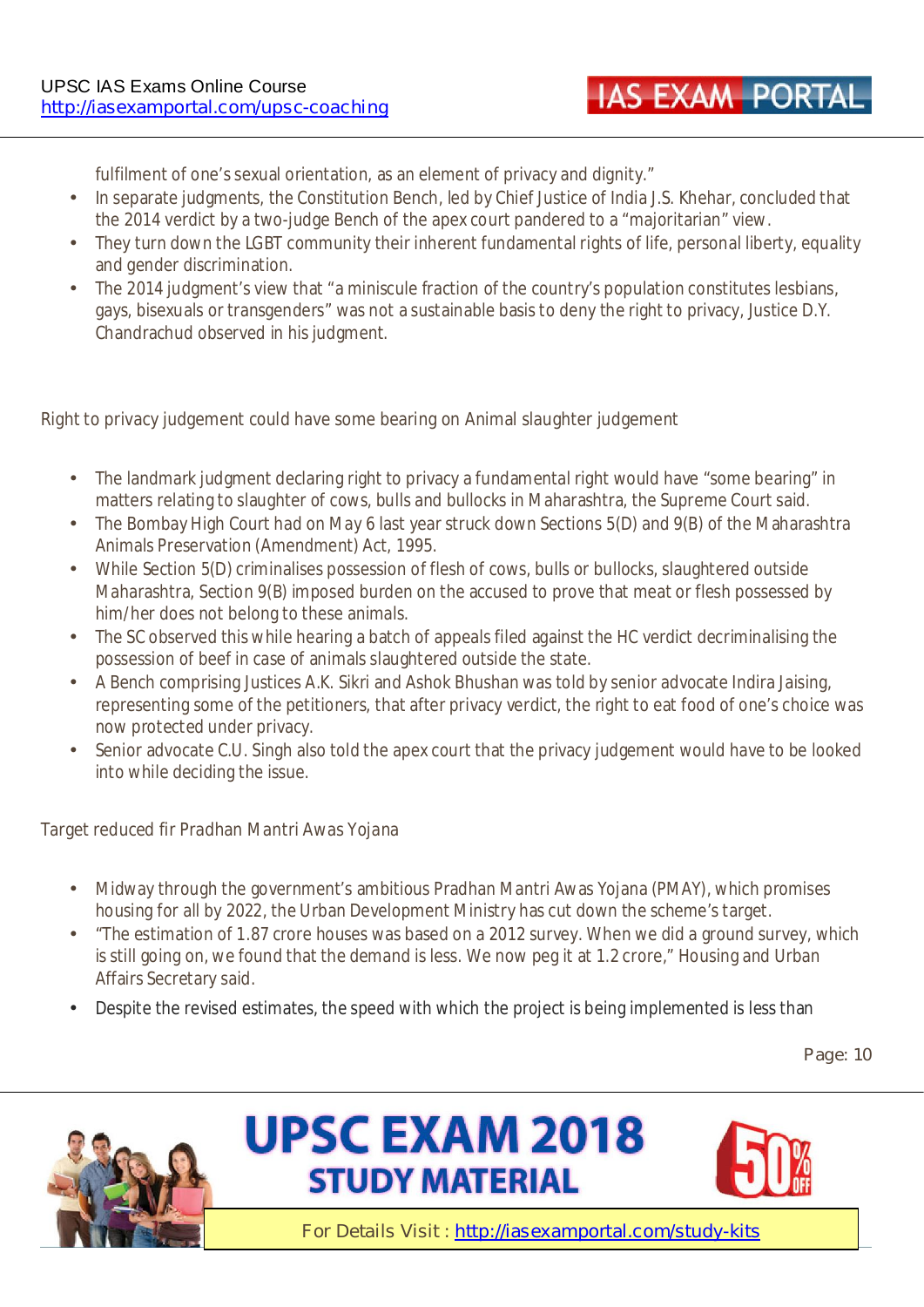fulfilment of one's sexual orientation, as an element of privacy and dignity."

- In separate judgments, the Constitution Bench, led by Chief Justice of India J.S. Khehar, concluded that the 2014 verdict by a two-judge Bench of the apex court pandered to a "majoritarian" view.
- They turn down the LGBT community their inherent fundamental rights of life, personal liberty, equality and gender discrimination.
- The 2014 judgment's view that "a miniscule fraction of the country's population constitutes lesbians, gays, bisexuals or transgenders" was not a sustainable basis to deny the right to privacy, Justice D.Y. Chandrachud observed in his judgment.

Right to privacy judgement could have some bearing on Animal slaughter judgement

- The landmark judgment declaring right to privacy a fundamental right would have "some bearing" in matters relating to slaughter of cows, bulls and bullocks in Maharashtra, the Supreme Court said.
- The Bombay High Court had on May 6 last year struck down Sections 5(D) and 9(B) of the Maharashtra Animals Preservation (Amendment) Act, 1995.
- While Section 5(D) criminalises possession of flesh of cows, bulls or bullocks, slaughtered outside Maharashtra, Section 9(B) imposed burden on the accused to prove that meat or flesh possessed by him/her does not belong to these animals.
- The SC observed this while hearing a batch of appeals filed against the HC verdict decriminalising the possession of beef in case of animals slaughtered outside the state.
- A Bench comprising Justices A.K. Sikri and Ashok Bhushan was told by senior advocate Indira Jaising, representing some of the petitioners, that after privacy verdict, the right to eat food of one's choice was now protected under privacy.
- Senior advocate C.U. Singh also told the apex court that the privacy judgement would have to be looked into while deciding the issue.

Target reduced fir Pradhan Mantri Awas Yojana

- Midway through the government's ambitious Pradhan Mantri Awas Yojana (PMAY), which promises housing for all by 2022, the Urban Development Ministry has cut down the scheme's target.
- "The estimation of 1.87 crore houses was based on a 2012 survey. When we did a ground survey, which is still going on, we found that the demand is less. We now peg it at 1.2 crore," Housing and Urban Affairs Secretary said.
- Despite the revised estimates, the speed with which the project is being implemented is less than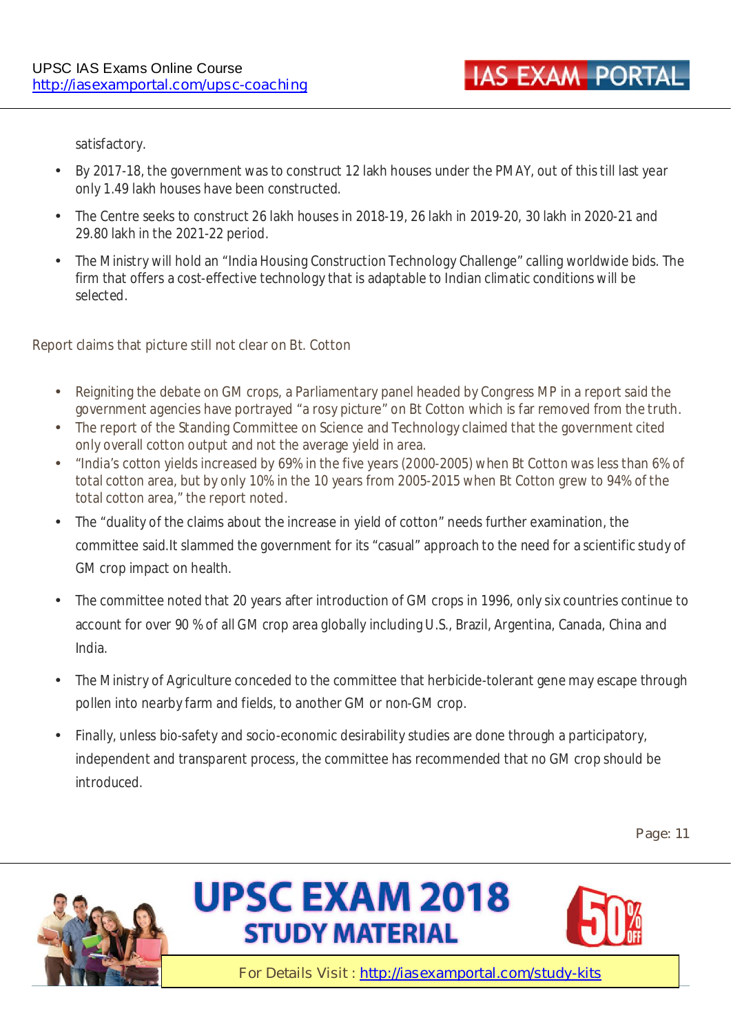satisfactory.

- By 2017-18, the government was to construct 12 lakh houses under the PMAY, out of this till last year only 1.49 lakh houses have been constructed.
- The Centre seeks to construct 26 lakh houses in 2018-19, 26 lakh in 2019-20, 30 lakh in 2020-21 and 29.80 lakh in the 2021-22 period.
- The Ministry will hold an "India Housing Construction Technology Challenge" calling worldwide bids. The firm that offers a cost-effective technology that is adaptable to Indian climatic conditions will be selected.

## Report claims that picture still not clear on Bt. Cotton

- Reigniting the debate on GM crops, a Parliamentary panel headed by Congress MP in a report said the government agencies have portrayed "a rosy picture" on Bt Cotton which is far removed from the truth.
- The report of the Standing Committee on Science and Technology claimed that the government cited only overall cotton output and not the average yield in area.
- "India's cotton yields increased by 69% in the five years (2000-2005) when Bt Cotton was less than 6% of total cotton area, but by only 10% in the 10 years from 2005-2015 when Bt Cotton grew to 94% of the total cotton area," the report noted.
- The "duality of the claims about the increase in yield of cotton" needs further examination, the committee said.It slammed the government for its "casual" approach to the need for a scientific study of GM crop impact on health.
- The committee noted that 20 years after introduction of GM crops in 1996, only six countries continue to account for over 90 % of all GM crop area globally including U.S., Brazil, Argentina, Canada, China and India.
- The Ministry of Agriculture conceded to the committee that herbicide-tolerant gene may escape through pollen into nearby farm and fields, to another GM or non-GM crop.
- Finally, unless bio-safety and socio-economic desirability studies are done through a participatory, independent and transparent process, the committee has recommended that no GM crop should be introduced.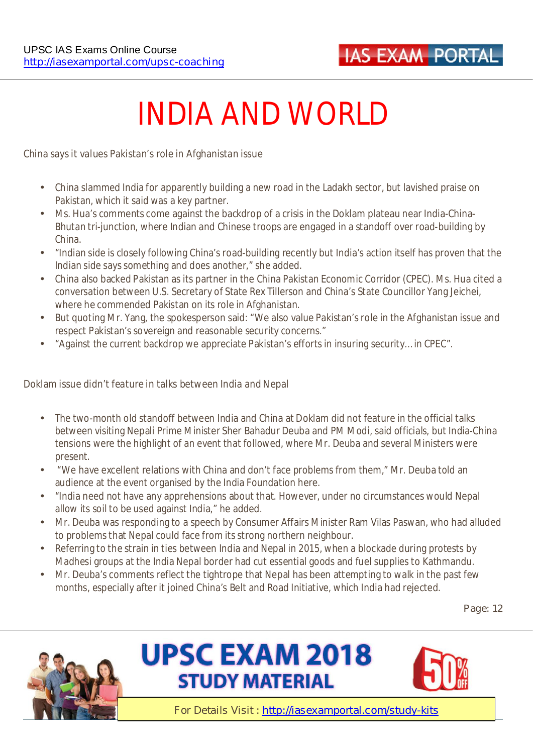# INDIA AND WORLD

China says it values Pakistan's role in Afghanistan issue

- China slammed India for apparently building a new road in the Ladakh sector, but lavished praise on Pakistan, which it said was a key partner.
- Ms. Hua's comments come against the backdrop of a crisis in the Doklam plateau near India-China-Bhutan tri-junction, where Indian and Chinese troops are engaged in a standoff over road-building by China.
- "Indian side is closely following China's road-building recently but India's action itself has proven that the Indian side says something and does another," she added.
- China also backed Pakistan as its partner in the China Pakistan Economic Corridor (CPEC). Ms. Hua cited a conversation between U.S. Secretary of State Rex Tillerson and China's State Councillor Yang Jeichei, where he commended Pakistan on its role in Afghanistan.
- But quoting Mr. Yang, the spokesperson said: "We also value Pakistan's role in the Afghanistan issue and respect Pakistan's sovereign and reasonable security concerns."
- "Against the current backdrop we appreciate Pakistan's efforts in insuring security…in CPEC".

Doklam issue didn't feature in talks between India and Nepal

- The two-month old standoff between India and China at Doklam did not feature in the official talks between visiting Nepali Prime Minister Sher Bahadur Deuba and PM Modi, said officials, but India-China tensions were the highlight of an event that followed, where Mr. Deuba and several Ministers were present.
- "We have excellent relations with China and don't face problems from them," Mr. Deuba told an audience at the event organised by the India Foundation here.
- "India need not have any apprehensions about that. However, under no circumstances would Nepal allow its soil to be used against India," he added.
- Mr. Deuba was responding to a speech by Consumer Affairs Minister Ram Vilas Paswan, who had alluded to problems that Nepal could face from its strong northern neighbour.
- Referring to the strain in ties between India and Nepal in 2015, when a blockade during protests by Madhesi groups at the India Nepal border had cut essential goods and fuel supplies to Kathmandu.
- Mr. Deuba's comments reflect the tightrope that Nepal has been attempting to walk in the past few months, especially after it joined China's Belt and Road Initiative, which India had rejected.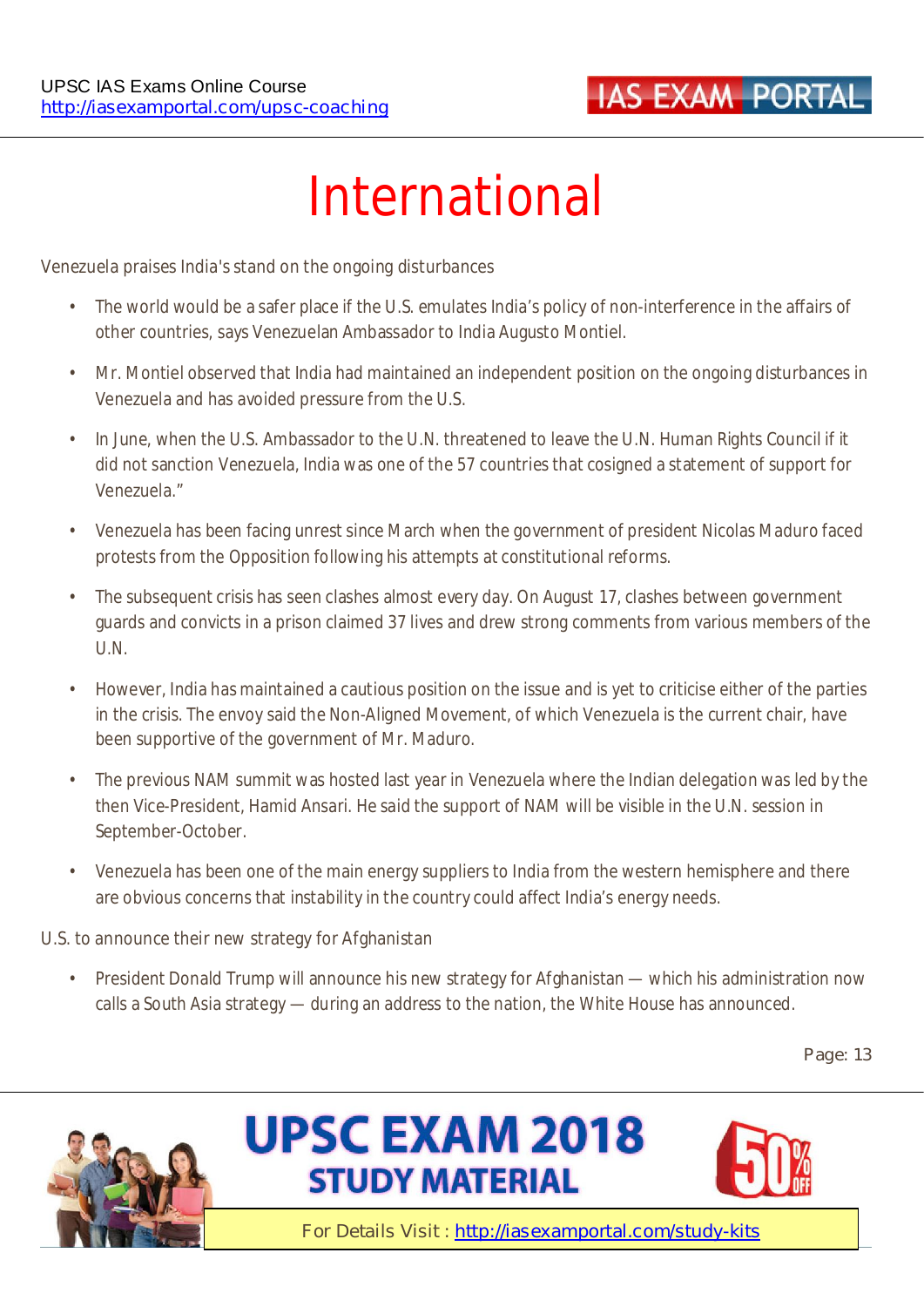# International

Venezuela praises India's stand on the ongoing disturbances

- The world would be a safer place if the U.S. emulates India's policy of non-interference in the affairs of other countries, says Venezuelan Ambassador to India Augusto Montiel.
- Mr. Montiel observed that India had maintained an independent position on the ongoing disturbances in Venezuela and has avoided pressure from the U.S.
- In June, when the U.S. Ambassador to the U.N. threatened to leave the U.N. Human Rights Council if it did not sanction Venezuela, India was one of the 57 countries that cosigned a statement of support for Venezuela."
- Venezuela has been facing unrest since March when the government of president Nicolas Maduro faced protests from the Opposition following his attempts at constitutional reforms.
- The subsequent crisis has seen clashes almost every day. On August 17, clashes between government guards and convicts in a prison claimed 37 lives and drew strong comments from various members of the U.N.
- However, India has maintained a cautious position on the issue and is yet to criticise either of the parties in the crisis. The envoy said the Non-Aligned Movement, of which Venezuela is the current chair, have been supportive of the government of Mr. Maduro.
- The previous NAM summit was hosted last year in Venezuela where the Indian delegation was led by the then Vice-President, Hamid Ansari. He said the support of NAM will be visible in the U.N. session in September-October.
- Venezuela has been one of the main energy suppliers to India from the western hemisphere and there are obvious concerns that instability in the country could affect India's energy needs.

U.S. to announce their new strategy for Afghanistan

- President Donald Trump will announce his new strategy for Afghanistan — which his administration now calls a South Asia strategy — during an address to the nation, the White House has announced.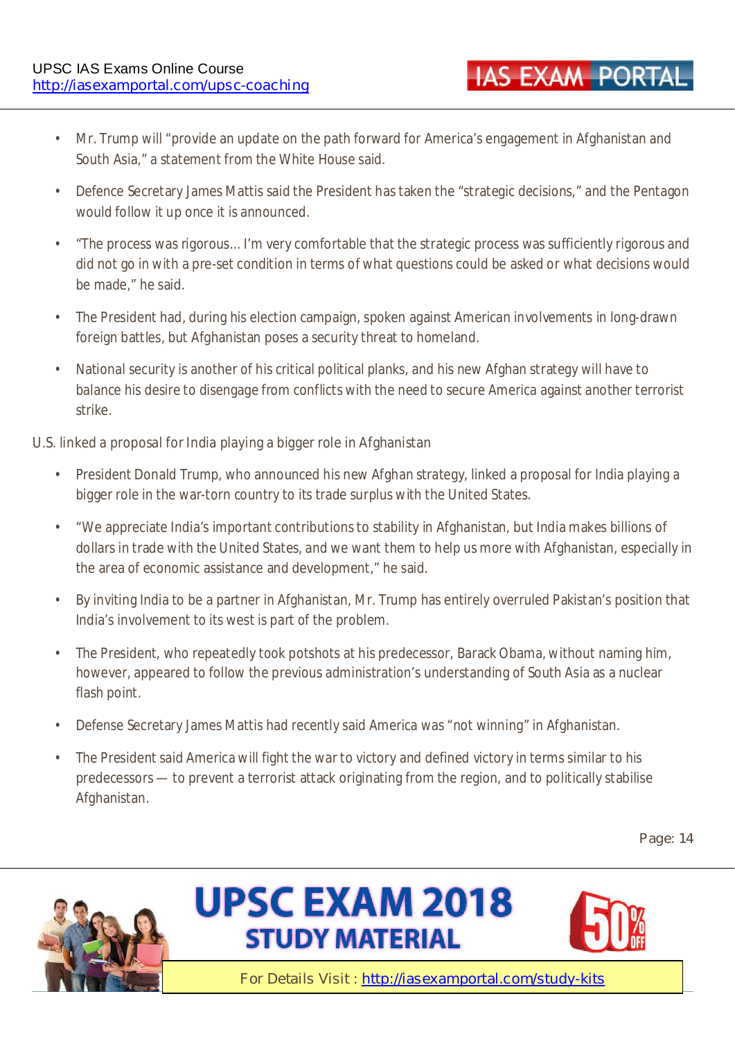- Mr. Trump will "provide an update on the path forward for America's engagement in Afghanistan and South Asia," a statement from the White House said.
- Defence Secretary James Mattis said the President has taken the "strategic decisions," and the Pentagon would follow it up once it is announced.
- "The process was rigorous... I'm very comfortable that the strategic process was sufficiently rigorous and did not go in with a pre-set condition in terms of what questions could be asked or what decisions would be made," he said.
- The President had, during his election campaign, spoken against American involvements in long-drawn foreign battles, but Afghanistan poses a security threat to homeland.
- National security is another of his critical political planks, and his new Afghan strategy will have to balance his desire to disengage from conflicts with the need to secure America against another terrorist strike.

U.S. linked a proposal for India playing a bigger role in Afghanistan

- President Donald Trump, who announced his new Afghan strategy, linked a proposal for India playing a bigger role in the war-torn country to its trade surplus with the United States.
- "We appreciate India's important contributions to stability in Afghanistan, but India makes billions of dollars in trade with the United States, and we want them to help us more with Afghanistan, especially in the area of economic assistance and development," he said.
- By inviting India to be a partner in Afghanistan, Mr. Trump has entirely overruled Pakistan's position that India's involvement to its west is part of the problem.
- The President, who repeatedly took potshots at his predecessor, Barack Obama, without naming him, however, appeared to follow the previous administration's understanding of South Asia as a nuclear flash point.
- Defense Secretary James Mattis had recently said America was "not winning" in Afghanistan.
- The President said America will fight the war to victory and defined victory in terms similar to his predecessors — to prevent a terrorist attack originating from the region, and to politically stabilise Afghanistan.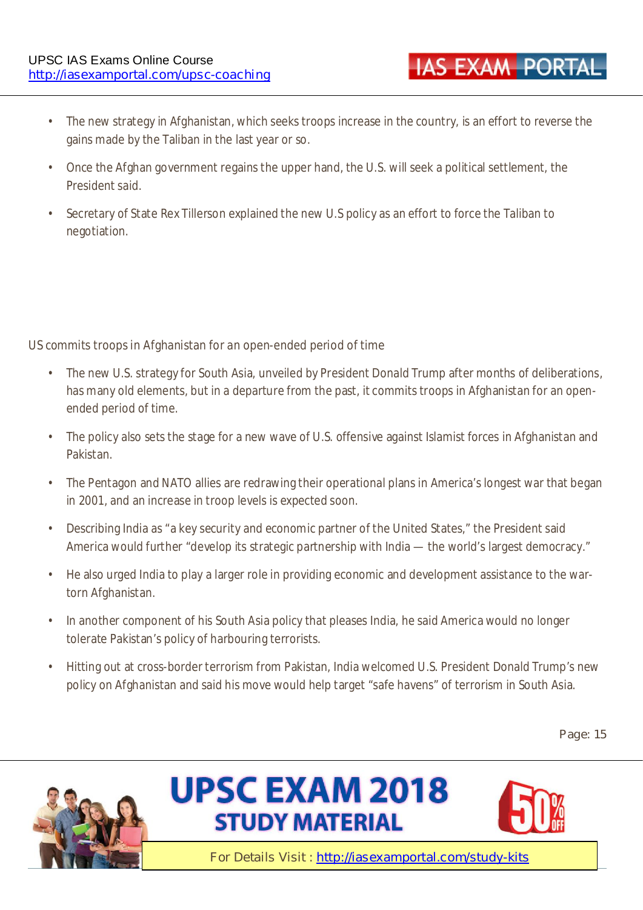- The new strategy in Afghanistan, which seeks troops increase in the country, is an effort to reverse the gains made by the Taliban in the last year or so.
- Once the Afghan government regains the upper hand, the U.S. will seek a political settlement, the President said.
- Secretary of State Rex Tillerson explained the new U.S policy as an effort to force the Taliban to negotiation.

US commits troops in Afghanistan for an open-ended period of time

- The new U.S. strategy for South Asia, unveiled by President Donald Trump after months of deliberations, has many old elements, but in a departure from the past, it commits troops in Afghanistan for an open-ended period of time.
- The policy also sets the stage for a new wave of U.S. offensive against Islamist forces in Afghanistan and Pakistan.
- The Pentagon and NATO allies are redrawing their operational plans in America's longest war that began in 2001, and an increase in troop levels is expected soon.
- Describing India as "a key security and economic partner of the United States," the President said America would further "develop its strategic partnership with India — the world's largest democracy."
- He also urged India to play a larger role in providing economic and development assistance to the war-torn Afghanistan.
- In another component of his South Asia policy that pleases India, he said America would no longer tolerate Pakistan's policy of harbouring terrorists.
- Hitting out at cross-border terrorism from Pakistan, India welcomed U.S. President Donald Trump's new policy on Afghanistan and said his move would help target "safe havens" of terrorism in South Asia.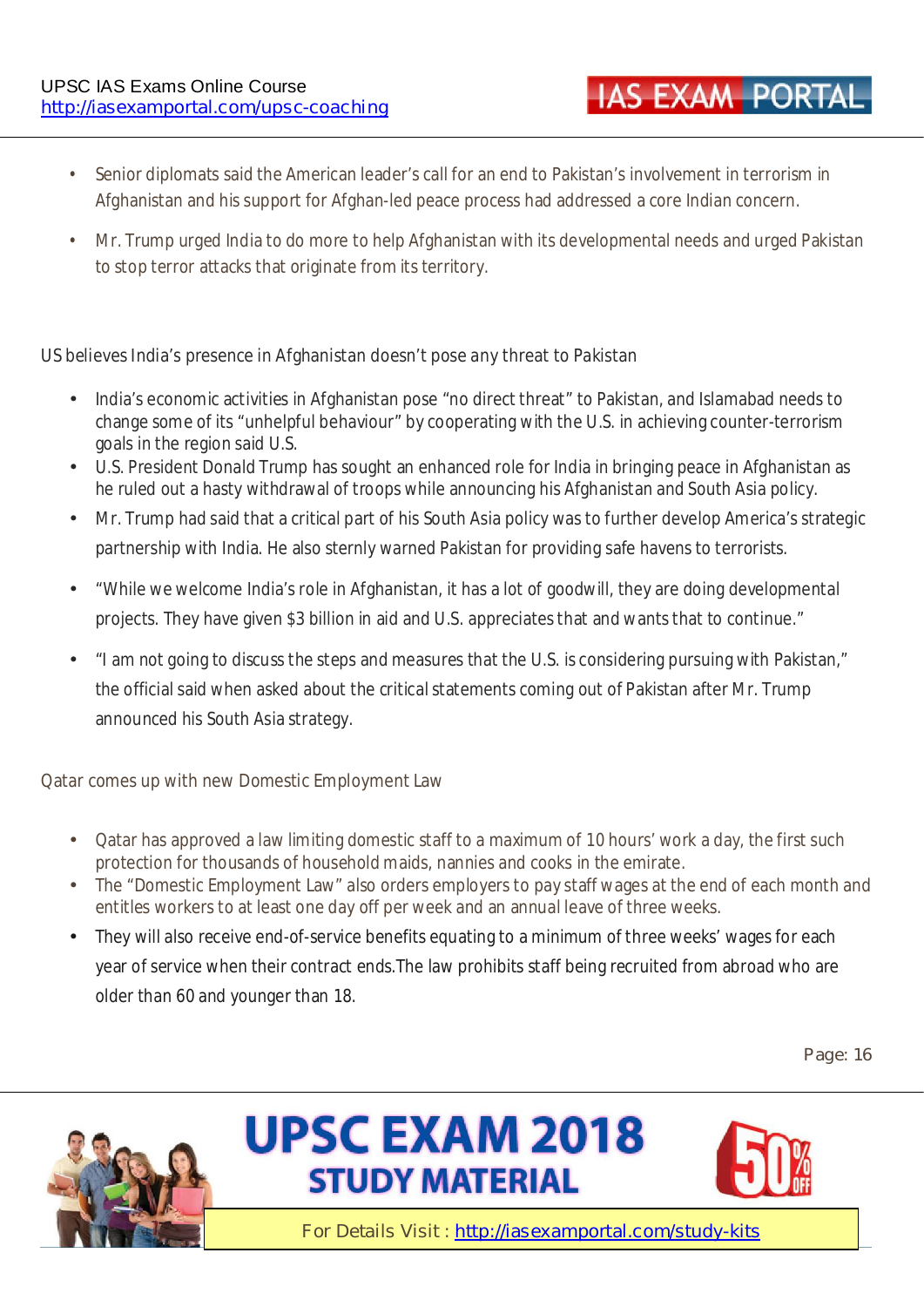- Senior diplomats said the American leader's call for an end to Pakistan's involvement in terrorism in Afghanistan and his support for Afghan-led peace process had addressed a core Indian concern.
- Mr. Trump urged India to do more to help Afghanistan with its developmental needs and urged Pakistan to stop terror attacks that originate from its territory.

## US believes India's presence in Afghanistan doesn't pose any threat to Pakistan

- India's economic activities in Afghanistan pose "no direct threat" to Pakistan, and Islamabad needs to change some of its "unhelpful behaviour" by cooperating with the U.S. in achieving counter-terrorism goals in the region said U.S.
- U.S. President Donald Trump has sought an enhanced role for India in bringing peace in Afghanistan as he ruled out a hasty withdrawal of troops while announcing his Afghanistan and South Asia policy.
- Mr. Trump had said that a critical part of his South Asia policy was to further develop America's strategic partnership with India. He also sternly warned Pakistan for providing safe havens to terrorists.
- "While we welcome India's role in Afghanistan, it has a lot of goodwill, they are doing developmental projects. They have given $3 billion in aid and U.S. appreciates that and wants that to continue."
- "I am not going to discuss the steps and measures that the U.S. is considering pursuing with Pakistan," the official said when asked about the critical statements coming out of Pakistan after Mr. Trump announced his South Asia strategy.

## Qatar comes up with new Domestic Employment Law

- Qatar has approved a law limiting domestic staff to a maximum of 10 hours' work a day, the first such protection for thousands of household maids, nannies and cooks in the emirate.
- The "Domestic Employment Law" also orders employers to pay staff wages at the end of each month and entitles workers to at least one day off per week and an annual leave of three weeks.
- They will also receive end-of-service benefits equating to a minimum of three weeks' wages for each year of service when their contract ends.The law prohibits staff being recruited from abroad who are older than 60 and younger than 18.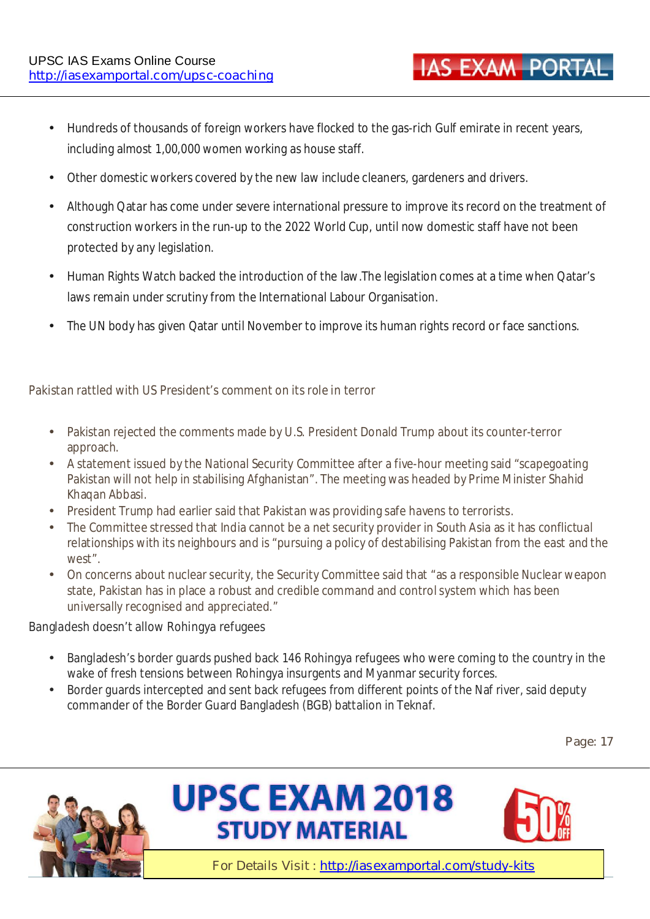- Hundreds of thousands of foreign workers have flocked to the gas-rich Gulf emirate in recent years, including almost 1,00,000 women working as house staff.
- Other domestic workers covered by the new law include cleaners, gardeners and drivers.
- Although Qatar has come under severe international pressure to improve its record on the treatment of construction workers in the run-up to the 2022 World Cup, until now domestic staff have not been protected by any legislation.
- Human Rights Watch backed the introduction of the law .The legislation comes at a time when Qatar's laws remain under scrutiny from the International Labour Organisation.
- The UN body has given Qatar until November to improve its human rights record or face sanctions.

## Pakistan rattled with US President's comment on its role in terror

- Pakistan rejected the comments made by U.S. President Donald Trump about its counter-terror approach.
- A statement issued by the National Security Committee after a five-hour meeting said "scapegoating Pakistan will not help in stabilising Afghanistan". The meeting was headed by Prime Minister Shahid Khaqan Abbasi.
- President Trump had earlier said that Pakistan was providing safe havens to terrorists.
- The Committee stressed that India cannot be a net security provider in South Asia as it has conflictual relationships with its neighbours and is "pursuing a policy of destabilising Pakistan from the east and the west".
- On concerns about nuclear security, the Security Committee said that "as a responsible Nuclear weapon state, Pakistan has in place a robust and credible command and control system which has been universally recognised and appreciated."

## Bangladesh doesn't allow Rohingya refugees

- Bangladesh's border guards pushed back 146 Rohingya refugees who were coming to the country in the wake of fresh tensions between Rohingya insurgents and Myanmar security forces.
- Border guards intercepted and sent back refugees from different points of the Naf river, said deputy commander of the Border Guard Bangladesh (BGB) battalion in Teknaf.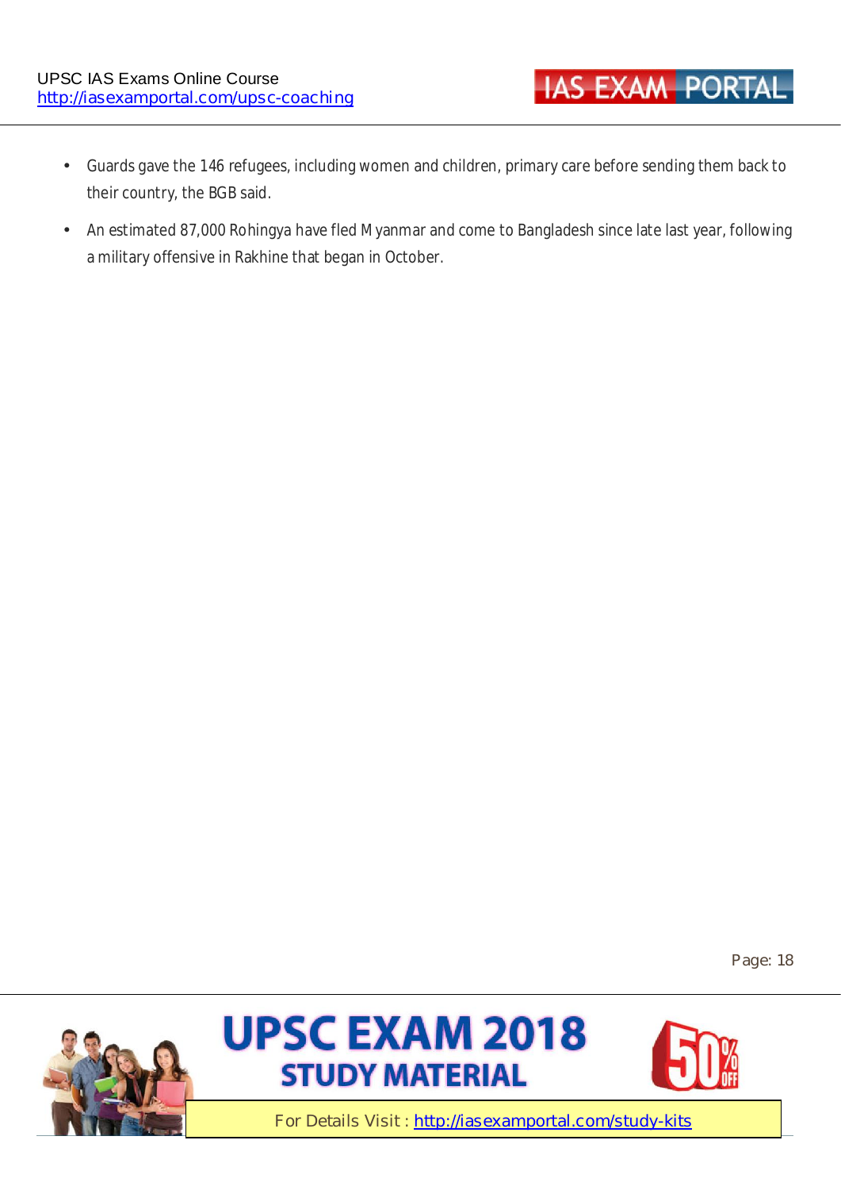- Guards gave the 146 refugees, including women and children, primary care before sending them back to their country, the BGB said.
- An estimated 87,000 Rohingya have fled Myanmar and come to Bangladesh since late last year, following a military offensive in Rakhine that began in October.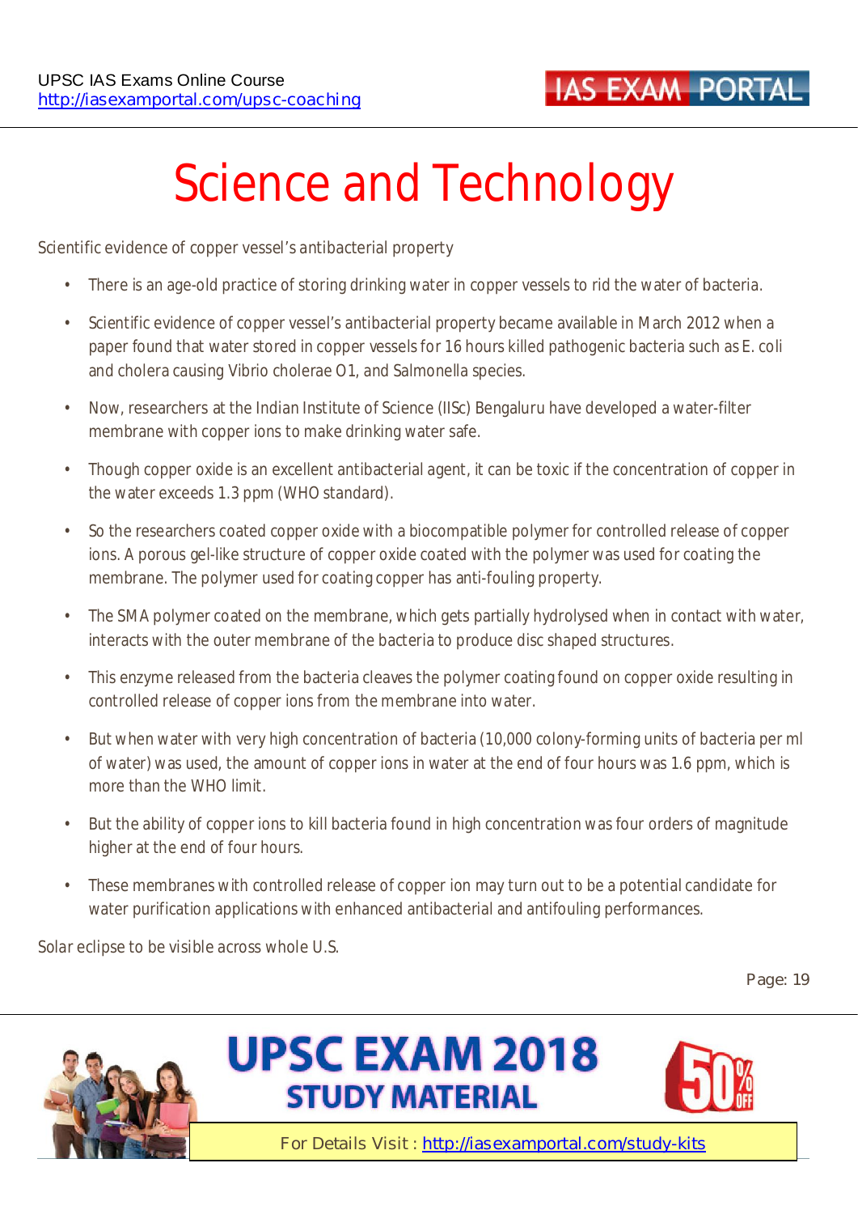# Science and Technology

Scientific evidence of copper vessel's antibacterial property

- There is an age-old practice of storing drinking water in copper vessels to rid the water of bacteria.
- Scientific evidence of copper vessel's antibacterial property became available in March 2012 when a paper found that water stored in copper vessels for 16 hours killed pathogenic bacteria such as E. coli and cholera causing Vibrio cholerae O1, and Salmonella species.
- Now, researchers at the Indian Institute of Science (IISc) Bengaluru have developed a water-filter membrane with copper ions to make drinking water safe.
- Though copper oxide is an excellent antibacterial agent, it can be toxic if the concentration of copper in the water exceeds 1.3 ppm (WHO standard).
- So the researchers coated copper oxide with a biocompatible polymer for controlled release of copper ions. A porous gel-like structure of copper oxide coated with the polymer was used for coating the membrane. The polymer used for coating copper has anti-fouling property.
- The SMA polymer coated on the membrane, which gets partially hydrolysed when in contact with water, interacts with the outer membrane of the bacteria to produce disc shaped structures.
- This enzyme released from the bacteria cleaves the polymer coating found on copper oxide resulting in controlled release of copper ions from the membrane into water.
- But when water with very high concentration of bacteria (10,000 colony-forming units of bacteria per ml of water) was used, the amount of copper ions in water at the end of four hours was 1.6 ppm, which is more than the WHO limit.
- But the ability of copper ions to kill bacteria found in high concentration was four orders of magnitude higher at the end of four hours.
- These membranes with controlled release of copper ion may turn out to be a potential candidate for water purification applications with enhanced antibacterial and antifouling performances.

Solar eclipse to be visible across whole U.S.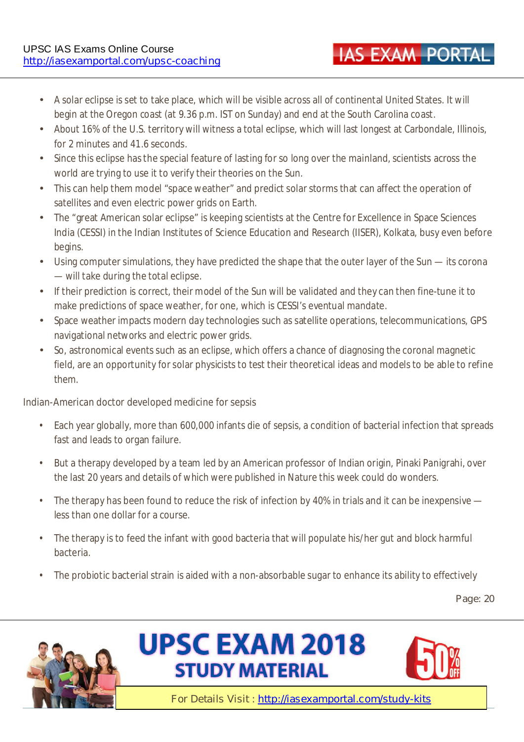- A solar eclipse is set to take place, which will be visible across all of continental United States. It will begin at the Oregon coast (at 9.36 p.m. IST on Sunday) and end at the South Carolina coast.
- About 16% of the U.S. territory will witness a total eclipse, which will last longest at Carbondale, Illinois, for 2 minutes and 41.6 seconds.
- Since this eclipse has the special feature of lasting for so long over the mainland, scientists across the world are trying to use it to verify their theories on the Sun.
- This can help them model "space weather" and predict solar storms that can affect the operation of satellites and even electric power grids on Earth.
- The "great American solar eclipse" is keeping scientists at the Centre for Excellence in Space Sciences India (CESSI) in the Indian Institutes of Science Education and Research (IISER), Kolkata, busy even before begins.
- Using computer simulations, they have predicted the shape that the outer layer of the Sun — its corona — will take during the total eclipse.
- If their prediction is correct, their model of the Sun will be validated and they can then fine-tune it to make predictions of space weather, for one, which is CESSI's eventual mandate.
- Space weather impacts modern day technologies such as satellite operations, telecommunications, GPS navigational networks and electric power grids.
- So, astronomical events such as an eclipse, which offers a chance of diagnosing the coronal magnetic field, are an opportunity for solar physicists to test their theoretical ideas and models to be able to refine them.

Indian-American doctor developed medicine for sepsis

- Each year globally, more than 600,000 infants die of sepsis, a condition of bacterial infection that spreads fast and leads to organ failure.
- But a therapy developed by a team led by an American professor of Indian origin, Pinaki Panigrahi, over the last 20 years and details of which were published in Nature this week could do wonders.
- The therapy has been found to reduce the risk of infection by 40% in trials and it can be inexpensive — less than one dollar for a course.
- The therapy is to feed the infant with good bacteria that will populate his/her gut and block harmful bacteria.
- The probiotic bacterial strain is aided with a non-absorbable sugar to enhance its ability to effectively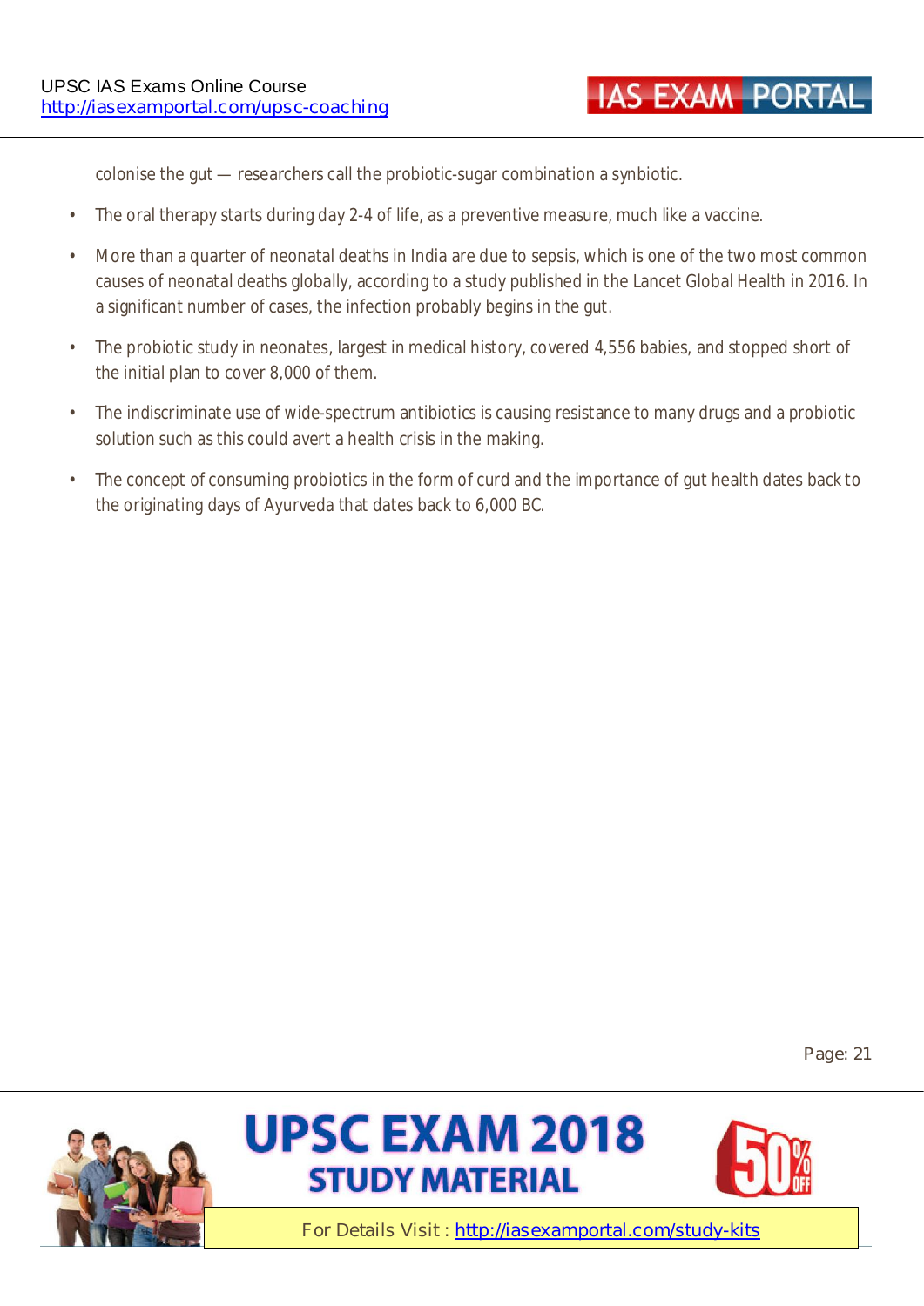colonise the gut — researchers call the probiotic-sugar combination a synbiotic.

- The oral therapy starts during day 2-4 of life, as a preventive measure, much like a vaccine.
- More than a quarter of neonatal deaths in India are due to sepsis, which is one of the two most common causes of neonatal deaths globally, according to a study published in the Lancet Global Health in 2016. In a significant number of cases, the infection probably begins in the gut.
- The probiotic study in neonates, largest in medical history, covered 4,556 babies, and stopped short of the initial plan to cover 8,000 of them.
- The indiscriminate use of wide-spectrum antibiotics is causing resistance to many drugs and a probiotic solution such as this could avert a health crisis in the making.
- The concept of consuming probiotics in the form of curd and the importance of gut health dates back to the originating days of Ayurveda that dates back to 6,000 BC.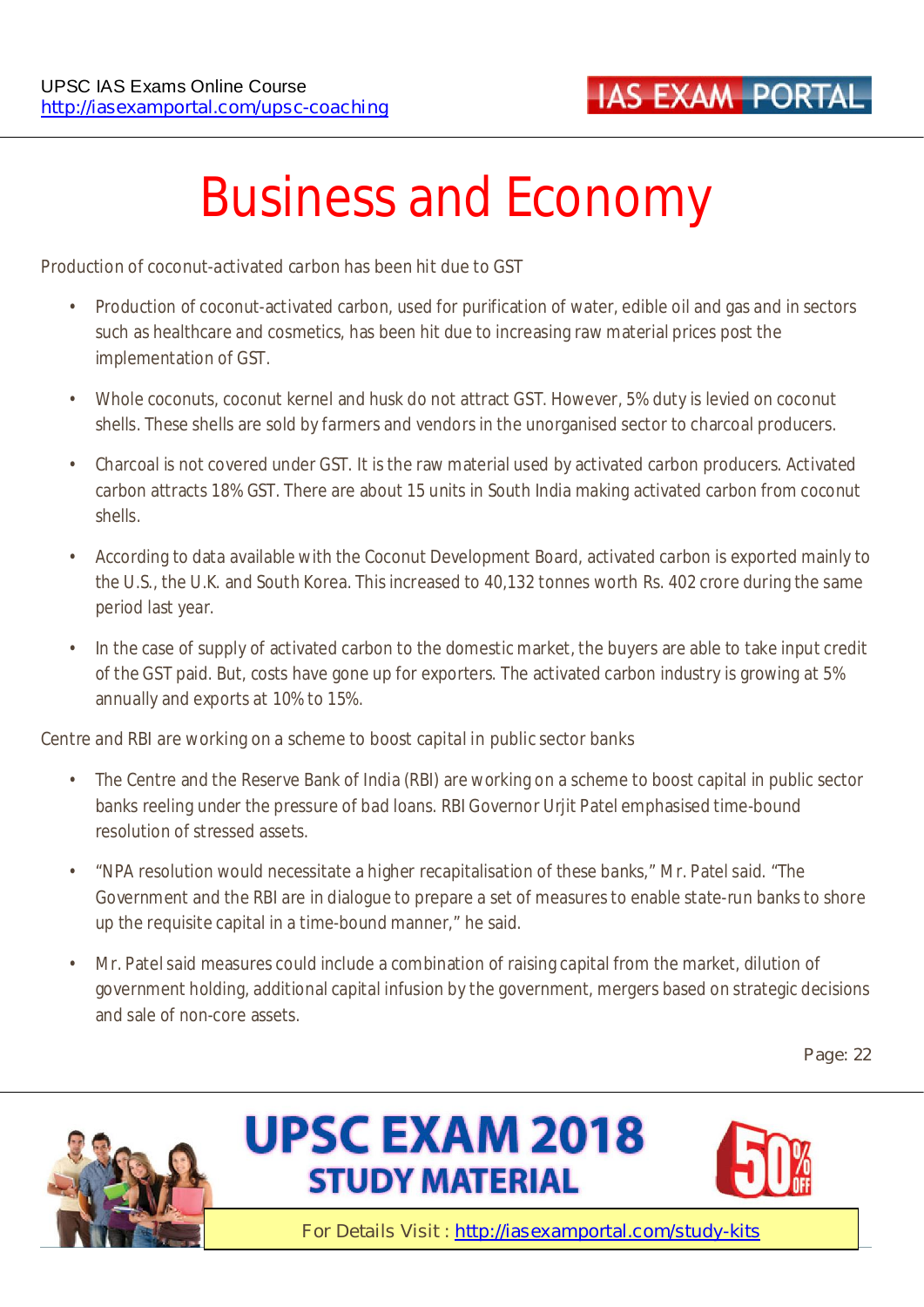# Business and Economy

Production of coconut-activated carbon has been hit due to GST

- Production of coconut-activated carbon, used for purification of water, edible oil and gas and in sectors such as healthcare and cosmetics, has been hit due to increasing raw material prices post the implementation of GST.
- Whole coconuts, coconut kernel and husk do not attract GST. However, 5% duty is levied on coconut shells. These shells are sold by farmers and vendors in the unorganised sector to charcoal producers.
- Charcoal is not covered under GST. It is the raw material used by activated carbon producers. Activated carbon attracts 18% GST. There are about 15 units in South India making activated carbon from coconut shells.
- According to data available with the Coconut Development Board, activated carbon is exported mainly to the U.S., the U.K. and South Korea. This increased to 40,132 tonnes worth Rs. 402 crore during the same period last year.
- In the case of supply of activated carbon to the domestic market, the buyers are able to take input credit of the GST paid. But, costs have gone up for exporters. The activated carbon industry is growing at 5% annually and exports at 10% to 15%.

Centre and RBI are working on a scheme to boost capital in public sector banks

- The Centre and the Reserve Bank of India (RBI) are working on a scheme to boost capital in public sector banks reeling under the pressure of bad loans. RBI Governor Urjit Patel emphasised time-bound resolution of stressed assets.
- "NPA resolution would necessitate a higher recapitalisation of these banks," Mr. Patel said. "The Government and the RBI are in dialogue to prepare a set of measures to enable state-run banks to shore up the requisite capital in a time-bound manner," he said.
- Mr. Patel said measures could include a combination of raising capital from the market, dilution of government holding, additional capital infusion by the government, mergers based on strategic decisions and sale of non-core assets.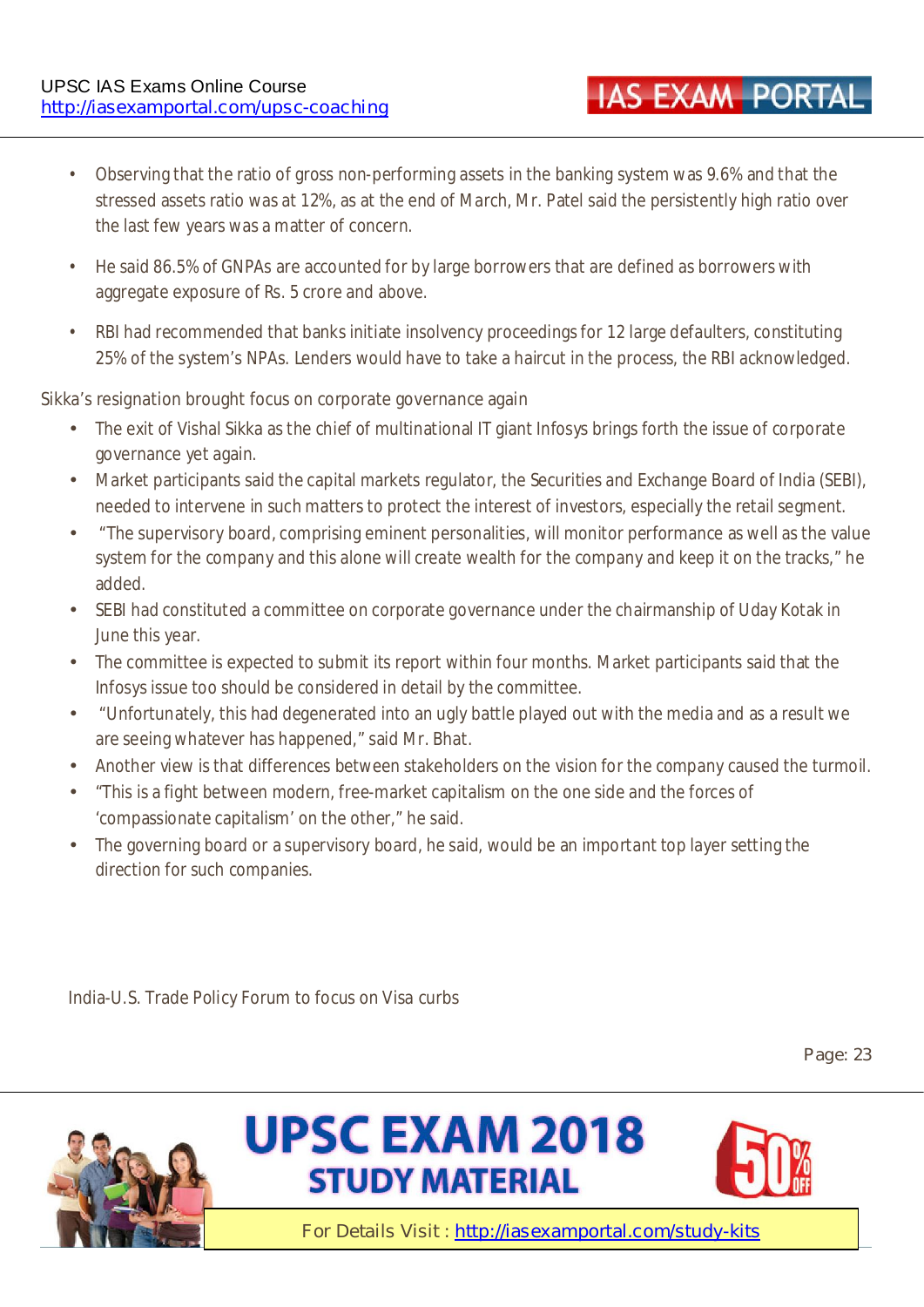- Observing that the ratio of gross non-performing assets in the banking system was 9.6% and that the stressed assets ratio was at 12%, as at the end of March, Mr. Patel said the persistently high ratio over the last few years was a matter of concern.
- He said 86.5% of GNPAs are accounted for by large borrowers that are defined as borrowers with aggregate exposure of Rs. 5 crore and above.
- RBI had recommended that banks initiate insolvency proceedings for 12 large defaulters, constituting 25% of the system's NPAs. Lenders would have to take a haircut in the process, the RBI acknowledged.

Sikka's resignation brought focus on corporate governance again

- The exit of Vishal Sikka as the chief of multinational IT giant Infosys brings forth the issue of corporate governance yet again.
- Market participants said the capital markets regulator, the Securities and Exchange Board of India (SEBI), needed to intervene in such matters to protect the interest of investors, especially the retail segment.
- "The supervisory board, comprising eminent personalities, will monitor performance as well as the value system for the company and this alone will create wealth for the company and keep it on the tracks," he added.
- SEBI had constituted a committee on corporate governance under the chairmanship of Uday Kotak in June this year.
- The committee is expected to submit its report within four months. Market participants said that the Infosys issue too should be considered in detail by the committee.
- "Unfortunately, this had degenerated into an ugly battle played out with the media and as a result we are seeing whatever has happened," said Mr. Bhat.
- Another view is that differences between stakeholders on the vision for the company caused the turmoil.
- "This is a fight between modern, free-market capitalism on the one side and the forces of 'compassionate capitalism' on the other," he said.
- The governing board or a supervisory board, he said, would be an important top layer setting the direction for such companies.

India-U.S. Trade Policy Forum to focus on Visa curbs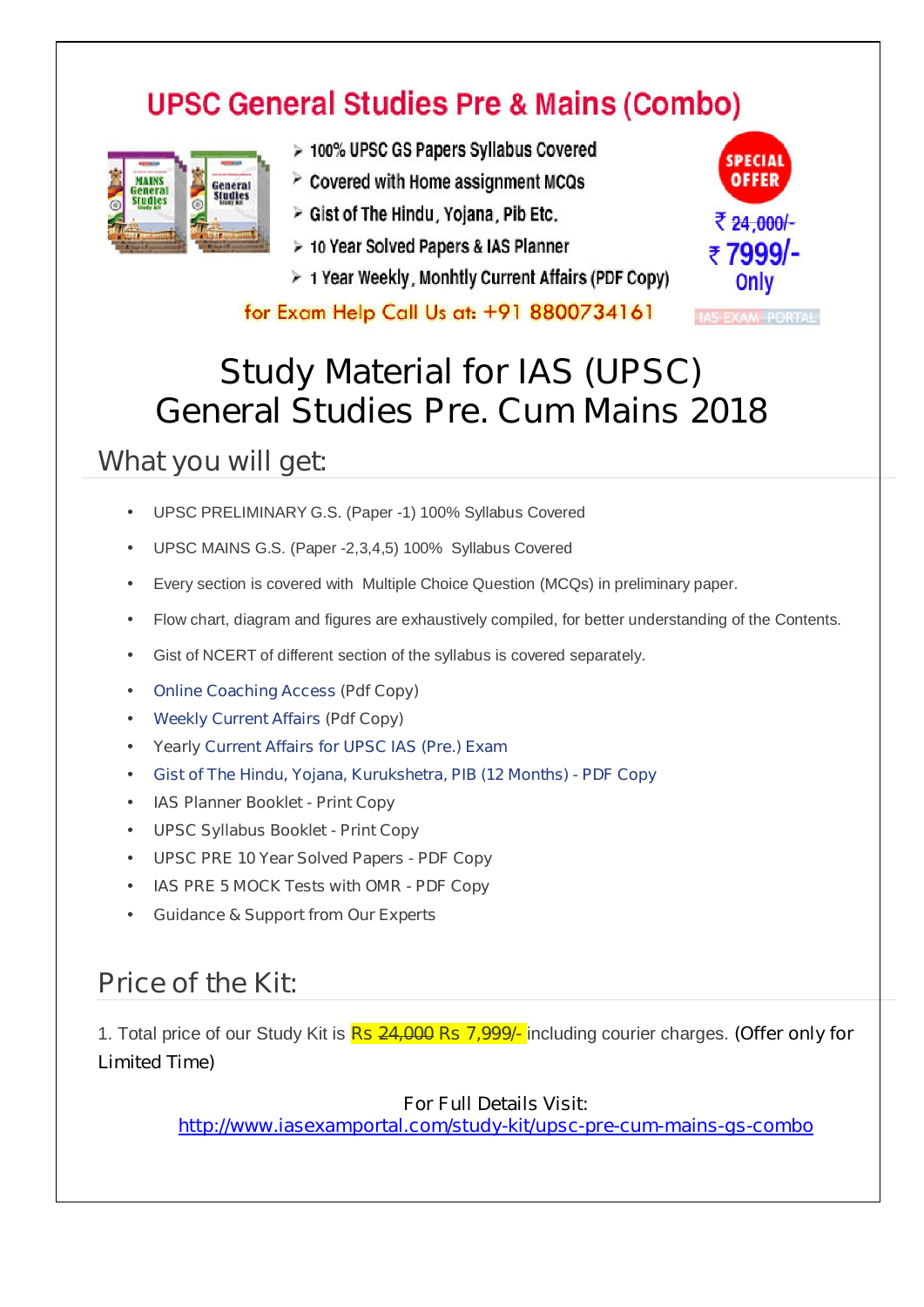## UPSC General Studies Pre & Mains (Combo)

- 100% UPSC GS Papers Syllabus Covered
- Covered with Home assignment MCQs
- Gist of The Hindu, Yojana, Pib Etc.
- 10 Year Solved Papers & IAS Planner
- 1 Year Weekly, Monhtly Current Affairs (PDF Copy)

SPECIAL OFFER

~~₹ 24,000/-~~ ₹ 7999/- Only

for Exam Help Call Us at: +91 8800734161

IAS EXAM PORTAL

# Study Material for IAS (UPSC) General Studies Pre. Cum Mains 2018

## What you will get:

- UPSC PRELIMINARY G.S. (Paper -1) 100% Syllabus Covered
- UPSC MAINS G.S. (Paper -2,3,4,5) 100% Syllabus Covered
- Every section is covered with Multiple Choice Question (MCQs) in preliminary paper.
- Flow chart, diagram and figures are exhaustively compiled, for better understanding of the Contents.
- Gist of NCERT of different section of the syllabus is covered separately.
- Online Coaching Access (Pdf Copy)
- Weekly Current Affairs (Pdf Copy)
- Yearly Current Affairs for UPSC IAS (Pre.) Exam
- Gist of The Hindu, Yojana, Kurukshetra, PIB (12 Months) - PDF Copy
- IAS Planner Booklet - Print Copy
- UPSC Syllabus Booklet - Print Copy
- UPSC PRE 10 Year Solved Papers - PDF Copy
- IAS PRE 5 MOCK Tests with OMR - PDF Copy
- Guidance & Support from Our Experts

## Price of the Kit:

1. Total price of our Study Kit is ~~Rs 24,000~~ Rs 7,999/- including courier charges. (Offer only for Limited Time)

For Full Details Visit:
http://www.iasexamportal.com/study-kit/upsc-pre-cum-mains-gs-combo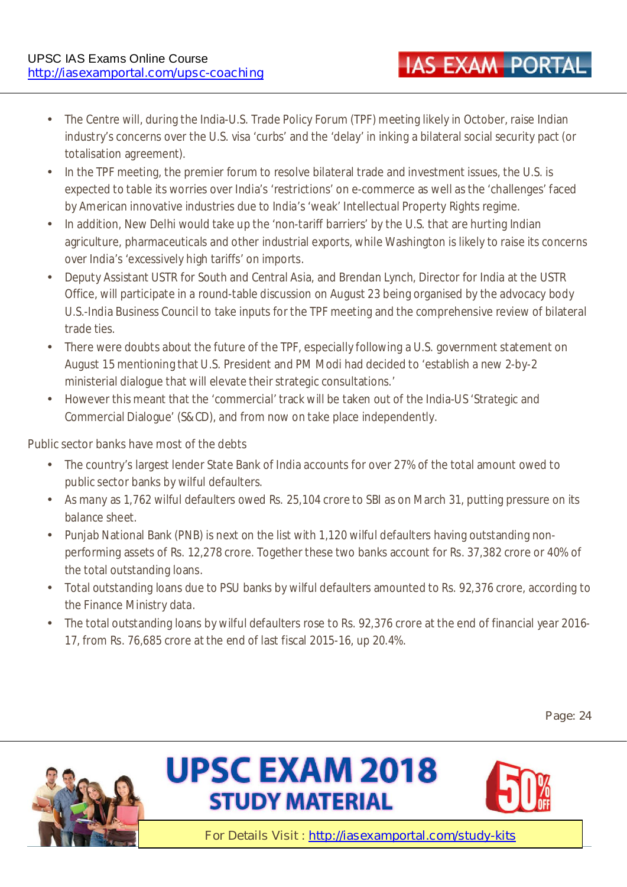- The Centre will, during the India-U.S. Trade Policy Forum (TPF) meeting likely in October, raise Indian industry's concerns over the U.S. visa 'curbs' and the 'delay' in inking a bilateral social security pact (or totalisation agreement).
- In the TPF meeting, the premier forum to resolve bilateral trade and investment issues, the U.S. is expected to table its worries over India's 'restrictions' on e-commerce as well as the 'challenges' faced by American innovative industries due to India's 'weak' Intellectual Property Rights regime.
- In addition, New Delhi would take up the 'non-tariff barriers' by the U.S. that are hurting Indian agriculture, pharmaceuticals and other industrial exports, while Washington is likely to raise its concerns over India's 'excessively high tariffs' on imports.
- Deputy Assistant USTR for South and Central Asia, and Brendan Lynch, Director for India at the USTR Office, will participate in a round-table discussion on August 23 being organised by the advocacy body U.S.-India Business Council to take inputs for the TPF meeting and the comprehensive review of bilateral trade ties.
- There were doubts about the future of the TPF, especially following a U.S. government statement on August 15 mentioning that U.S. President and PM Modi had decided to 'establish a new 2-by-2 ministerial dialogue that will elevate their strategic consultations.'
- However this meant that the 'commercial' track will be taken out of the India-US 'Strategic and Commercial Dialogue' (S&CD), and from now on take place independently.

Public sector banks have most of the debts

- The country's largest lender State Bank of India accounts for over 27% of the total amount owed to public sector banks by wilful defaulters.
- As many as 1,762 wilful defaulters owed Rs. 25,104 crore to SBI as on March 31, putting pressure on its balance sheet.
- Punjab National Bank (PNB) is next on the list with 1,120 wilful defaulters having outstanding non-performing assets of Rs. 12,278 crore. Together these two banks account for Rs. 37,382 crore or 40% of the total outstanding loans.
- Total outstanding loans due to PSU banks by wilful defaulters amounted to Rs. 92,376 crore, according to the Finance Ministry data.
- The total outstanding loans by wilful defaulters rose to Rs. 92,376 crore at the end of financial year 2016-17, from Rs. 76,685 crore at the end of last fiscal 2015-16, up 20.4%.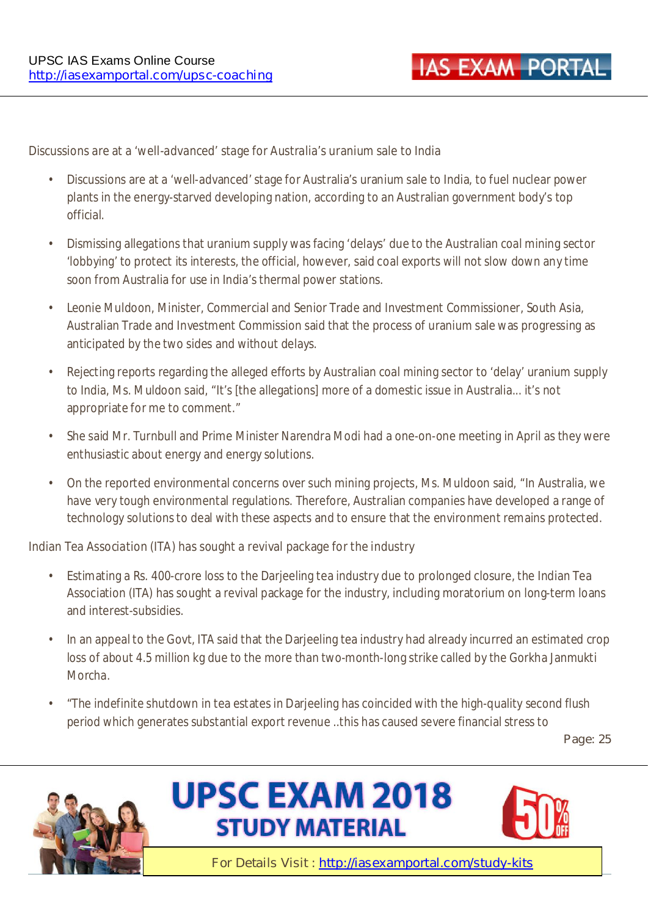Discussions are at a 'well-advanced' stage for Australia's uranium sale to India

- Discussions are at a 'well-advanced' stage for Australia's uranium sale to India, to fuel nuclear power plants in the energy-starved developing nation, according to an Australian government body's top official.
- Dismissing allegations that uranium supply was facing 'delays' due to the Australian coal mining sector 'lobbying' to protect its interests, the official, however, said coal exports will not slow down any time soon from Australia for use in India's thermal power stations.
- Leonie Muldoon, Minister, Commercial and Senior Trade and Investment Commissioner, South Asia, Australian Trade and Investment Commission said that the process of uranium sale was progressing as anticipated by the two sides and without delays.
- Rejecting reports regarding the alleged efforts by Australian coal mining sector to 'delay' uranium supply to India, Ms. Muldoon said, "It's [the allegations] more of a domestic issue in Australia... it's not appropriate for me to comment."
- She said Mr. Turnbull and Prime Minister Narendra Modi had a one-on-one meeting in April as they were enthusiastic about energy and energy solutions.
- On the reported environmental concerns over such mining projects, Ms. Muldoon said, "In Australia, we have very tough environmental regulations. Therefore, Australian companies have developed a range of technology solutions to deal with these aspects and to ensure that the environment remains protected.

Indian Tea Association (ITA) has sought a revival package for the industry

- Estimating a Rs. 400-crore loss to the Darjeeling tea industry due to prolonged closure, the Indian Tea Association (ITA) has sought a revival package for the industry, including moratorium on long-term loans and interest-subsidies.
- In an appeal to the Govt, ITA said that the Darjeeling tea industry had already incurred an estimated crop loss of about 4.5 million kg due to the more than two-month-long strike called by the Gorkha Janmukti Morcha.
- "The indefinite shutdown in tea estates in Darjeeling has coincided with the high-quality second flush period which generates substantial export revenue ..this has caused severe financial stress to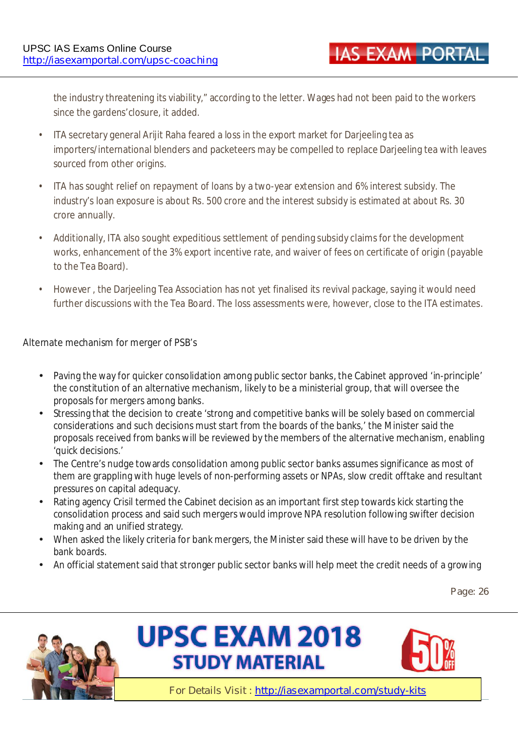the industry threatening its viability," according to the letter. Wages had not been paid to the workers since the gardens' closure, it added.

- ITA secretary general Arijit Raha feared a loss in the export market for Darjeeling tea as importers/international blenders and packeteers may be compelled to replace Darjeeling tea with leaves sourced from other origins.
- ITA has sought relief on repayment of loans by a two-year extension and 6% interest subsidy. The industry's loan exposure is about Rs. 500 crore and the interest subsidy is estimated at about Rs. 30 crore annually.
- Additionally, ITA also sought expeditious settlement of pending subsidy claims for the development works, enhancement of the 3% export incentive rate, and waiver of fees on certificate of origin (payable to the Tea Board).
- However , the Darjeeling Tea Association has not yet finalised its revival package, saying it would need further discussions with the Tea Board. The loss assessments were, however, close to the ITA estimates.

Alternate mechanism for merger of PSB's

- Paving the way for quicker consolidation among public sector banks, the Cabinet approved 'in-principle' the constitution of an alternative mechanism, likely to be a ministerial group, that will oversee the proposals for mergers among banks.
- Stressing that the decision to create 'strong and competitive banks will be solely based on commercial considerations and such decisions must start from the boards of the banks,' the Minister said the proposals received from banks will be reviewed by the members of the alternative mechanism, enabling 'quick decisions.'
- The Centre's nudge towards consolidation among public sector banks assumes significance as most of them are grappling with huge levels of non-performing assets or NPAs, slow credit offtake and resultant pressures on capital adequacy.
- Rating agency Crisil termed the Cabinet decision as an important first step towards kick starting the consolidation process and said such mergers would improve NPA resolution following swifter decision making and an unified strategy.
- When asked the likely criteria for bank mergers, the Minister said these will have to be driven by the bank boards.
- An official statement said that stronger public sector banks will help meet the credit needs of a growing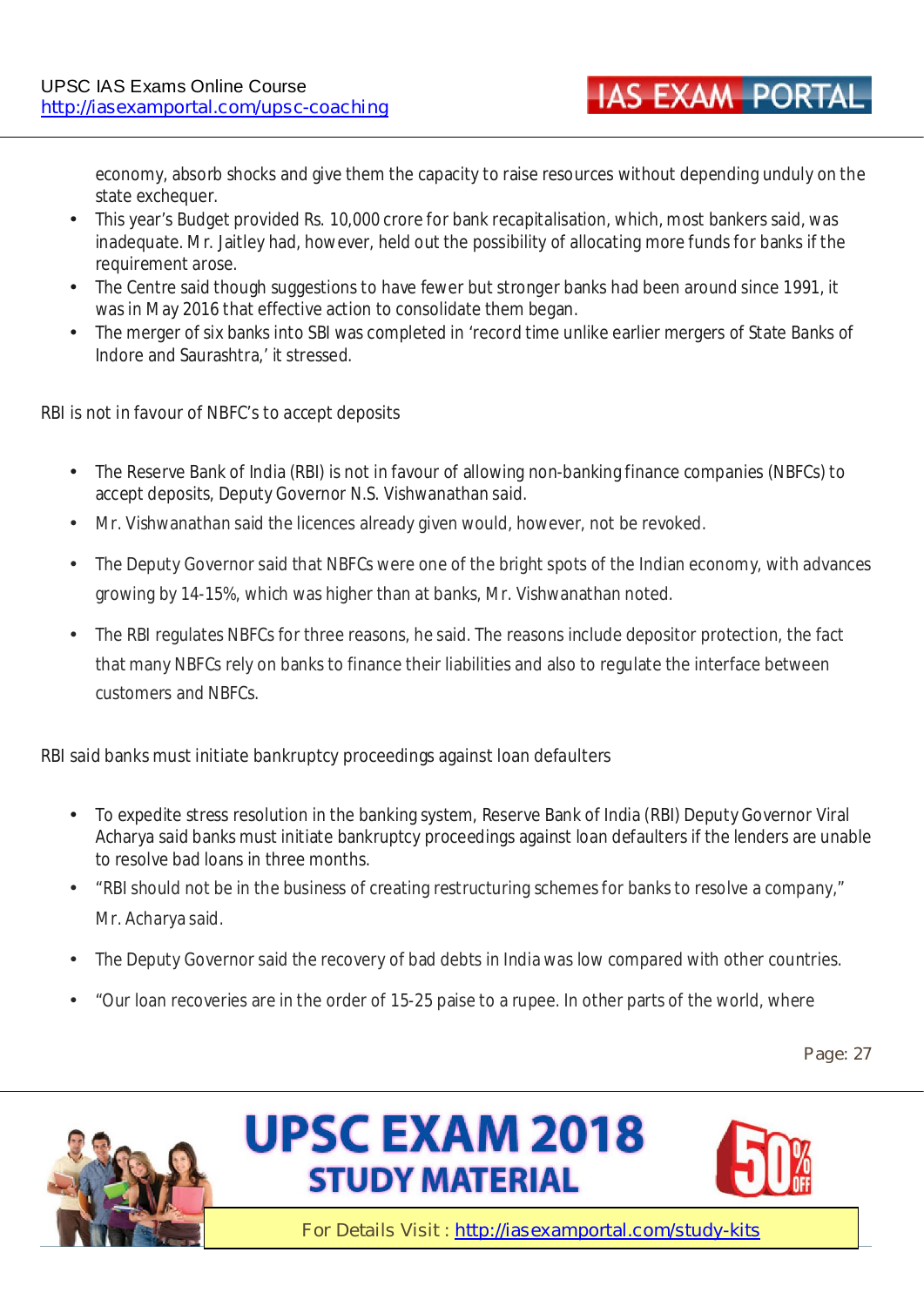economy, absorb shocks and give them the capacity to raise resources without depending unduly on the state exchequer.

- This year's Budget provided Rs. 10,000 crore for bank recapitalisation, which, most bankers said, was inadequate. Mr. Jaitley had, however, held out the possibility of allocating more funds for banks if the requirement arose.
- The Centre said though suggestions to have fewer but stronger banks had been around since 1991, it was in May 2016 that effective action to consolidate them began.
- The merger of six banks into SBI was completed in 'record time unlike earlier mergers of State Banks of Indore and Saurashtra,' it stressed.

RBI is not in favour of NBFC's to accept deposits

- The Reserve Bank of India (RBI) is not in favour of allowing non-banking finance companies (NBFCs) to accept deposits, Deputy Governor N.S. Vishwanathan said.
- Mr. Vishwanathan said the licences already given would, however, not be revoked.
- The Deputy Governor said that NBFCs were one of the bright spots of the Indian economy, with advances growing by 14-15%, which was higher than at banks, Mr. Vishwanathan noted.
- The RBI regulates NBFCs for three reasons, he said. The reasons include depositor protection, the fact that many NBFCs rely on banks to finance their liabilities and also to regulate the interface between customers and NBFCs.

RBI said banks must initiate bankruptcy proceedings against loan defaulters

- To expedite stress resolution in the banking system, Reserve Bank of India (RBI) Deputy Governor Viral Acharya said banks must initiate bankruptcy proceedings against loan defaulters if the lenders are unable to resolve bad loans in three months.
- "RBI should not be in the business of creating restructuring schemes for banks to resolve a company," Mr. Acharya said.
- The Deputy Governor said the recovery of bad debts in India was low compared with other countries.
- "Our loan recoveries are in the order of 15-25 paise to a rupee. In other parts of the world, where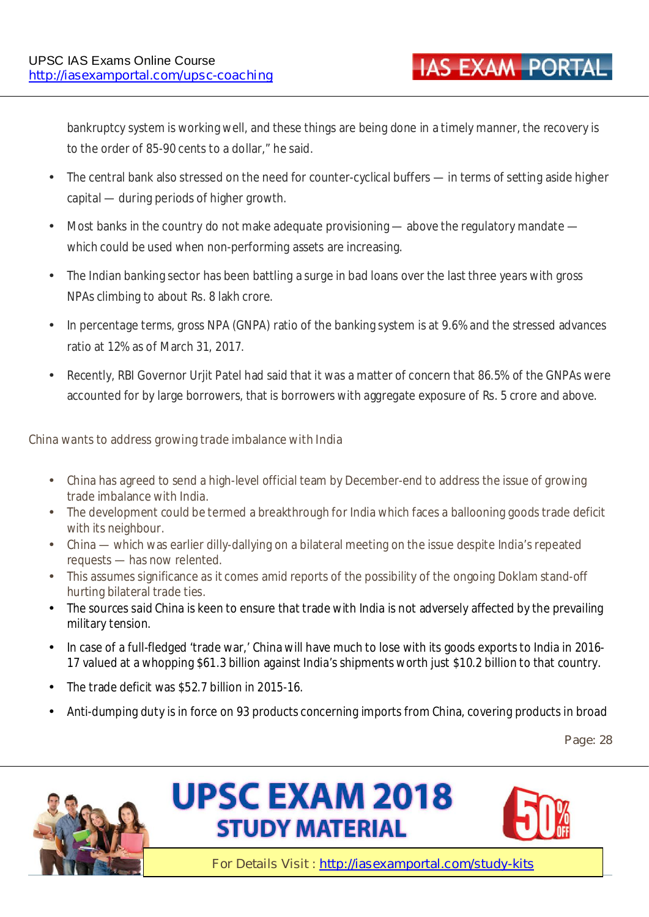bankruptcy system is working well, and these things are being done in a timely manner, the recovery is to the order of 85-90 cents to a dollar," he said.

- The central bank also stressed on the need for counter-cyclical buffers — in terms of setting aside higher capital — during periods of higher growth.
- Most banks in the country do not make adequate provisioning — above the regulatory mandate — which could be used when non-performing assets are increasing.
- The Indian banking sector has been battling a surge in bad loans over the last three years with gross NPAs climbing to about Rs. 8 lakh crore.
- In percentage terms, gross NPA (GNPA) ratio of the banking system is at 9.6% and the stressed advances ratio at 12% as of March 31, 2017.
- Recently, RBI Governor Urjit Patel had said that it was a matter of concern that 86.5% of the GNPAs were accounted for by large borrowers, that is borrowers with aggregate exposure of Rs. 5 crore and above.

## China wants to address growing trade imbalance with India

- China has agreed to send a high-level official team by December-end to address the issue of growing trade imbalance with India.
- The development could be termed a breakthrough for India which faces a ballooning goods trade deficit with its neighbour.
- China — which was earlier dilly-dallying on a bilateral meeting on the issue despite India's repeated requests — has now relented.
- This assumes significance as it comes amid reports of the possibility of the ongoing Doklam stand-off hurting bilateral trade ties.
- The sources said China is keen to ensure that trade with India is not adversely affected by the prevailing military tension.
- In case of a full-fledged 'trade war,' China will have much to lose with its goods exports to India in 2016-17 valued at a whopping $61.3 billion against India's shipments worth just $10.2 billion to that country.
- The trade deficit was $52.7 billion in 2015-16.
- Anti-dumping duty is in force on 93 products concerning imports from China, covering products in broad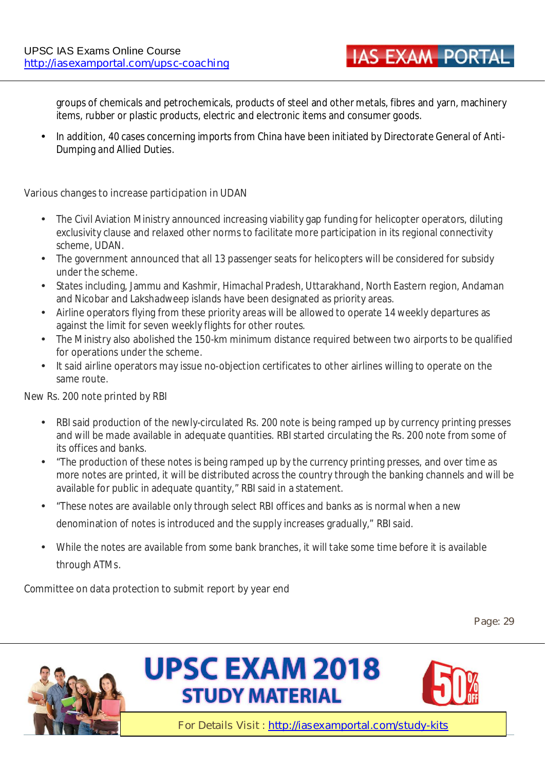groups of chemicals and petrochemicals, products of steel and other metals, fibres and yarn, machinery items, rubber or plastic products, electric and electronic items and consumer goods.

- In addition, 40 cases concerning imports from China have been initiated by Directorate General of Anti-Dumping and Allied Duties.

## Various changes to increase participation in UDAN

- The Civil Aviation Ministry announced increasing viability gap funding for helicopter operators, diluting exclusivity clause and relaxed other norms to facilitate more participation in its regional connectivity scheme, UDAN.
- The government announced that all 13 passenger seats for helicopters will be considered for subsidy under the scheme.
- States including, Jammu and Kashmir, Himachal Pradesh, Uttarakhand, North Eastern region, Andaman and Nicobar and Lakshadweep islands have been designated as priority areas.
- Airline operators flying from these priority areas will be allowed to operate 14 weekly departures as against the limit for seven weekly flights for other routes.
- The Ministry also abolished the 150-km minimum distance required between two airports to be qualified for operations under the scheme.
- It said airline operators may issue no-objection certificates to other airlines willing to operate on the same route.

## New Rs. 200 note printed by RBI

- RBI said production of the newly-circulated Rs. 200 note is being ramped up by currency printing presses and will be made available in adequate quantities. RBI started circulating the Rs. 200 note from some of its offices and banks.
- "The production of these notes is being ramped up by the currency printing presses, and over time as more notes are printed, it will be distributed across the country through the banking channels and will be available for public in adequate quantity," RBI said in a statement.
- "These notes are available only through select RBI offices and banks as is normal when a new denomination of notes is introduced and the supply increases gradually," RBI said.
- While the notes are available from some bank branches, it will take some time before it is available through ATMs.

## Committee on data protection to submit report by year end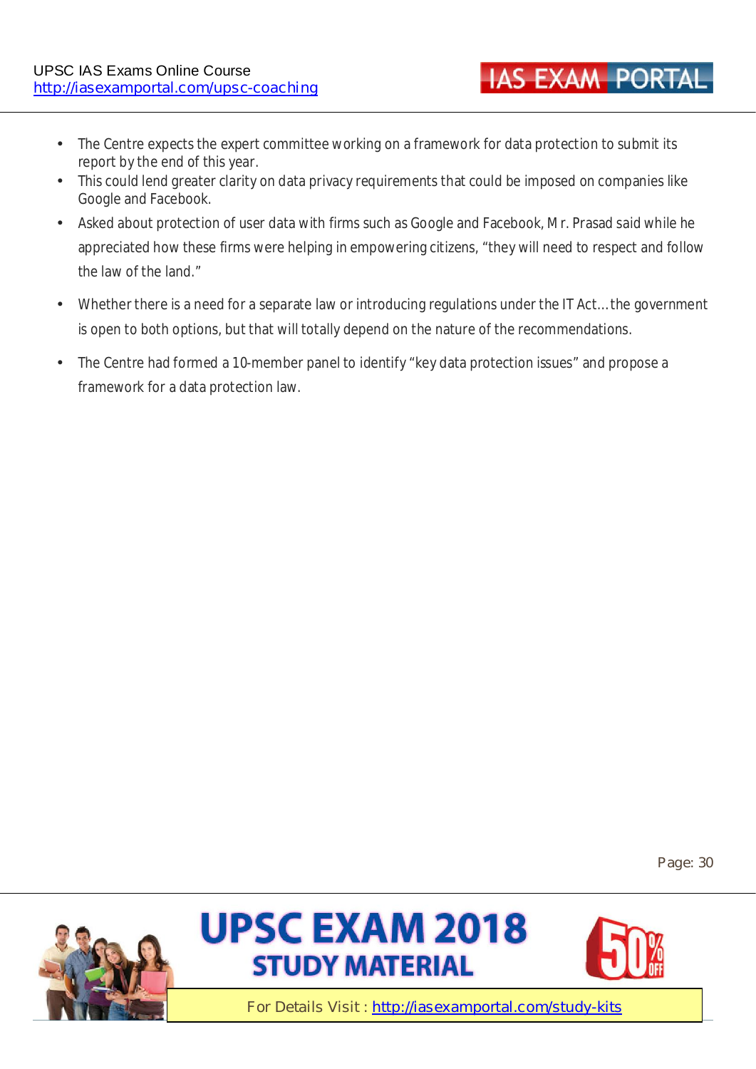- The Centre expects the expert committee working on a framework for data protection to submit its report by the end of this year.
- This could lend greater clarity on data privacy requirements that could be imposed on companies like Google and Facebook.
- Asked about protection of user data with firms such as Google and Facebook, Mr. Prasad said while he appreciated how these firms were helping in empowering citizens, “they will need to respect and follow the law of the land.”
- Whether there is a need for a separate law or introducing regulations under the IT Act…the government is open to both options, but that will totally depend on the nature of the recommendations.
- The Centre had formed a 10-member panel to identify “key data protection issues” and propose a framework for a data protection law.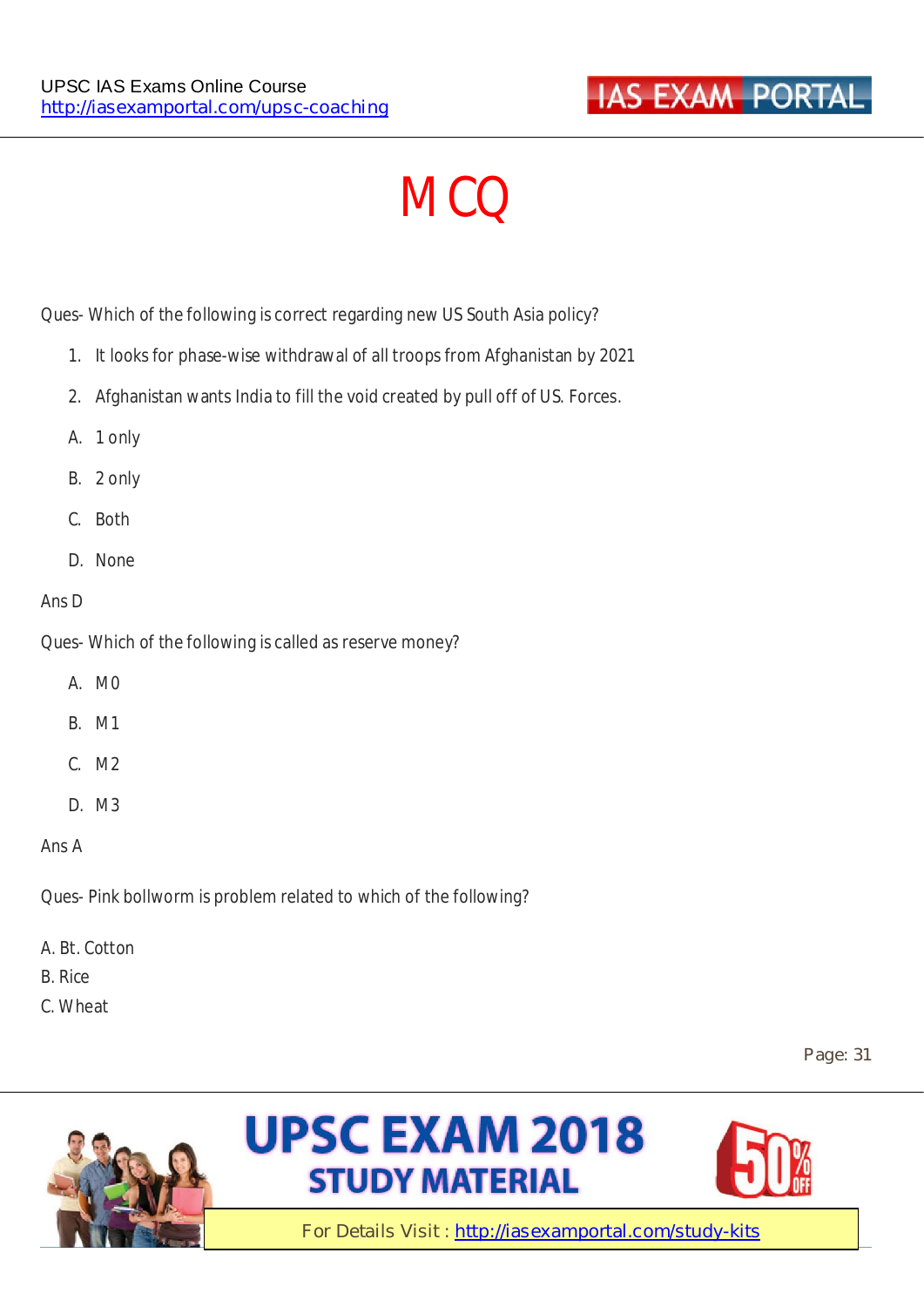# MCQ

Ques- Which of the following is correct regarding new US South Asia policy?

1. It looks for phase-wise withdrawal of all troops from Afghanistan by 2021
2. Afghanistan wants India to fill the void created by pull off of US. Forces.

A. 1 only

B. 2 only

C. Both

D. None

Ans D

Ques- Which of the following is called as reserve money?

A. M0

B. M1

C. M2

D. M3

Ans A

Ques- Pink bollworm is problem related to which of the following?

A. Bt. Cotton
B. Rice
C. Wheat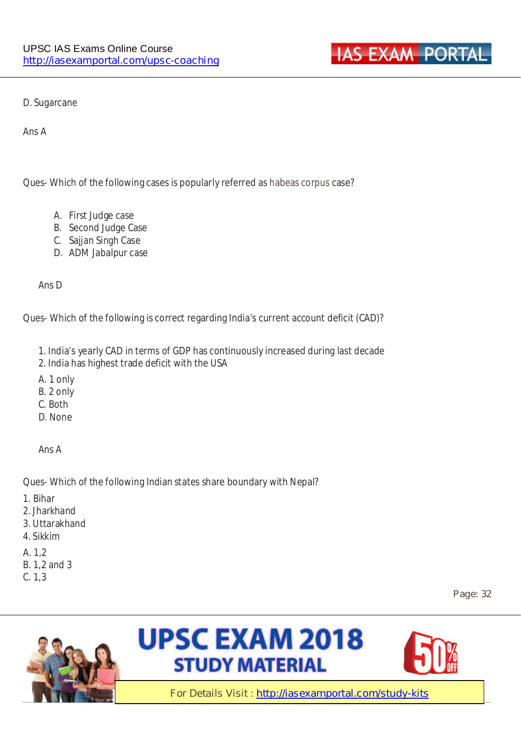D. Sugarcane

Ans A

Ques- Which of the following cases is popularly referred as habeas corpus case?

A. First Judge case
B. Second Judge Case
C. Sajjan Singh Case
D. ADM Jabalpur case

Ans D

Ques- Which of the following is correct regarding India's current account deficit (CAD)?

1. India's yearly CAD in terms of GDP has continuously increased during last decade
2. India has highest trade deficit with the USA

A. 1 only
B. 2 only
C. Both
D. None

Ans A

Ques- Which of the following Indian states share boundary with Nepal?

1. Bihar
2. Jharkhand
3. Uttarakhand
4. Sikkim

A. 1,2
B. 1,2 and 3
C. 1,3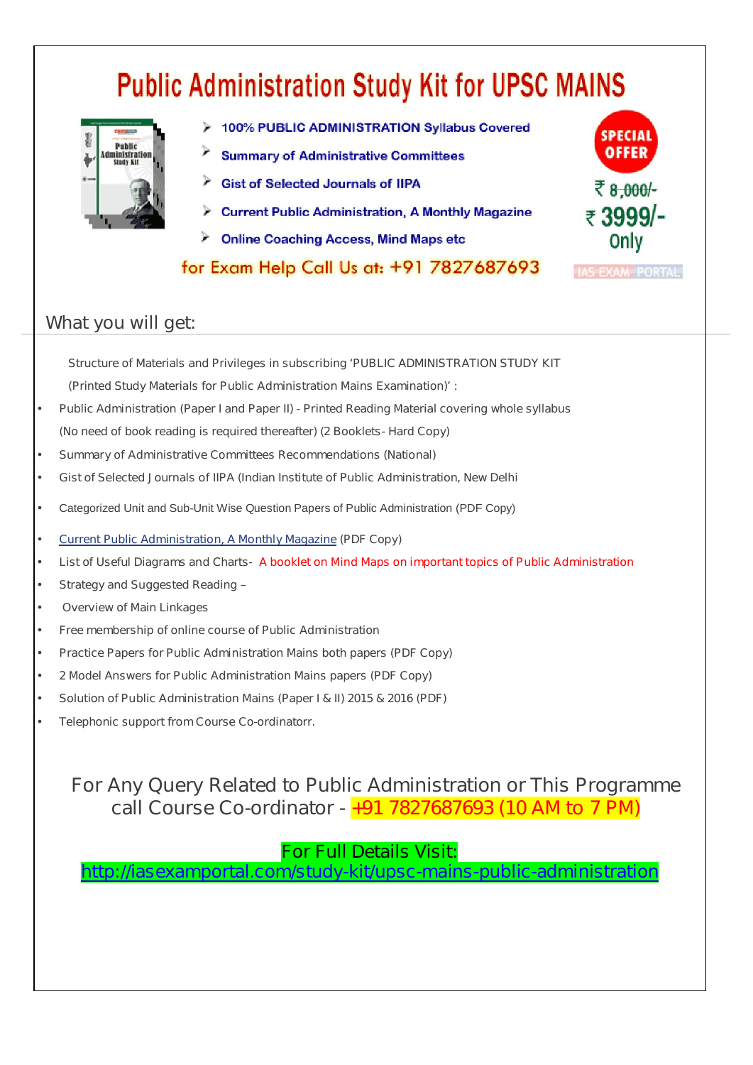# Public Administration Study Kit for UPSC MAINS

- 100% PUBLIC ADMINISTRATION Syllabus Covered
- Summary of Administrative Committees
- Gist of Selected Journals of IIPA
- Current Public Administration, A Monthly Magazine
- Online Coaching Access, Mind Maps etc

**SPECIAL OFFER**

~~₹ 8,000/-~~

**₹ 3999/- Only**

for Exam Help Call Us at: +91 7827687693

IAS EXAM PORTAL

## What you will get:

Structure of Materials and Privileges in subscribing 'PUBLIC ADMINISTRATION STUDY KIT (Printed Study Materials for Public Administration Mains Examination)' :

- Public Administration (Paper I and Paper II) - Printed Reading Material covering whole syllabus (No need of book reading is required thereafter) (2 Booklets- Hard Copy)
- Summary of Administrative Committees Recommendations (National)
- Gist of Selected Journals of IIPA (Indian Institute of Public Administration, New Delhi
- Categorized Unit and Sub-Unit Wise Question Papers of Public Administration (PDF Copy)
- Current Public Administration, A Monthly Magazine (PDF Copy)
- List of Useful Diagrams and Charts- A booklet on Mind Maps on important topics of Public Administration
- Strategy and Suggested Reading –
- Overview of Main Linkages
- Free membership of online course of Public Administration
- Practice Papers for Public Administration Mains both papers (PDF Copy)
- 2 Model Answers for Public Administration Mains papers (PDF Copy)
- Solution of Public Administration Mains (Paper I & II) 2015 & 2016 (PDF)
- Telephonic support from Course Co-ordinatorr.

For Any Query Related to Public Administration or This Programme call Course Co-ordinator - +91 7827687693 (10 AM to 7 PM)

For Full Details Visit:
http://iasexamportal.com/study-kit/upsc-mains-public-administration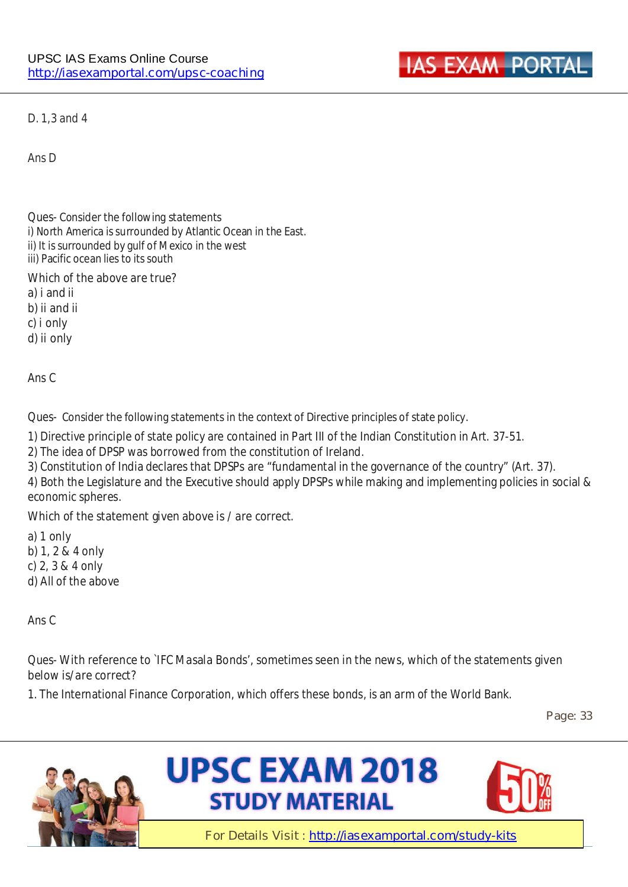D. 1,3 and 4

Ans D

Ques- Consider the following statements
i) North America is surrounded by Atlantic Ocean in the East.
ii) It is surrounded by gulf of Mexico in the west
iii) Pacific ocean lies to its south

Which of the above are true?
a) i and ii
b) ii and ii
c) i only
d) ii only

Ans C

Ques- Consider the following statements in the context of Directive principles of state policy.

1) Directive principle of state policy are contained in Part III of the Indian Constitution in Art. 37-51.
2) The idea of DPSP was borrowed from the constitution of Ireland.
3) Constitution of India declares that DPSPs are "fundamental in the governance of the country" (Art. 37).
4) Both the Legislature and the Executive should apply DPSPs while making and implementing policies in social & economic spheres.

Which of the statement given above is / are correct.

a) 1 only
b) 1, 2 & 4 only
c) 2, 3 & 4 only
d) All of the above

Ans C

Ques- With reference to `IFC Masala Bonds', sometimes seen in the news, which of the statements given below is/are correct?

1. The International Finance Corporation, which offers these bonds, is an arm of the World Bank.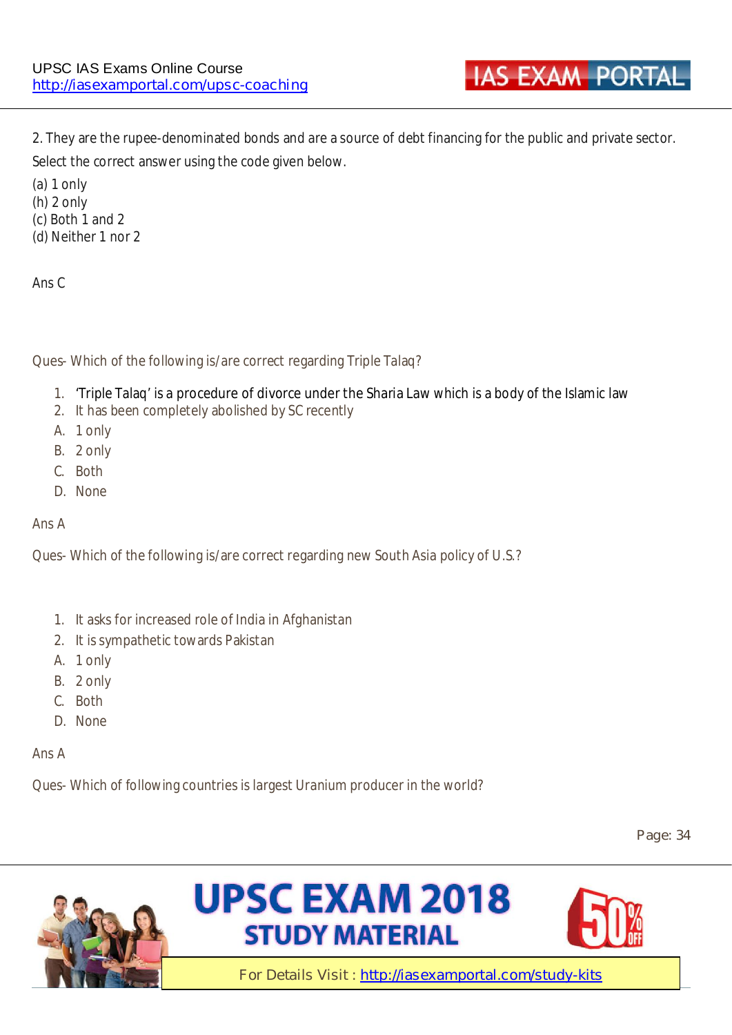2. They are the rupee-denominated bonds and are a source of debt financing for the public and private sector.

Select the correct answer using the code given below.

(a) 1 only
(h) 2 only
(c) Both 1 and 2
(d) Neither 1 nor 2

Ans C

Ques- Which of the following is/are correct regarding Triple Talaq?

1. 'Triple Talaq' is a procedure of divorce under the Sharia Law which is a body of the Islamic law
2. It has been completely abolished by SC recently

A. 1 only
B. 2 only
C. Both
D. None

Ans A

Ques- Which of the following is/are correct regarding new South Asia policy of U.S.?

1. It asks for increased role of India in Afghanistan
2. It is sympathetic towards Pakistan

A. 1 only
B. 2 only
C. Both
D. None

Ans A

Ques- Which of following countries is largest Uranium producer in the world?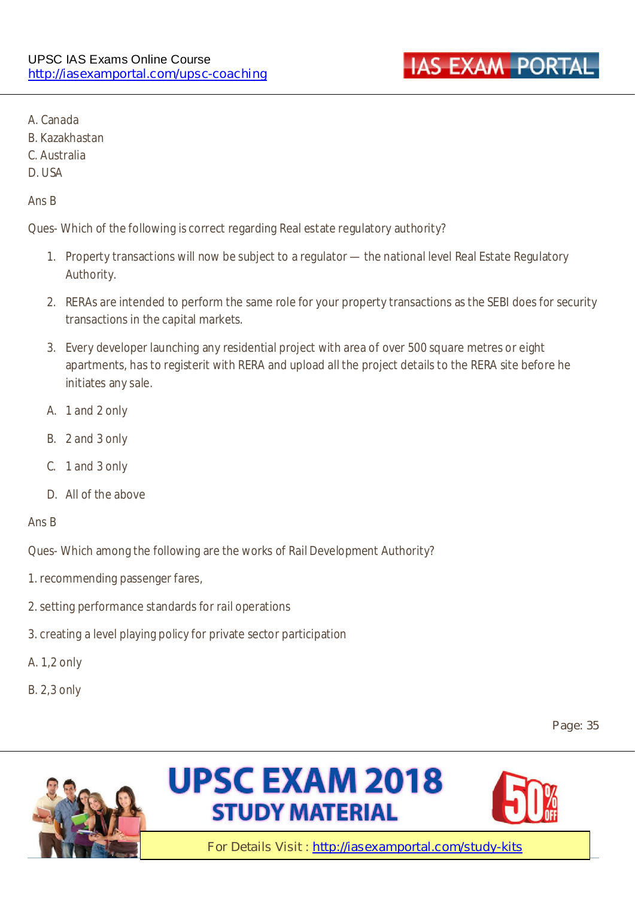A. Canada

B. Kazakhastan

C. Australia

D. USA

Ans B

Ques- Which of the following is correct regarding Real estate regulatory authority?

1. Property transactions will now be subject to a regulator — the national level Real Estate Regulatory Authority.
2. RERAs are intended to perform the same role for your property transactions as the SEBI does for security transactions in the capital markets.
3. Every developer launching any residential project with area of over 500 square metres or eight apartments, has to registerit with RERA and upload all the project details to the RERA site before he initiates any sale.

A. 1 and 2 only

B. 2 and 3 only

C. 1 and 3 only

D. All of the above

Ans B

Ques- Which among the following are the works of Rail Development Authority?

1. recommending passenger fares,

2. setting performance standards for rail operations

3. creating a level playing policy for private sector participation

A. 1,2 only

B. 2,3 only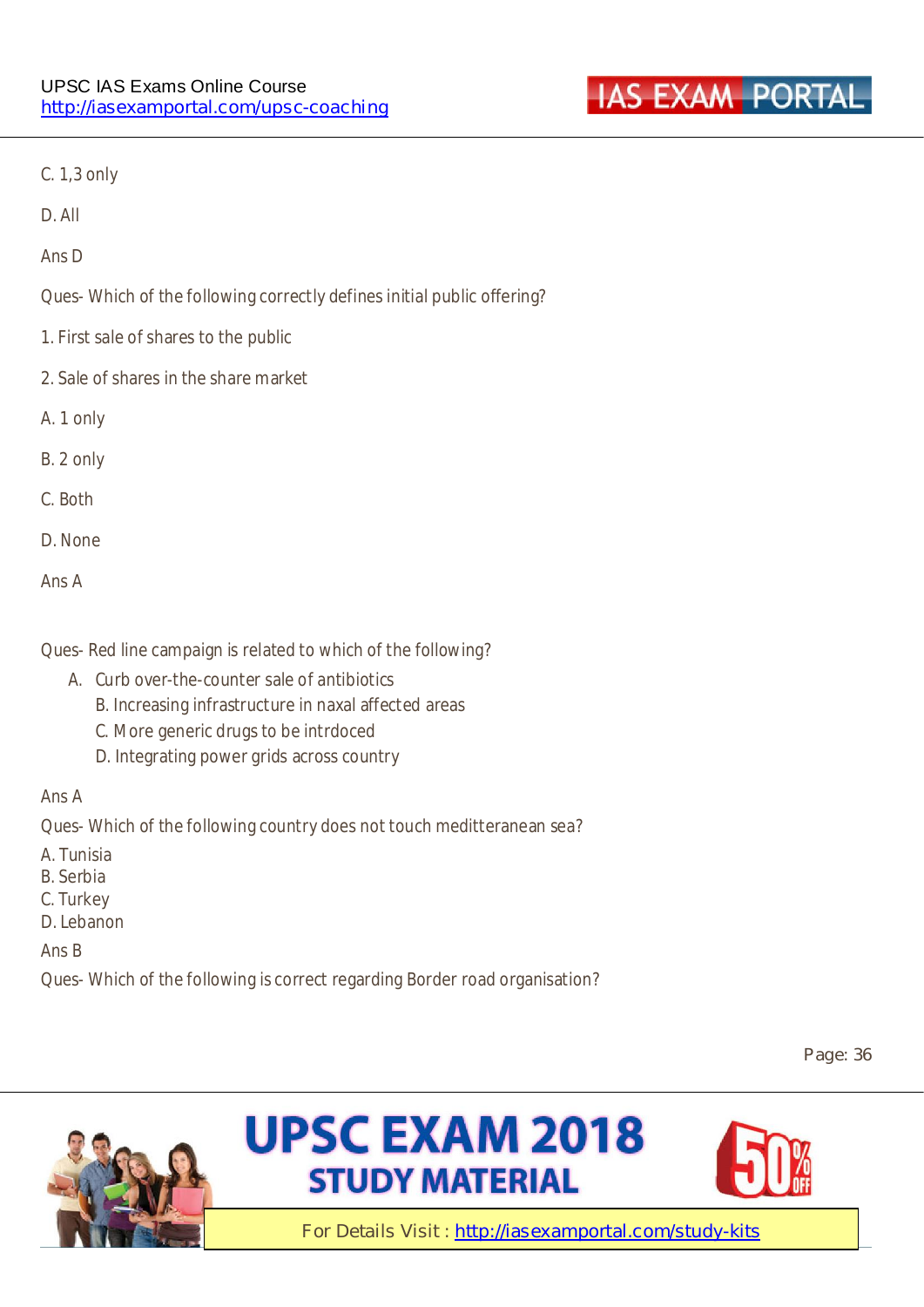C. 1,3 only

D. All

Ans D

Ques- Which of the following correctly defines initial public offering?

1. First sale of shares to the public

2. Sale of shares in the share market

A. 1 only

B. 2 only

C. Both

D. None

Ans A

Ques- Red line campaign is related to which of the following?

A. Curb over-the-counter sale of antibiotics
B. Increasing infrastructure in naxal affected areas
C. More generic drugs to be intrdoced
D. Integrating power grids across country

Ans A

Ques- Which of the following country does not touch meditteranean sea?

A. Tunisia
B. Serbia
C. Turkey
D. Lebanon

Ans B

Ques- Which of the following is correct regarding Border road organisation?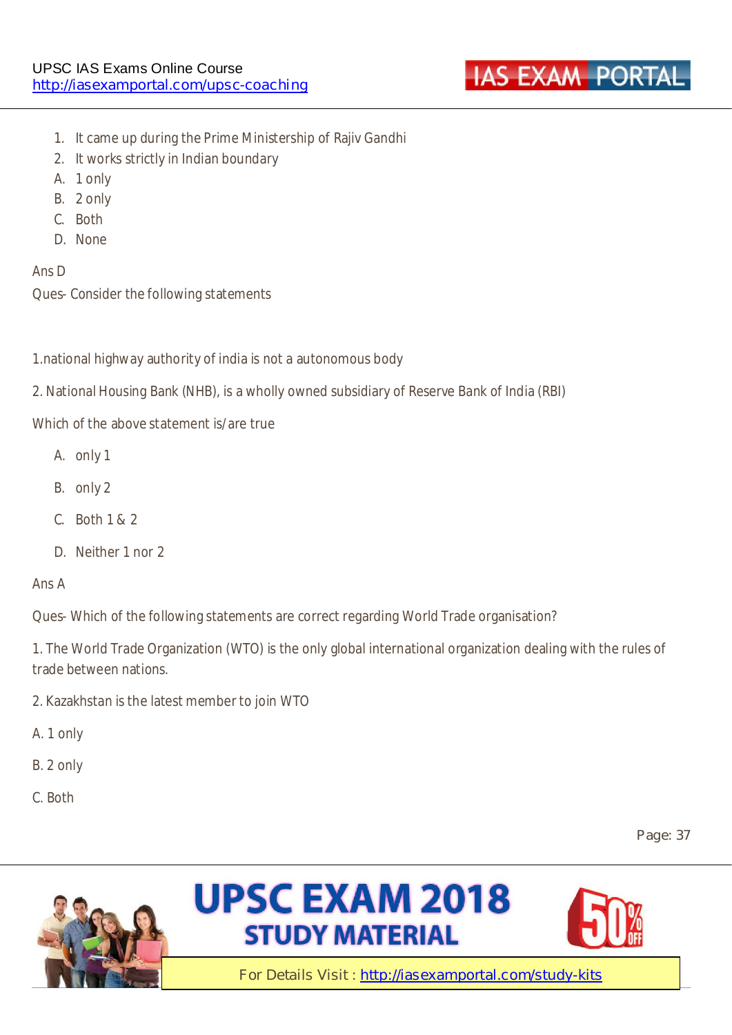1. It came up during the Prime Ministership of Rajiv Gandhi
2. It works strictly in Indian boundary

A. 1 only

B. 2 only

C. Both

D. None

Ans D

Ques- Consider the following statements

1.national highway authority of india is not a autonomous body

2. National Housing Bank (NHB), is a wholly owned subsidiary of Reserve Bank of India (RBI)

Which of the above statement is/are true

A. only 1

B. only 2

C. Both 1 & 2

D. Neither 1 nor 2

Ans A

Ques- Which of the following statements are correct regarding World Trade organisation?

1. The World Trade Organization (WTO) is the only global international organization dealing with the rules of trade between nations.

2. Kazakhstan is the latest member to join WTO

A. 1 only

B. 2 only

C. Both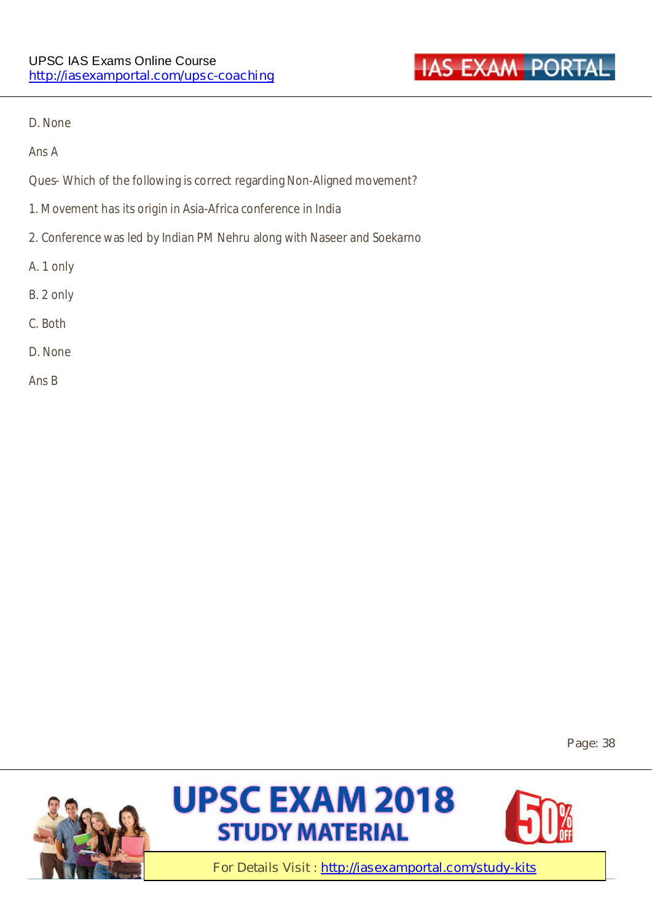D. None

Ans A

Ques- Which of the following is correct regarding Non-Aligned movement?

1. Movement has its origin in Asia-Africa conference in India

2. Conference was led by Indian PM Nehru along with Naseer and Soekarno

A. 1 only

B. 2 only

C. Both

D. None

Ans B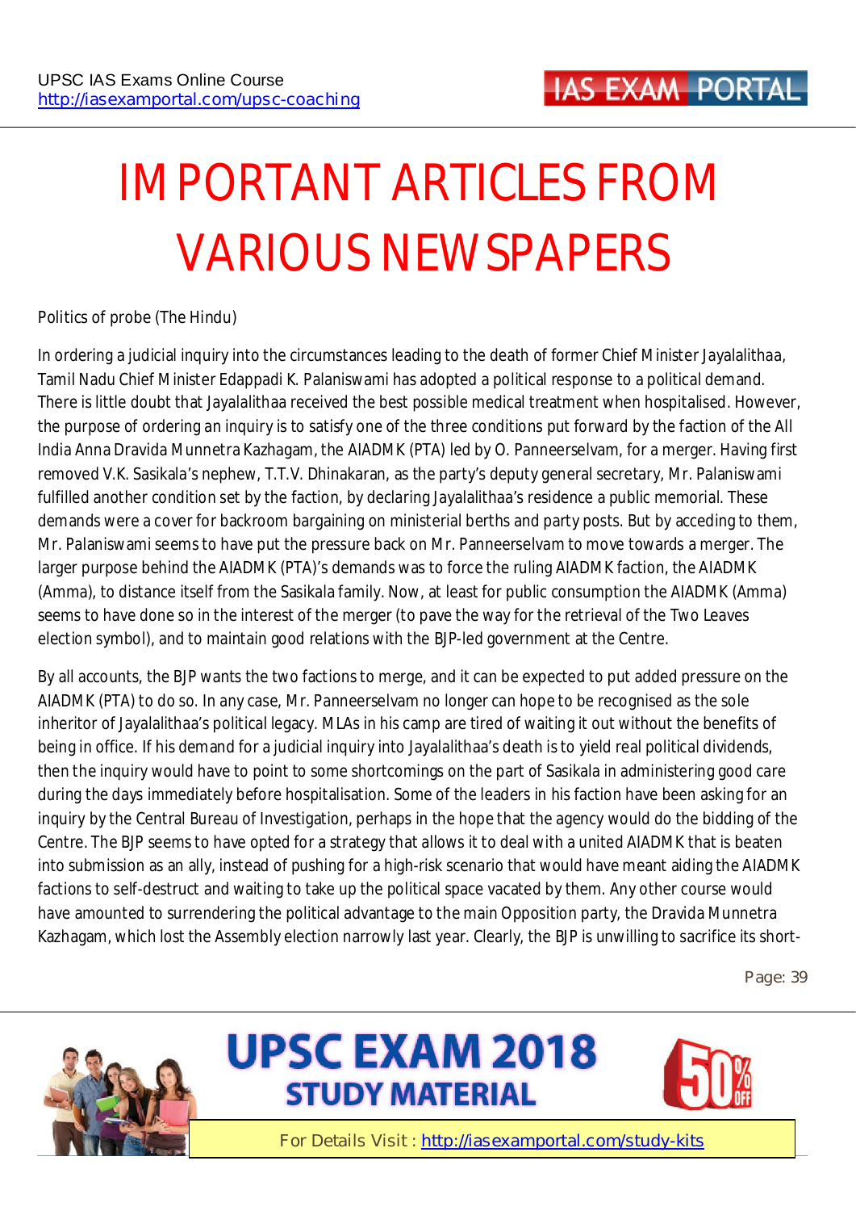# IMPORTANT ARTICLES FROM VARIOUS NEWSPAPERS

Politics of probe (The Hindu)

In ordering a judicial inquiry into the circumstances leading to the death of former Chief Minister Jayalalithaa, Tamil Nadu Chief Minister Edappadi K. Palaniswami has adopted a political response to a political demand. There is little doubt that Jayalalithaa received the best possible medical treatment when hospitalised. However, the purpose of ordering an inquiry is to satisfy one of the three conditions put forward by the faction of the All India Anna Dravida Munnetra Kazhagam, the AIADMK (PTA) led by O. Panneerselvam, for a merger. Having first removed V.K. Sasikala's nephew, T.T.V. Dhinakaran, as the party's deputy general secretary, Mr. Palaniswami fulfilled another condition set by the faction, by declaring Jayalalithaa's residence a public memorial. These demands were a cover for backroom bargaining on ministerial berths and party posts. But by acceding to them, Mr. Palaniswami seems to have put the pressure back on Mr. Panneerselvam to move towards a merger. The larger purpose behind the AIADMK (PTA)'s demands was to force the ruling AIADMK faction, the AIADMK (Amma), to distance itself from the Sasikala family. Now, at least for public consumption the AIADMK (Amma) seems to have done so in the interest of the merger (to pave the way for the retrieval of the Two Leaves election symbol), and to maintain good relations with the BJP-led government at the Centre.

By all accounts, the BJP wants the two factions to merge, and it can be expected to put added pressure on the AIADMK (PTA) to do so. In any case, Mr. Panneerselvam no longer can hope to be recognised as the sole inheritor of Jayalalithaa's political legacy. MLAs in his camp are tired of waiting it out without the benefits of being in office. If his demand for a judicial inquiry into Jayalalithaa's death is to yield real political dividends, then the inquiry would have to point to some shortcomings on the part of Sasikala in administering good care during the days immediately before hospitalisation. Some of the leaders in his faction have been asking for an inquiry by the Central Bureau of Investigation, perhaps in the hope that the agency would do the bidding of the Centre. The BJP seems to have opted for a strategy that allows it to deal with a united AIADMK that is beaten into submission as an ally, instead of pushing for a high-risk scenario that would have meant aiding the AIADMK factions to self-destruct and waiting to take up the political space vacated by them. Any other course would have amounted to surrendering the political advantage to the main Opposition party, the Dravida Munnetra Kazhagam, which lost the Assembly election narrowly last year. Clearly, the BJP is unwilling to sacrifice its short-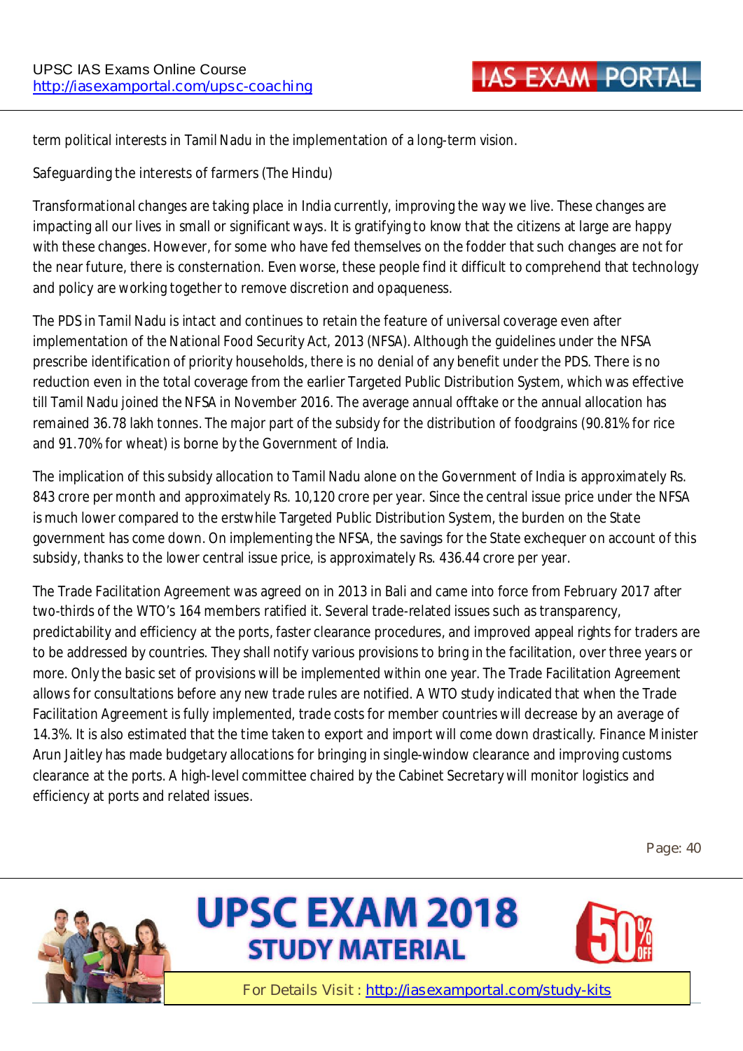term political interests in Tamil Nadu in the implementation of a long-term vision.

Safeguarding the interests of farmers (The Hindu)

Transformational changes are taking place in India currently, improving the way we live. These changes are impacting all our lives in small or significant ways. It is gratifying to know that the citizens at large are happy with these changes. However, for some who have fed themselves on the fodder that such changes are not for the near future, there is consternation. Even worse, these people find it difficult to comprehend that technology and policy are working together to remove discretion and opaqueness.

The PDS in Tamil Nadu is intact and continues to retain the feature of universal coverage even after implementation of the National Food Security Act, 2013 (NFSA). Although the guidelines under the NFSA prescribe identification of priority households, there is no denial of any benefit under the PDS. There is no reduction even in the total coverage from the earlier Targeted Public Distribution System, which was effective till Tamil Nadu joined the NFSA in November 2016. The average annual offtake or the annual allocation has remained 36.78 lakh tonnes. The major part of the subsidy for the distribution of foodgrains (90.81% for rice and 91.70% for wheat) is borne by the Government of India.

The implication of this subsidy allocation to Tamil Nadu alone on the Government of India is approximately Rs. 843 crore per month and approximately Rs. 10,120 crore per year. Since the central issue price under the NFSA is much lower compared to the erstwhile Targeted Public Distribution System, the burden on the State government has come down. On implementing the NFSA, the savings for the State exchequer on account of this subsidy, thanks to the lower central issue price, is approximately Rs. 436.44 crore per year.

The Trade Facilitation Agreement was agreed on in 2013 in Bali and came into force from February 2017 after two-thirds of the WTO's 164 members ratified it. Several trade-related issues such as transparency, predictability and efficiency at the ports, faster clearance procedures, and improved appeal rights for traders are to be addressed by countries. They shall notify various provisions to bring in the facilitation, over three years or more. Only the basic set of provisions will be implemented within one year. The Trade Facilitation Agreement allows for consultations before any new trade rules are notified. A WTO study indicated that when the Trade Facilitation Agreement is fully implemented, trade costs for member countries will decrease by an average of 14.3%. It is also estimated that the time taken to export and import will come down drastically. Finance Minister Arun Jaitley has made budgetary allocations for bringing in single-window clearance and improving customs clearance at the ports. A high-level committee chaired by the Cabinet Secretary will monitor logistics and efficiency at ports and related issues.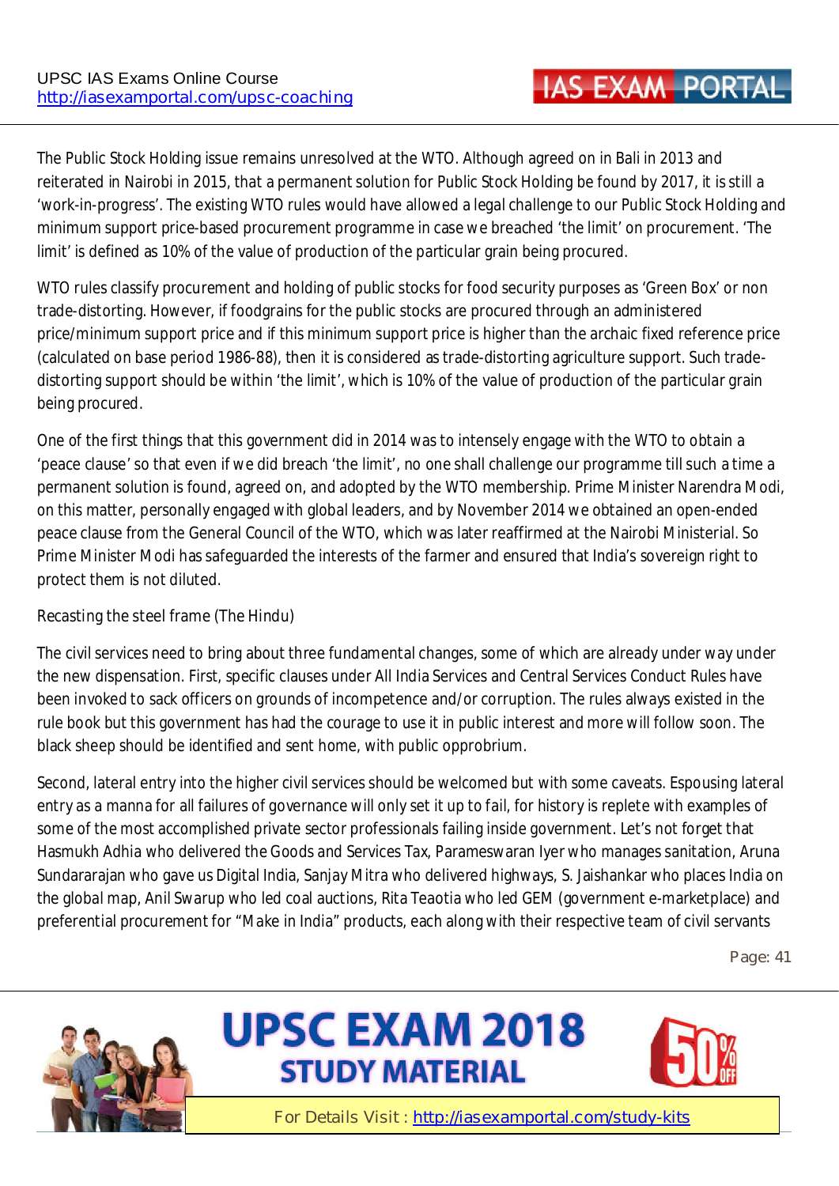The Public Stock Holding issue remains unresolved at the WTO. Although agreed on in Bali in 2013 and reiterated in Nairobi in 2015, that a permanent solution for Public Stock Holding be found by 2017, it is still a 'work-in-progress'. The existing WTO rules would have allowed a legal challenge to our Public Stock Holding and minimum support price-based procurement programme in case we breached 'the limit' on procurement. 'The limit' is defined as 10% of the value of production of the particular grain being procured.

WTO rules classify procurement and holding of public stocks for food security purposes as 'Green Box' or non trade-distorting. However, if foodgrains for the public stocks are procured through an administered price/minimum support price and if this minimum support price is higher than the archaic fixed reference price (calculated on base period 1986-88), then it is considered as trade-distorting agriculture support. Such trade-distorting support should be within 'the limit', which is 10% of the value of production of the particular grain being procured.

One of the first things that this government did in 2014 was to intensely engage with the WTO to obtain a 'peace clause' so that even if we did breach 'the limit', no one shall challenge our programme till such a time a permanent solution is found, agreed on, and adopted by the WTO membership. Prime Minister Narendra Modi, on this matter, personally engaged with global leaders, and by November 2014 we obtained an open-ended peace clause from the General Council of the WTO, which was later reaffirmed at the Nairobi Ministerial. So Prime Minister Modi has safeguarded the interests of the farmer and ensured that India's sovereign right to protect them is not diluted.

Recasting the steel frame (The Hindu)

The civil services need to bring about three fundamental changes, some of which are already under way under the new dispensation. First, specific clauses under All India Services and Central Services Conduct Rules have been invoked to sack officers on grounds of incompetence and/or corruption. The rules always existed in the rule book but this government has had the courage to use it in public interest and more will follow soon. The black sheep should be identified and sent home, with public opprobrium.

Second, lateral entry into the higher civil services should be welcomed but with some caveats. Espousing lateral entry as a manna for all failures of governance will only set it up to fail, for history is replete with examples of some of the most accomplished private sector professionals failing inside government. Let's not forget that Hasmukh Adhia who delivered the Goods and Services Tax, Parameswaran Iyer who manages sanitation, Aruna Sundararajan who gave us Digital India, Sanjay Mitra who delivered highways, S. Jaishankar who places India on the global map, Anil Swarup who led coal auctions, Rita Teaotia who led GEM (government e-marketplace) and preferential procurement for "Make in India" products, each along with their respective team of civil servants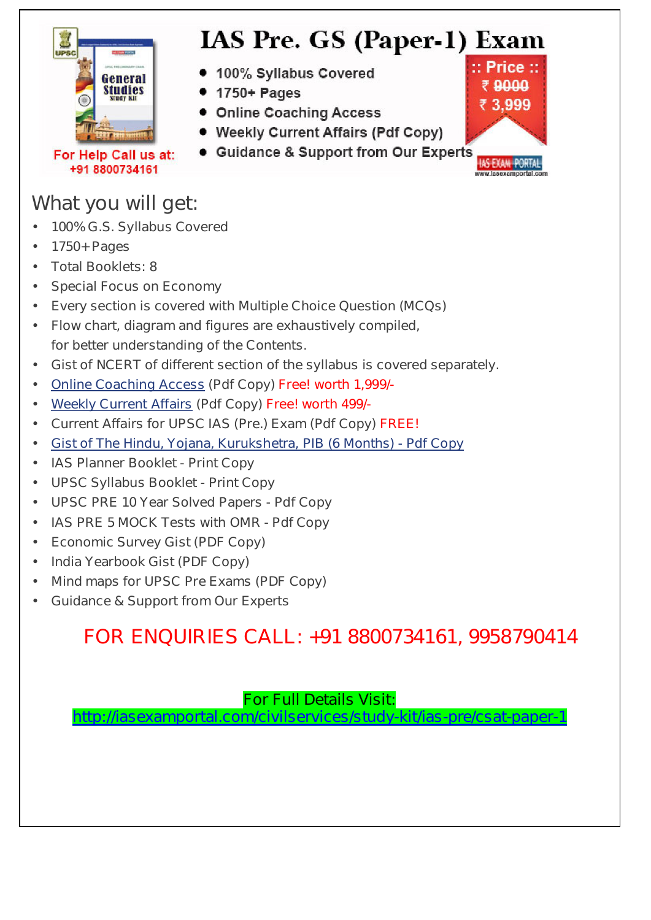# IAS Pre. GS (Paper-1) Exam

- 100% Syllabus Covered
- 1750+ Pages
- Online Coaching Access
- Weekly Current Affairs (Pdf Copy)
- Guidance & Support from Our Experts

:: Price ::
~~₹ 9000~~
₹ 3,999

For Help Call us at:
+91 8800734161

## What you will get:

- 100% G.S. Syllabus Covered
- 1750+ Pages
- Total Booklets: 8
- Special Focus on Economy
- Every section is covered with Multiple Choice Question (MCQs)
- Flow chart, diagram and figures are exhaustively compiled, for better understanding of the Contents.
- Gist of NCERT of different section of the syllabus is covered separately.
- Online Coaching Access (Pdf Copy) Free! worth 1,999/-
- Weekly Current Affairs (Pdf Copy) Free! worth 499/-
- Current Affairs for UPSC IAS (Pre.) Exam (Pdf Copy) FREE!
- Gist of The Hindu, Yojana, Kurukshetra, PIB (6 Months) - Pdf Copy
- IAS Planner Booklet - Print Copy
- UPSC Syllabus Booklet - Print Copy
- UPSC PRE 10 Year Solved Papers - Pdf Copy
- IAS PRE 5 MOCK Tests with OMR - Pdf Copy
- Economic Survey Gist (PDF Copy)
- India Yearbook Gist (PDF Copy)
- Mind maps for UPSC Pre Exams (PDF Copy)
- Guidance & Support from Our Experts

FOR ENQUIRIES CALL: +91 8800734161, 9958790414

For Full Details Visit:
http://iasexamportal.com/civilservices/study-kit/ias-pre/csat-paper-1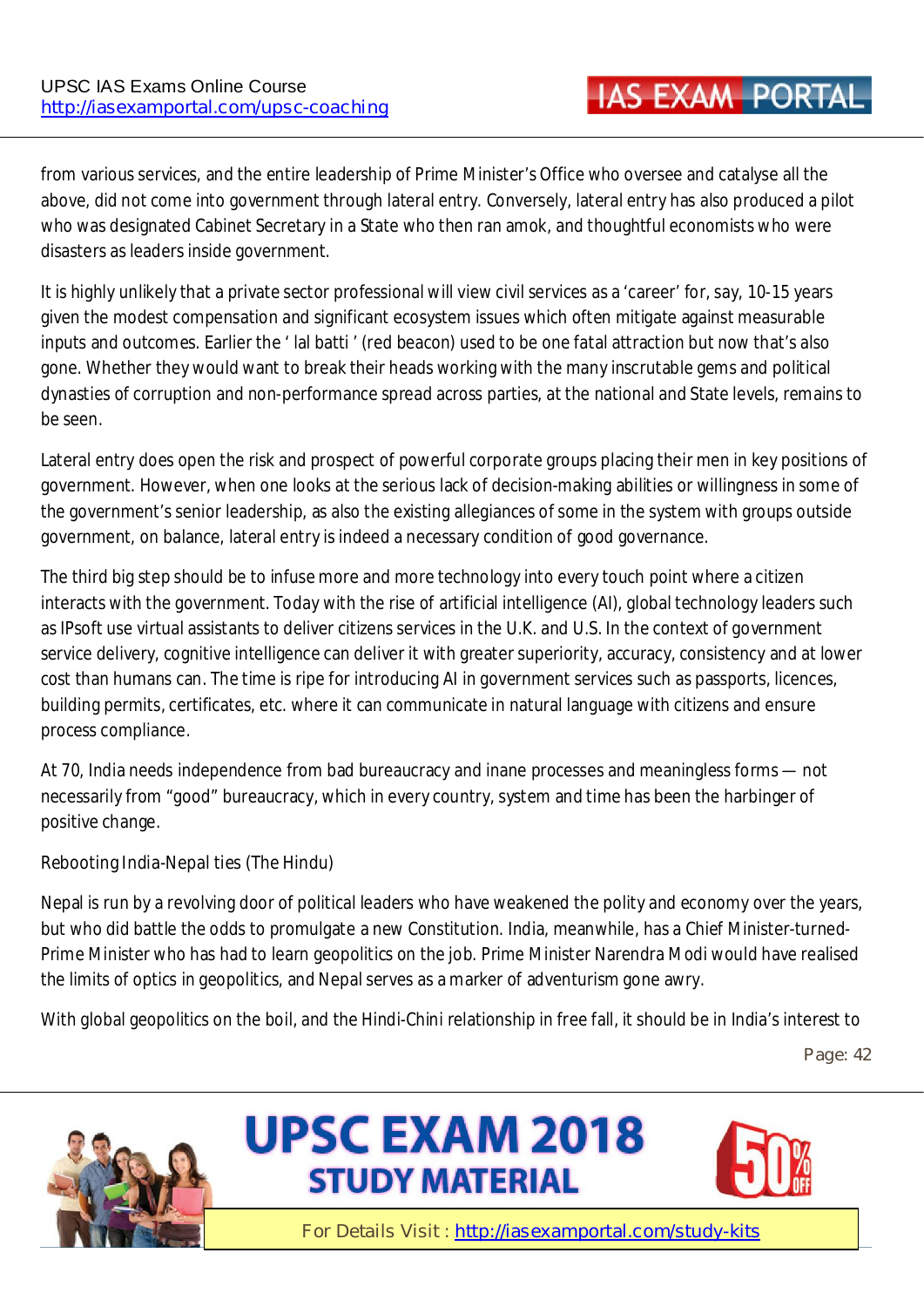from various services, and the entire leadership of Prime Minister's Office who oversee and catalyse all the above, did not come into government through lateral entry. Conversely, lateral entry has also produced a pilot who was designated Cabinet Secretary in a State who then ran amok, and thoughtful economists who were disasters as leaders inside government.

It is highly unlikely that a private sector professional will view civil services as a 'career' for, say, 10-15 years given the modest compensation and significant ecosystem issues which often mitigate against measurable inputs and outcomes. Earlier the ' lal batti ' (red beacon) used to be one fatal attraction but now that's also gone. Whether they would want to break their heads working with the many inscrutable gems and political dynasties of corruption and non-performance spread across parties, at the national and State levels, remains to be seen.

Lateral entry does open the risk and prospect of powerful corporate groups placing their men in key positions of government. However, when one looks at the serious lack of decision-making abilities or willingness in some of the government's senior leadership, as also the existing allegiances of some in the system with groups outside government, on balance, lateral entry is indeed a necessary condition of good governance.

The third big step should be to infuse more and more technology into every touch point where a citizen interacts with the government. Today with the rise of artificial intelligence (AI), global technology leaders such as IPsoft use virtual assistants to deliver citizens services in the U.K. and U.S. In the context of government service delivery, cognitive intelligence can deliver it with greater superiority, accuracy, consistency and at lower cost than humans can. The time is ripe for introducing AI in government services such as passports, licences, building permits, certificates, etc. where it can communicate in natural language with citizens and ensure process compliance.

At 70, India needs independence from bad bureaucracy and inane processes and meaningless forms — not necessarily from "good" bureaucracy, which in every country, system and time has been the harbinger of positive change.

Rebooting India-Nepal ties (The Hindu)

Nepal is run by a revolving door of political leaders who have weakened the polity and economy over the years, but who did battle the odds to promulgate a new Constitution. India, meanwhile, has a Chief Minister-turned-Prime Minister who has had to learn geopolitics on the job. Prime Minister Narendra Modi would have realised the limits of optics in geopolitics, and Nepal serves as a marker of adventurism gone awry.

With global geopolitics on the boil, and the Hindi-Chini relationship in free fall, it should be in India's interest to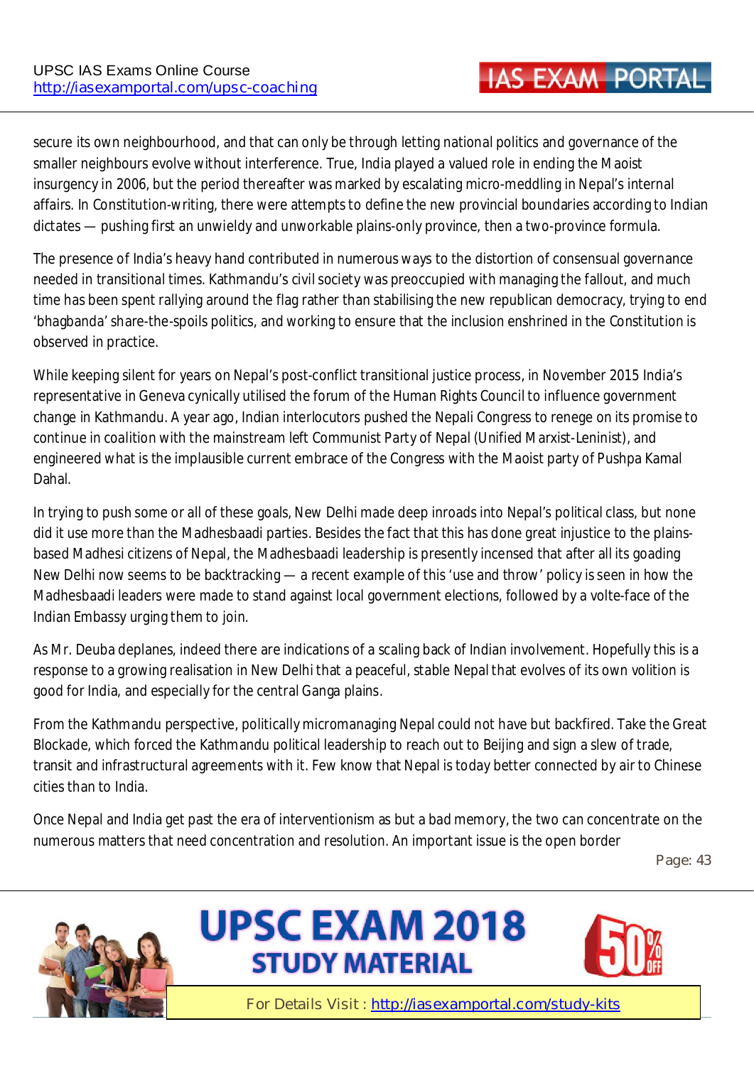secure its own neighbourhood, and that can only be through letting national politics and governance of the smaller neighbours evolve without interference. True, India played a valued role in ending the Maoist insurgency in 2006, but the period thereafter was marked by escalating micro-meddling in Nepal's internal affairs. In Constitution-writing, there were attempts to define the new provincial boundaries according to Indian dictates — pushing first an unwieldy and unworkable plains-only province, then a two-province formula.

The presence of India's heavy hand contributed in numerous ways to the distortion of consensual governance needed in transitional times. Kathmandu's civil society was preoccupied with managing the fallout, and much time has been spent rallying around the flag rather than stabilising the new republican democracy, trying to end 'bhagbanda' share-the-spoils politics, and working to ensure that the inclusion enshrined in the Constitution is observed in practice.

While keeping silent for years on Nepal's post-conflict transitional justice process, in November 2015 India's representative in Geneva cynically utilised the forum of the Human Rights Council to influence government change in Kathmandu. A year ago, Indian interlocutors pushed the Nepali Congress to renege on its promise to continue in coalition with the mainstream left Communist Party of Nepal (Unified Marxist-Leninist), and engineered what is the implausible current embrace of the Congress with the Maoist party of Pushpa Kamal Dahal.

In trying to push some or all of these goals, New Delhi made deep inroads into Nepal's political class, but none did it use more than the Madhesbaadi parties. Besides the fact that this has done great injustice to the plains-based Madhesi citizens of Nepal, the Madhesbaadi leadership is presently incensed that after all its goading New Delhi now seems to be backtracking — a recent example of this 'use and throw' policy is seen in how the Madhesbaadi leaders were made to stand against local government elections, followed by a volte-face of the Indian Embassy urging them to join.

As Mr. Deuba deplanes, indeed there are indications of a scaling back of Indian involvement. Hopefully this is a response to a growing realisation in New Delhi that a peaceful, stable Nepal that evolves of its own volition is good for India, and especially for the central Ganga plains.

From the Kathmandu perspective, politically micromanaging Nepal could not have but backfired. Take the Great Blockade, which forced the Kathmandu political leadership to reach out to Beijing and sign a slew of trade, transit and infrastructural agreements with it. Few know that Nepal is today better connected by air to Chinese cities than to India.

Once Nepal and India get past the era of interventionism as but a bad memory, the two can concentrate on the numerous matters that need concentration and resolution. An important issue is the open border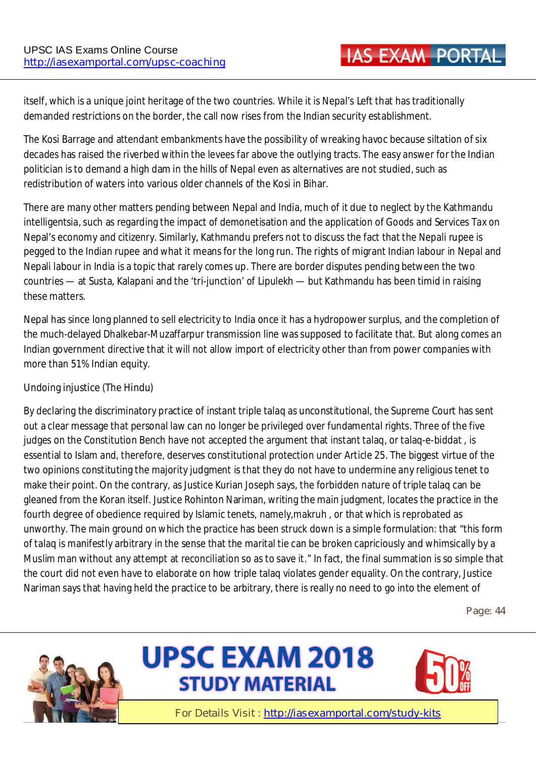itself, which is a unique joint heritage of the two countries. While it is Nepal's Left that has traditionally demanded restrictions on the border, the call now rises from the Indian security establishment.

The Kosi Barrage and attendant embankments have the possibility of wreaking havoc because siltation of six decades has raised the riverbed within the levees far above the outlying tracts. The easy answer for the Indian politician is to demand a high dam in the hills of Nepal even as alternatives are not studied, such as redistribution of waters into various older channels of the Kosi in Bihar.

There are many other matters pending between Nepal and India, much of it due to neglect by the Kathmandu intelligentsia, such as regarding the impact of demonetisation and the application of Goods and Services Tax on Nepal's economy and citizenry. Similarly, Kathmandu prefers not to discuss the fact that the Nepali rupee is pegged to the Indian rupee and what it means for the long run. The rights of migrant Indian labour in Nepal and Nepali labour in India is a topic that rarely comes up. There are border disputes pending between the two countries — at Susta, Kalapani and the 'tri-junction' of Lipulekh — but Kathmandu has been timid in raising these matters.

Nepal has since long planned to sell electricity to India once it has a hydropower surplus, and the completion of the much-delayed Dhalkebar-Muzaffarpur transmission line was supposed to facilitate that. But along comes an Indian government directive that it will not allow import of electricity other than from power companies with more than 51% Indian equity.

Undoing injustice (The Hindu)

By declaring the discriminatory practice of instant triple talaq as unconstitutional, the Supreme Court has sent out a clear message that personal law can no longer be privileged over fundamental rights. Three of the five judges on the Constitution Bench have not accepted the argument that instant talaq, or talaq-e-biddat , is essential to Islam and, therefore, deserves constitutional protection under Article 25. The biggest virtue of the two opinions constituting the majority judgment is that they do not have to undermine any religious tenet to make their point. On the contrary, as Justice Kurian Joseph says, the forbidden nature of triple talaq can be gleaned from the Koran itself. Justice Rohinton Nariman, writing the main judgment, locates the practice in the fourth degree of obedience required by Islamic tenets, namely,makruh , or that which is reprobated as unworthy. The main ground on which the practice has been struck down is a simple formulation: that "this form of talaq is manifestly arbitrary in the sense that the marital tie can be broken capriciously and whimsically by a Muslim man without any attempt at reconciliation so as to save it." In fact, the final summation is so simple that the court did not even have to elaborate on how triple talaq violates gender equality. On the contrary, Justice Nariman says that having held the practice to be arbitrary, there is really no need to go into the element of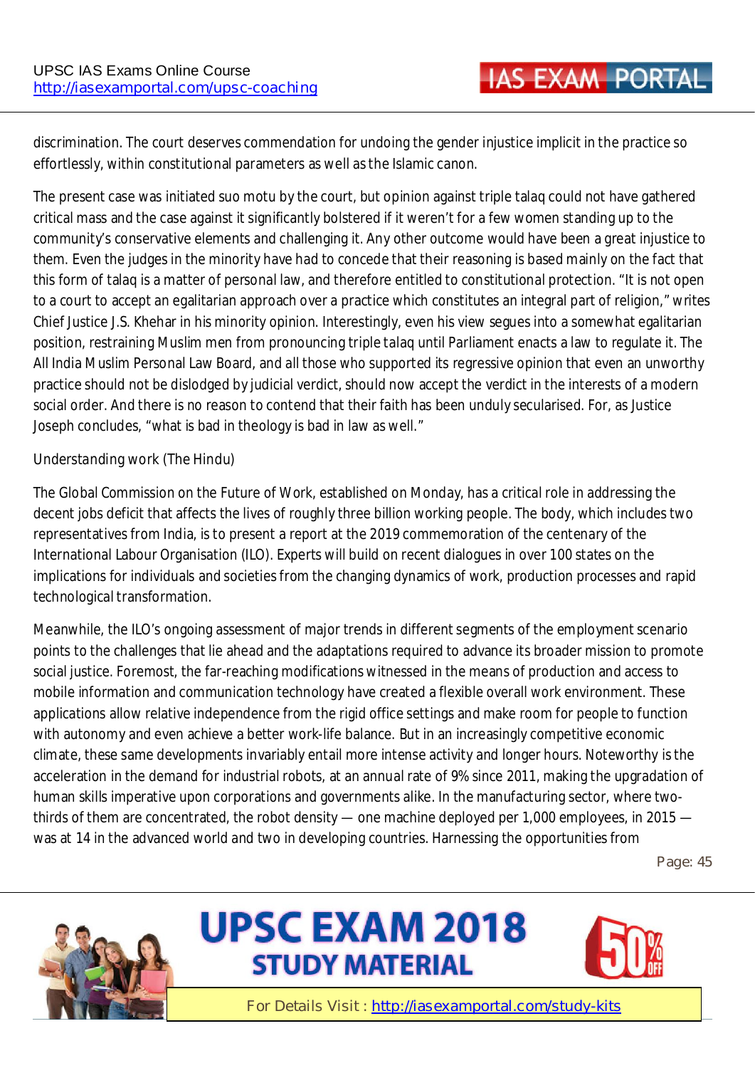discrimination. The court deserves commendation for undoing the gender injustice implicit in the practice so effortlessly, within constitutional parameters as well as the Islamic canon.

The present case was initiated suo motu by the court, but opinion against triple talaq could not have gathered critical mass and the case against it significantly bolstered if it weren't for a few women standing up to the community's conservative elements and challenging it. Any other outcome would have been a great injustice to them. Even the judges in the minority have had to concede that their reasoning is based mainly on the fact that this form of talaq is a matter of personal law, and therefore entitled to constitutional protection. "It is not open to a court to accept an egalitarian approach over a practice which constitutes an integral part of religion," writes Chief Justice J.S. Khehar in his minority opinion. Interestingly, even his view segues into a somewhat egalitarian position, restraining Muslim men from pronouncing triple talaq until Parliament enacts a law to regulate it. The All India Muslim Personal Law Board, and all those who supported its regressive opinion that even an unworthy practice should not be dislodged by judicial verdict, should now accept the verdict in the interests of a modern social order. And there is no reason to contend that their faith has been unduly secularised. For, as Justice Joseph concludes, "what is bad in theology is bad in law as well."

Understanding work (The Hindu)

The Global Commission on the Future of Work, established on Monday, has a critical role in addressing the decent jobs deficit that affects the lives of roughly three billion working people. The body, which includes two representatives from India, is to present a report at the 2019 commemoration of the centenary of the International Labour Organisation (ILO). Experts will build on recent dialogues in over 100 states on the implications for individuals and societies from the changing dynamics of work, production processes and rapid technological transformation.

Meanwhile, the ILO's ongoing assessment of major trends in different segments of the employment scenario points to the challenges that lie ahead and the adaptations required to advance its broader mission to promote social justice. Foremost, the far-reaching modifications witnessed in the means of production and access to mobile information and communication technology have created a flexible overall work environment. These applications allow relative independence from the rigid office settings and make room for people to function with autonomy and even achieve a better work-life balance. But in an increasingly competitive economic climate, these same developments invariably entail more intense activity and longer hours. Noteworthy is the acceleration in the demand for industrial robots, at an annual rate of 9% since 2011, making the upgradation of human skills imperative upon corporations and governments alike. In the manufacturing sector, where two-thirds of them are concentrated, the robot density — one machine deployed per 1,000 employees, in 2015 — was at 14 in the advanced world and two in developing countries. Harnessing the opportunities from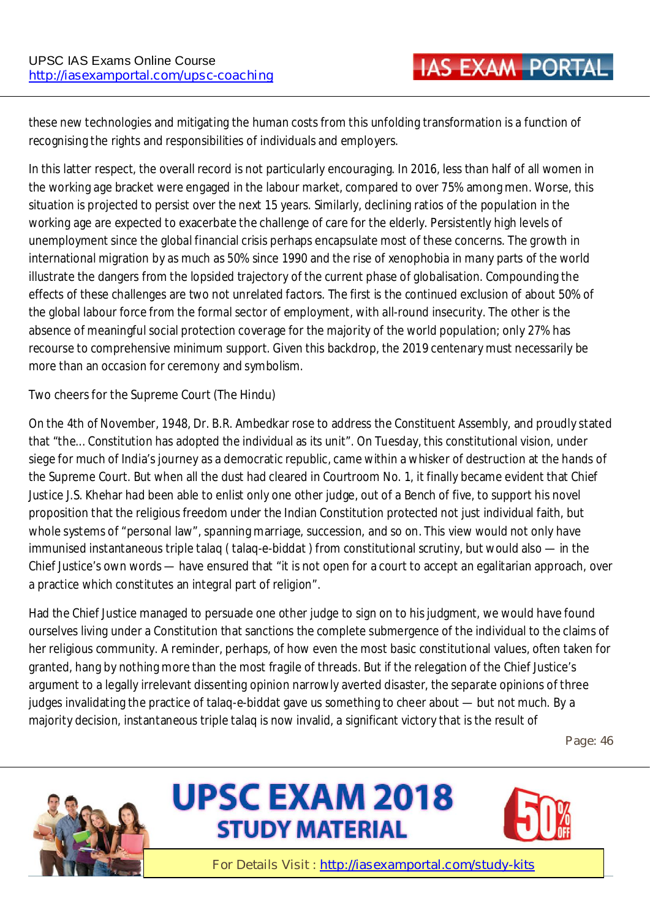these new technologies and mitigating the human costs from this unfolding transformation is a function of recognising the rights and responsibilities of individuals and employers.

In this latter respect, the overall record is not particularly encouraging. In 2016, less than half of all women in the working age bracket were engaged in the labour market, compared to over 75% among men. Worse, this situation is projected to persist over the next 15 years. Similarly, declining ratios of the population in the working age are expected to exacerbate the challenge of care for the elderly. Persistently high levels of unemployment since the global financial crisis perhaps encapsulate most of these concerns. The growth in international migration by as much as 50% since 1990 and the rise of xenophobia in many parts of the world illustrate the dangers from the lopsided trajectory of the current phase of globalisation. Compounding the effects of these challenges are two not unrelated factors. The first is the continued exclusion of about 50% of the global labour force from the formal sector of employment, with all-round insecurity. The other is the absence of meaningful social protection coverage for the majority of the world population; only 27% has recourse to comprehensive minimum support. Given this backdrop, the 2019 centenary must necessarily be more than an occasion for ceremony and symbolism.

Two cheers for the Supreme Court (The Hindu)

On the 4th of November, 1948, Dr. B.R. Ambedkar rose to address the Constituent Assembly, and proudly stated that "the... Constitution has adopted the individual as its unit". On Tuesday, this constitutional vision, under siege for much of India's journey as a democratic republic, came within a whisker of destruction at the hands of the Supreme Court. But when all the dust had cleared in Courtroom No. 1, it finally became evident that Chief Justice J.S. Khehar had been able to enlist only one other judge, out of a Bench of five, to support his novel proposition that the religious freedom under the Indian Constitution protected not just individual faith, but whole systems of "personal law", spanning marriage, succession, and so on. This view would not only have immunised instantaneous triple talaq ( talaq-e-biddat ) from constitutional scrutiny, but would also — in the Chief Justice's own words — have ensured that "it is not open for a court to accept an egalitarian approach, over a practice which constitutes an integral part of religion".

Had the Chief Justice managed to persuade one other judge to sign on to his judgment, we would have found ourselves living under a Constitution that sanctions the complete submergence of the individual to the claims of her religious community. A reminder, perhaps, of how even the most basic constitutional values, often taken for granted, hang by nothing more than the most fragile of threads. But if the relegation of the Chief Justice's argument to a legally irrelevant dissenting opinion narrowly averted disaster, the separate opinions of three judges invalidating the practice of talaq-e-biddat gave us something to cheer about — but not much. By a majority decision, instantaneous triple talaq is now invalid, a significant victory that is the result of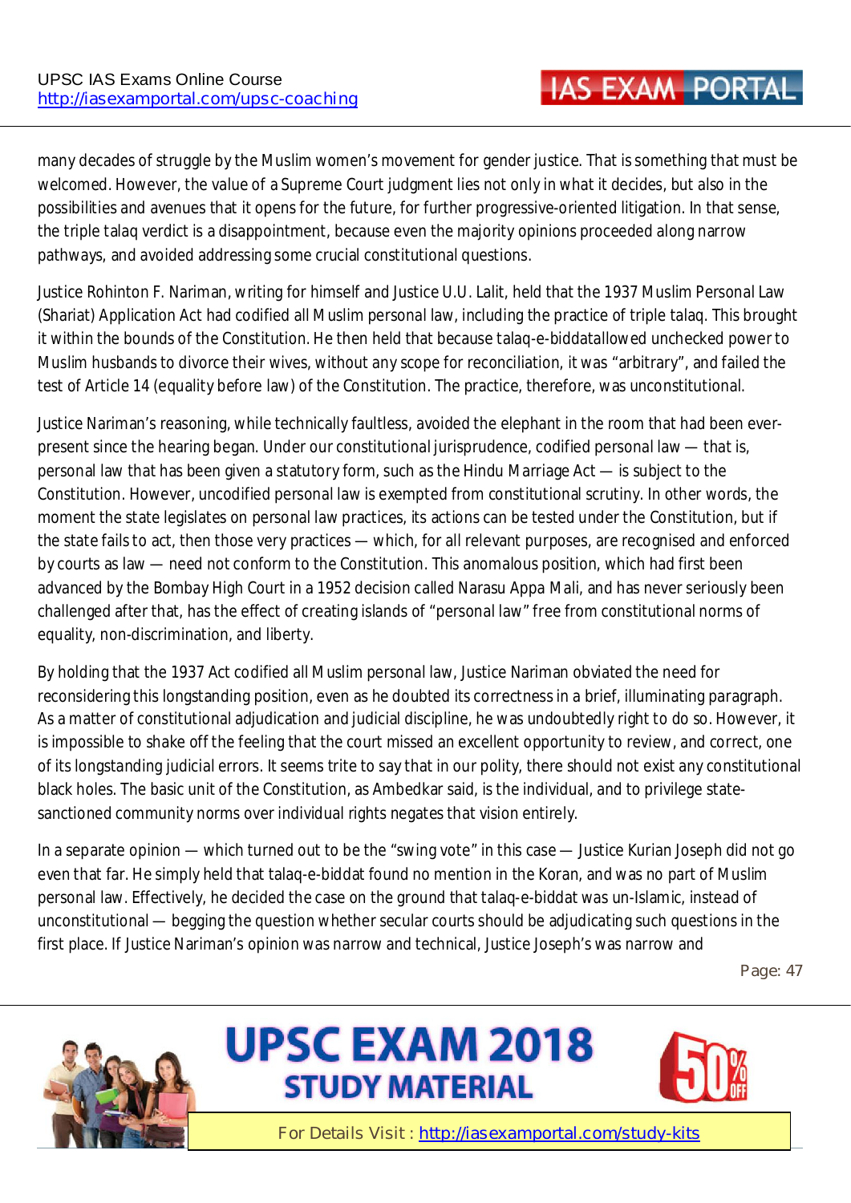many decades of struggle by the Muslim women's movement for gender justice. That is something that must be welcomed. However, the value of a Supreme Court judgment lies not only in what it decides, but also in the possibilities and avenues that it opens for the future, for further progressive-oriented litigation. In that sense, the triple talaq verdict is a disappointment, because even the majority opinions proceeded along narrow pathways, and avoided addressing some crucial constitutional questions.

Justice Rohinton F. Nariman, writing for himself and Justice U.U. Lalit, held that the 1937 Muslim Personal Law (Shariat) Application Act had codified all Muslim personal law, including the practice of triple talaq. This brought it within the bounds of the Constitution. He then held that because talaq-e-biddatallowed unchecked power to Muslim husbands to divorce their wives, without any scope for reconciliation, it was "arbitrary", and failed the test of Article 14 (equality before law) of the Constitution. The practice, therefore, was unconstitutional.

Justice Nariman's reasoning, while technically faultless, avoided the elephant in the room that had been ever-present since the hearing began. Under our constitutional jurisprudence, codified personal law — that is, personal law that has been given a statutory form, such as the Hindu Marriage Act — is subject to the Constitution. However, uncodified personal law is exempted from constitutional scrutiny. In other words, the moment the state legislates on personal law practices, its actions can be tested under the Constitution, but if the state fails to act, then those very practices — which, for all relevant purposes, are recognised and enforced by courts as law — need not conform to the Constitution. This anomalous position, which had first been advanced by the Bombay High Court in a 1952 decision called Narasu Appa Mali, and has never seriously been challenged after that, has the effect of creating islands of "personal law" free from constitutional norms of equality, non-discrimination, and liberty.

By holding that the 1937 Act codified all Muslim personal law, Justice Nariman obviated the need for reconsidering this longstanding position, even as he doubted its correctness in a brief, illuminating paragraph. As a matter of constitutional adjudication and judicial discipline, he was undoubtedly right to do so. However, it is impossible to shake off the feeling that the court missed an excellent opportunity to review, and correct, one of its longstanding judicial errors. It seems trite to say that in our polity, there should not exist any constitutional black holes. The basic unit of the Constitution, as Ambedkar said, is the individual, and to privilege state-sanctioned community norms over individual rights negates that vision entirely.

In a separate opinion — which turned out to be the "swing vote" in this case — Justice Kurian Joseph did not go even that far. He simply held that talaq-e-biddat found no mention in the Koran, and was no part of Muslim personal law. Effectively, he decided the case on the ground that talaq-e-biddat was un-Islamic, instead of unconstitutional — begging the question whether secular courts should be adjudicating such questions in the first place. If Justice Nariman's opinion was narrow and technical, Justice Joseph's was narrow and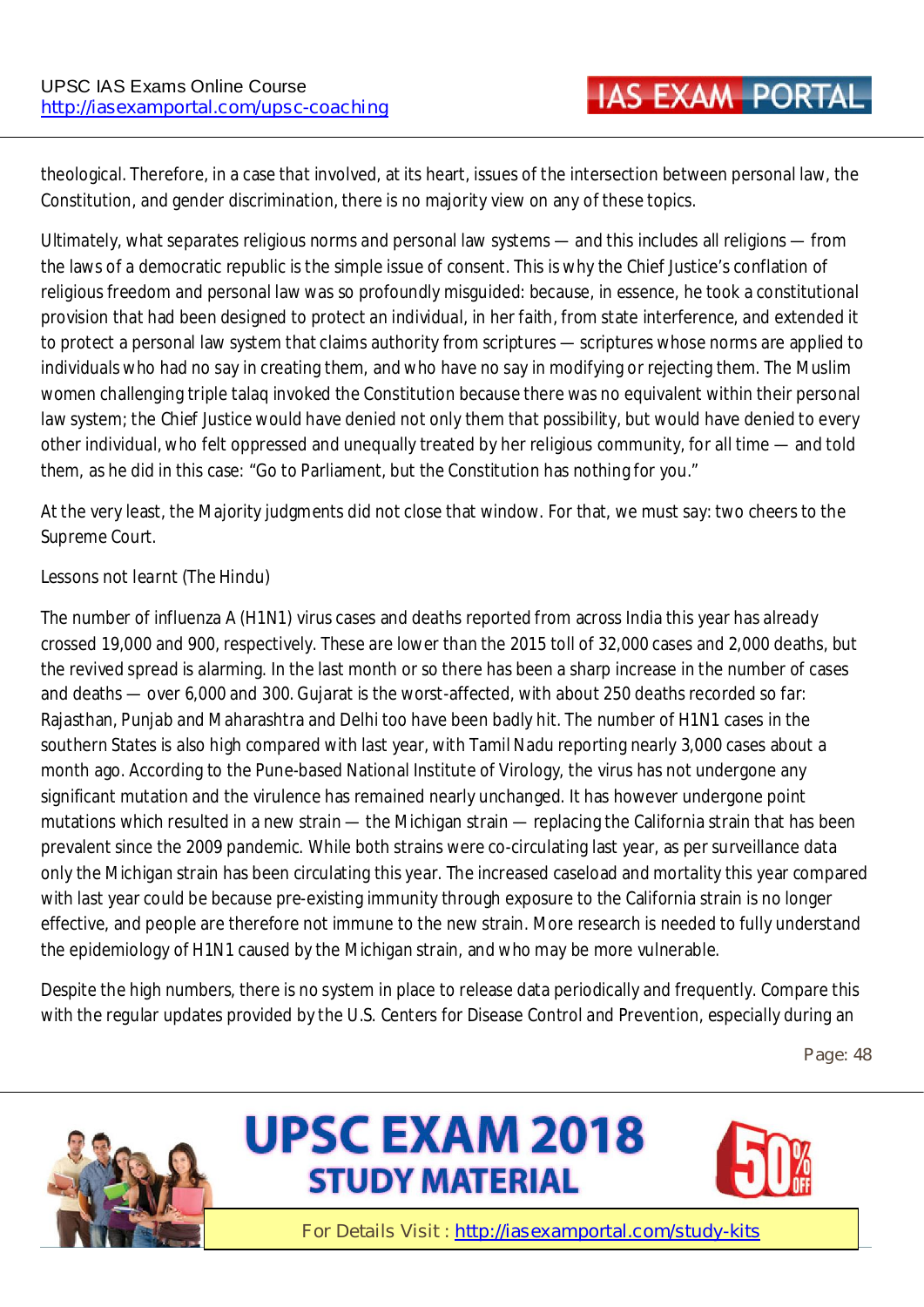theological. Therefore, in a case that involved, at its heart, issues of the intersection between personal law, the Constitution, and gender discrimination, there is no majority view on any of these topics.

Ultimately, what separates religious norms and personal law systems — and this includes all religions — from the laws of a democratic republic is the simple issue of consent. This is why the Chief Justice's conflation of religious freedom and personal law was so profoundly misguided: because, in essence, he took a constitutional provision that had been designed to protect an individual, in her faith, from state interference, and extended it to protect a personal law system that claims authority from scriptures — scriptures whose norms are applied to individuals who had no say in creating them, and who have no say in modifying or rejecting them. The Muslim women challenging triple talaq invoked the Constitution because there was no equivalent within their personal law system; the Chief Justice would have denied not only them that possibility, but would have denied to every other individual, who felt oppressed and unequally treated by her religious community, for all time — and told them, as he did in this case: "Go to Parliament, but the Constitution has nothing for you."

At the very least, the Majority judgments did not close that window. For that, we must say: two cheers to the Supreme Court.

Lessons not learnt (The Hindu)

The number of influenza A (H1N1) virus cases and deaths reported from across India this year has already crossed 19,000 and 900, respectively. These are lower than the 2015 toll of 32,000 cases and 2,000 deaths, but the revived spread is alarming. In the last month or so there has been a sharp increase in the number of cases and deaths — over 6,000 and 300. Gujarat is the worst-affected, with about 250 deaths recorded so far: Rajasthan, Punjab and Maharashtra and Delhi too have been badly hit. The number of H1N1 cases in the southern States is also high compared with last year, with Tamil Nadu reporting nearly 3,000 cases about a month ago. According to the Pune-based National Institute of Virology, the virus has not undergone any significant mutation and the virulence has remained nearly unchanged. It has however undergone point mutations which resulted in a new strain — the Michigan strain — replacing the California strain that has been prevalent since the 2009 pandemic. While both strains were co-circulating last year, as per surveillance data only the Michigan strain has been circulating this year. The increased caseload and mortality this year compared with last year could be because pre-existing immunity through exposure to the California strain is no longer effective, and people are therefore not immune to the new strain. More research is needed to fully understand the epidemiology of H1N1 caused by the Michigan strain, and who may be more vulnerable.

Despite the high numbers, there is no system in place to release data periodically and frequently. Compare this with the regular updates provided by the U.S. Centers for Disease Control and Prevention, especially during an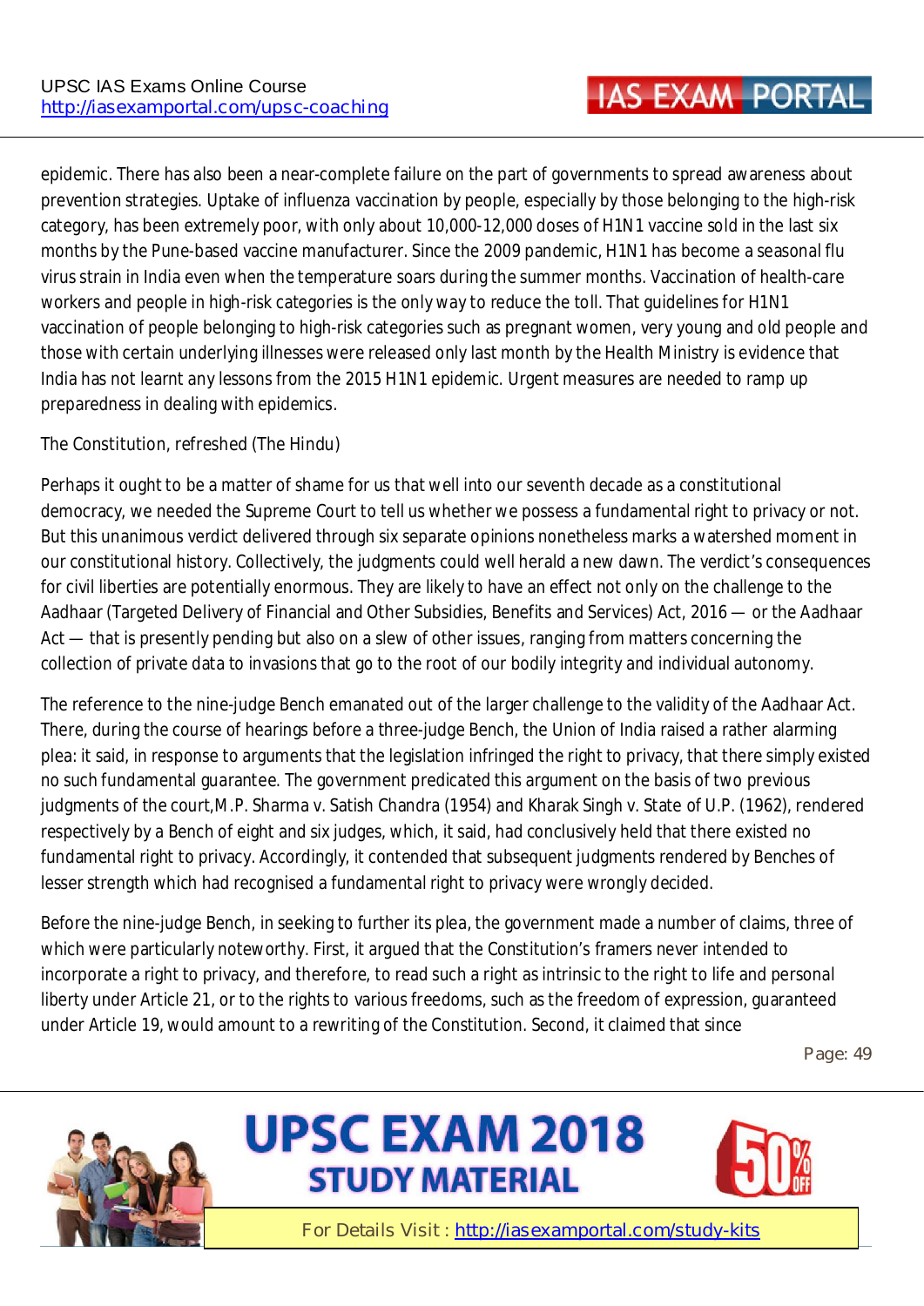epidemic. There has also been a near-complete failure on the part of governments to spread awareness about prevention strategies. Uptake of influenza vaccination by people, especially by those belonging to the high-risk category, has been extremely poor, with only about 10,000-12,000 doses of H1N1 vaccine sold in the last six months by the Pune-based vaccine manufacturer. Since the 2009 pandemic, H1N1 has become a seasonal flu virus strain in India even when the temperature soars during the summer months. Vaccination of health-care workers and people in high-risk categories is the only way to reduce the toll. That guidelines for H1N1 vaccination of people belonging to high-risk categories such as pregnant women, very young and old people and those with certain underlying illnesses were released only last month by the Health Ministry is evidence that India has not learnt any lessons from the 2015 H1N1 epidemic. Urgent measures are needed to ramp up preparedness in dealing with epidemics.

The Constitution, refreshed (The Hindu)

Perhaps it ought to be a matter of shame for us that well into our seventh decade as a constitutional democracy, we needed the Supreme Court to tell us whether we possess a fundamental right to privacy or not. But this unanimous verdict delivered through six separate opinions nonetheless marks a watershed moment in our constitutional history. Collectively, the judgments could well herald a new dawn. The verdict's consequences for civil liberties are potentially enormous. They are likely to have an effect not only on the challenge to the Aadhaar (Targeted Delivery of Financial and Other Subsidies, Benefits and Services) Act, 2016 — or the Aadhaar Act — that is presently pending but also on a slew of other issues, ranging from matters concerning the collection of private data to invasions that go to the root of our bodily integrity and individual autonomy.

The reference to the nine-judge Bench emanated out of the larger challenge to the validity of the Aadhaar Act. There, during the course of hearings before a three-judge Bench, the Union of India raised a rather alarming plea: it said, in response to arguments that the legislation infringed the right to privacy, that there simply existed no such fundamental guarantee. The government predicated this argument on the basis of two previous judgments of the court,M.P. Sharma v. Satish Chandra (1954) and Kharak Singh v. State of U.P. (1962), rendered respectively by a Bench of eight and six judges, which, it said, had conclusively held that there existed no fundamental right to privacy. Accordingly, it contended that subsequent judgments rendered by Benches of lesser strength which had recognised a fundamental right to privacy were wrongly decided.

Before the nine-judge Bench, in seeking to further its plea, the government made a number of claims, three of which were particularly noteworthy. First, it argued that the Constitution's framers never intended to incorporate a right to privacy, and therefore, to read such a right as intrinsic to the right to life and personal liberty under Article 21, or to the rights to various freedoms, such as the freedom of expression, guaranteed under Article 19, would amount to a rewriting of the Constitution. Second, it claimed that since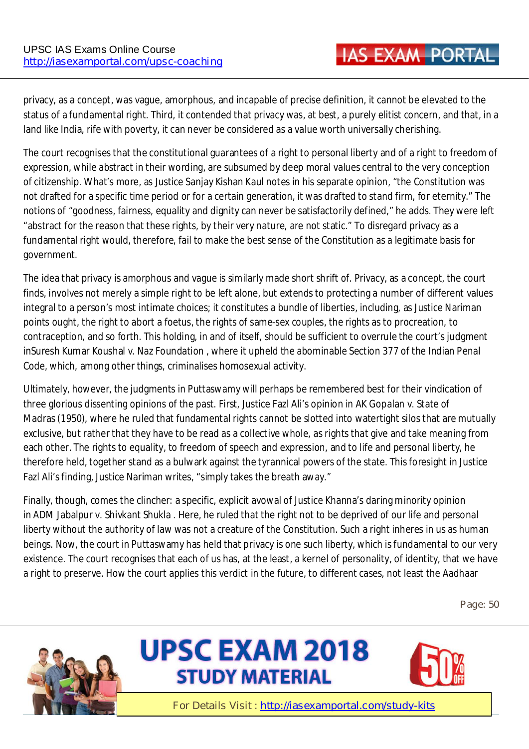privacy, as a concept, was vague, amorphous, and incapable of precise definition, it cannot be elevated to the status of a fundamental right. Third, it contended that privacy was, at best, a purely elitist concern, and that, in a land like India, rife with poverty, it can never be considered as a value worth universally cherishing.

The court recognises that the constitutional guarantees of a right to personal liberty and of a right to freedom of expression, while abstract in their wording, are subsumed by deep moral values central to the very conception of citizenship. What's more, as Justice Sanjay Kishan Kaul notes in his separate opinion, "the Constitution was not drafted for a specific time period or for a certain generation, it was drafted to stand firm, for eternity." The notions of "goodness, fairness, equality and dignity can never be satisfactorily defined," he adds. They were left "abstract for the reason that these rights, by their very nature, are not static." To disregard privacy as a fundamental right would, therefore, fail to make the best sense of the Constitution as a legitimate basis for government.

The idea that privacy is amorphous and vague is similarly made short shrift of. Privacy, as a concept, the court finds, involves not merely a simple right to be left alone, but extends to protecting a number of different values integral to a person's most intimate choices; it constitutes a bundle of liberties, including, as Justice Nariman points ought, the right to abort a foetus, the rights of same-sex couples, the rights as to procreation, to contraception, and so forth. This holding, in and of itself, should be sufficient to overrule the court's judgment inSuresh Kumar Koushal v. Naz Foundation , where it upheld the abominable Section 377 of the Indian Penal Code, which, among other things, criminalises homosexual activity.

Ultimately, however, the judgments in Puttaswamy will perhaps be remembered best for their vindication of three glorious dissenting opinions of the past. First, Justice Fazl Ali's opinion in AK Gopalan v. State of Madras (1950), where he ruled that fundamental rights cannot be slotted into watertight silos that are mutually exclusive, but rather that they have to be read as a collective whole, as rights that give and take meaning from each other. The rights to equality, to freedom of speech and expression, and to life and personal liberty, he therefore held, together stand as a bulwark against the tyrannical powers of the state. This foresight in Justice Fazl Ali's finding, Justice Nariman writes, "simply takes the breath away."

Finally, though, comes the clincher: a specific, explicit avowal of Justice Khanna's daring minority opinion in ADM Jabalpur v. Shivkant Shukla . Here, he ruled that the right not to be deprived of our life and personal liberty without the authority of law was not a creature of the Constitution. Such a right inheres in us as human beings. Now, the court in Puttaswamy has held that privacy is one such liberty, which is fundamental to our very existence. The court recognises that each of us has, at the least, a kernel of personality, of identity, that we have a right to preserve. How the court applies this verdict in the future, to different cases, not least the Aadhaar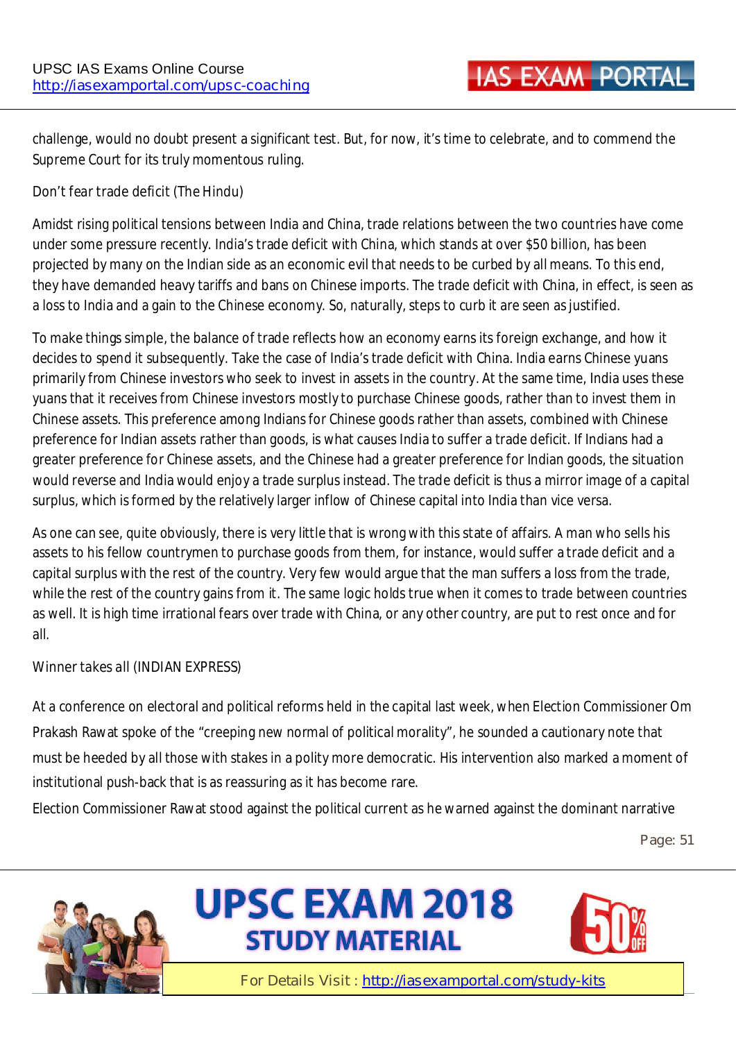challenge, would no doubt present a significant test. But, for now, it's time to celebrate, and to commend the Supreme Court for its truly momentous ruling.

Don't fear trade deficit (The Hindu)

Amidst rising political tensions between India and China, trade relations between the two countries have come under some pressure recently. India's trade deficit with China, which stands at over $50 billion, has been projected by many on the Indian side as an economic evil that needs to be curbed by all means. To this end, they have demanded heavy tariffs and bans on Chinese imports. The trade deficit with China, in effect, is seen as a loss to India and a gain to the Chinese economy. So, naturally, steps to curb it are seen as justified.

To make things simple, the balance of trade reflects how an economy earns its foreign exchange, and how it decides to spend it subsequently. Take the case of India's trade deficit with China. India earns Chinese yuans primarily from Chinese investors who seek to invest in assets in the country. At the same time, India uses these yuans that it receives from Chinese investors mostly to purchase Chinese goods, rather than to invest them in Chinese assets. This preference among Indians for Chinese goods rather than assets, combined with Chinese preference for Indian assets rather than goods, is what causes India to suffer a trade deficit. If Indians had a greater preference for Chinese assets, and the Chinese had a greater preference for Indian goods, the situation would reverse and India would enjoy a trade surplus instead. The trade deficit is thus a mirror image of a capital surplus, which is formed by the relatively larger inflow of Chinese capital into India than vice versa.

As one can see, quite obviously, there is very little that is wrong with this state of affairs. A man who sells his assets to his fellow countrymen to purchase goods from them, for instance, would suffer a trade deficit and a capital surplus with the rest of the country. Very few would argue that the man suffers a loss from the trade, while the rest of the country gains from it. The same logic holds true when it comes to trade between countries as well. It is high time irrational fears over trade with China, or any other country, are put to rest once and for all.

Winner takes all (INDIAN EXPRESS)

At a conference on electoral and political reforms held in the capital last week, when Election Commissioner Om Prakash Rawat spoke of the "creeping new normal of political morality", he sounded a cautionary note that must be heeded by all those with stakes in a polity more democratic. His intervention also marked a moment of institutional push-back that is as reassuring as it has become rare.

Election Commissioner Rawat stood against the political current as he warned against the dominant narrative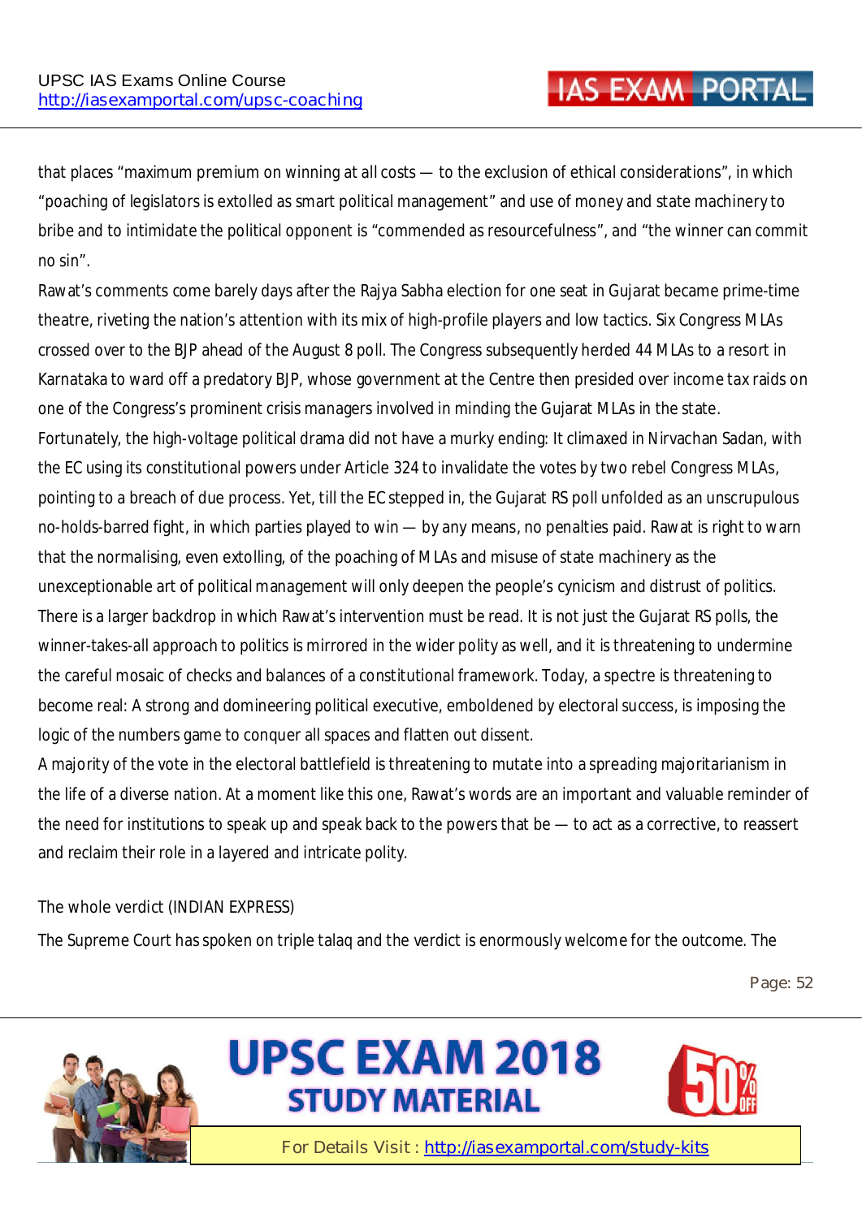that places "maximum premium on winning at all costs — to the exclusion of ethical considerations", in which "poaching of legislators is extolled as smart political management" and use of money and state machinery to bribe and to intimidate the political opponent is "commended as resourcefulness", and "the winner can commit no sin".

Rawat's comments come barely days after the Rajya Sabha election for one seat in Gujarat became prime-time theatre, riveting the nation's attention with its mix of high-profile players and low tactics. Six Congress MLAs crossed over to the BJP ahead of the August 8 poll. The Congress subsequently herded 44 MLAs to a resort in Karnataka to ward off a predatory BJP, whose government at the Centre then presided over income tax raids on one of the Congress's prominent crisis managers involved in minding the Gujarat MLAs in the state.

Fortunately, the high-voltage political drama did not have a murky ending: It climaxed in Nirvachan Sadan, with the EC using its constitutional powers under Article 324 to invalidate the votes by two rebel Congress MLAs, pointing to a breach of due process. Yet, till the EC stepped in, the Gujarat RS poll unfolded as an unscrupulous no-holds-barred fight, in which parties played to win — by any means, no penalties paid. Rawat is right to warn that the normalising, even extolling, of the poaching of MLAs and misuse of state machinery as the unexceptionable art of political management will only deepen the people's cynicism and distrust of politics.

There is a larger backdrop in which Rawat's intervention must be read. It is not just the Gujarat RS polls, the winner-takes-all approach to politics is mirrored in the wider polity as well, and it is threatening to undermine the careful mosaic of checks and balances of a constitutional framework. Today, a spectre is threatening to become real: A strong and domineering political executive, emboldened by electoral success, is imposing the logic of the numbers game to conquer all spaces and flatten out dissent.

A majority of the vote in the electoral battlefield is threatening to mutate into a spreading majoritarianism in the life of a diverse nation. At a moment like this one, Rawat's words are an important and valuable reminder of the need for institutions to speak up and speak back to the powers that be — to act as a corrective, to reassert and reclaim their role in a layered and intricate polity.

## The whole verdict (INDIAN EXPRESS)

The Supreme Court has spoken on triple talaq and the verdict is enormously welcome for the outcome. The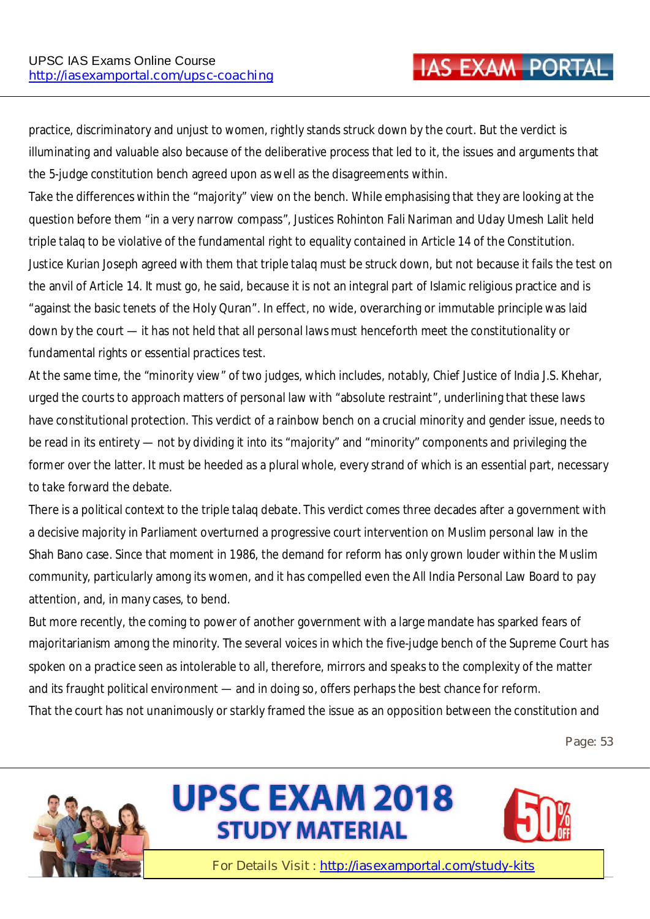practice, discriminatory and unjust to women, rightly stands struck down by the court. But the verdict is illuminating and valuable also because of the deliberative process that led to it, the issues and arguments that the 5-judge constitution bench agreed upon as well as the disagreements within.

Take the differences within the "majority" view on the bench. While emphasising that they are looking at the question before them "in a very narrow compass", Justices Rohinton Fali Nariman and Uday Umesh Lalit held triple talaq to be violative of the fundamental right to equality contained in Article 14 of the Constitution. Justice Kurian Joseph agreed with them that triple talaq must be struck down, but not because it fails the test on the anvil of Article 14. It must go, he said, because it is not an integral part of Islamic religious practice and is "against the basic tenets of the Holy Quran". In effect, no wide, overarching or immutable principle was laid down by the court — it has not held that all personal laws must henceforth meet the constitutionality or fundamental rights or essential practices test.

At the same time, the "minority view" of two judges, which includes, notably, Chief Justice of India J.S. Khehar, urged the courts to approach matters of personal law with "absolute restraint", underlining that these laws have constitutional protection. This verdict of a rainbow bench on a crucial minority and gender issue, needs to be read in its entirety — not by dividing it into its "majority" and "minority" components and privileging the former over the latter. It must be heeded as a plural whole, every strand of which is an essential part, necessary to take forward the debate.

There is a political context to the triple talaq debate. This verdict comes three decades after a government with a decisive majority in Parliament overturned a progressive court intervention on Muslim personal law in the Shah Bano case. Since that moment in 1986, the demand for reform has only grown louder within the Muslim community, particularly among its women, and it has compelled even the All India Personal Law Board to pay attention, and, in many cases, to bend.

But more recently, the coming to power of another government with a large mandate has sparked fears of majoritarianism among the minority. The several voices in which the five-judge bench of the Supreme Court has spoken on a practice seen as intolerable to all, therefore, mirrors and speaks to the complexity of the matter and its fraught political environment — and in doing so, offers perhaps the best chance for reform.

That the court has not unanimously or starkly framed the issue as an opposition between the constitution and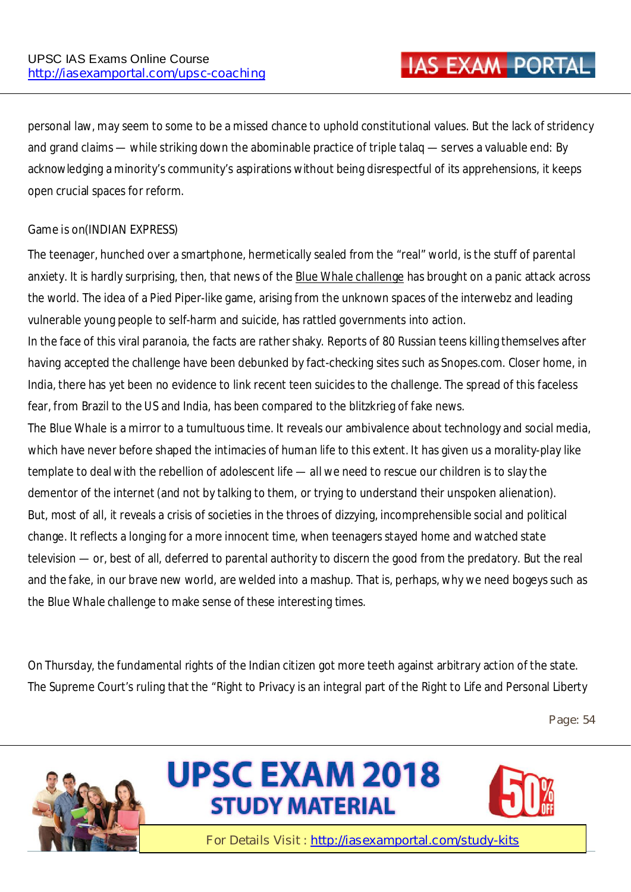personal law, may seem to some to be a missed chance to uphold constitutional values. But the lack of stridency and grand claims — while striking down the abominable practice of triple talaq — serves a valuable end: By acknowledging a minority's community's aspirations without being disrespectful of its apprehensions, it keeps open crucial spaces for reform.

Game is on(INDIAN EXPRESS)

The teenager, hunched over a smartphone, hermetically sealed from the "real" world, is the stuff of parental anxiety. It is hardly surprising, then, that news of the Blue Whale challenge has brought on a panic attack across the world. The idea of a Pied Piper-like game, arising from the unknown spaces of the interwebz and leading vulnerable young people to self-harm and suicide, has rattled governments into action.

In the face of this viral paranoia, the facts are rather shaky. Reports of 80 Russian teens killing themselves after having accepted the challenge have been debunked by fact-checking sites such as Snopes.com. Closer home, in India, there has yet been no evidence to link recent teen suicides to the challenge. The spread of this faceless fear, from Brazil to the US and India, has been compared to the blitzkrieg of fake news.

The Blue Whale is a mirror to a tumultuous time. It reveals our ambivalence about technology and social media, which have never before shaped the intimacies of human life to this extent. It has given us a morality-play like template to deal with the rebellion of adolescent life — all we need to rescue our children is to slay the dementor of the internet (and not by talking to them, or trying to understand their unspoken alienation).

But, most of all, it reveals a crisis of societies in the throes of dizzying, incomprehensible social and political change. It reflects a longing for a more innocent time, when teenagers stayed home and watched state television — or, best of all, deferred to parental authority to discern the good from the predatory. But the real and the fake, in our brave new world, are welded into a mashup. That is, perhaps, why we need bogeys such as the Blue Whale challenge to make sense of these interesting times.

On Thursday, the fundamental rights of the Indian citizen got more teeth against arbitrary action of the state. The Supreme Court's ruling that the "Right to Privacy is an integral part of the Right to Life and Personal Liberty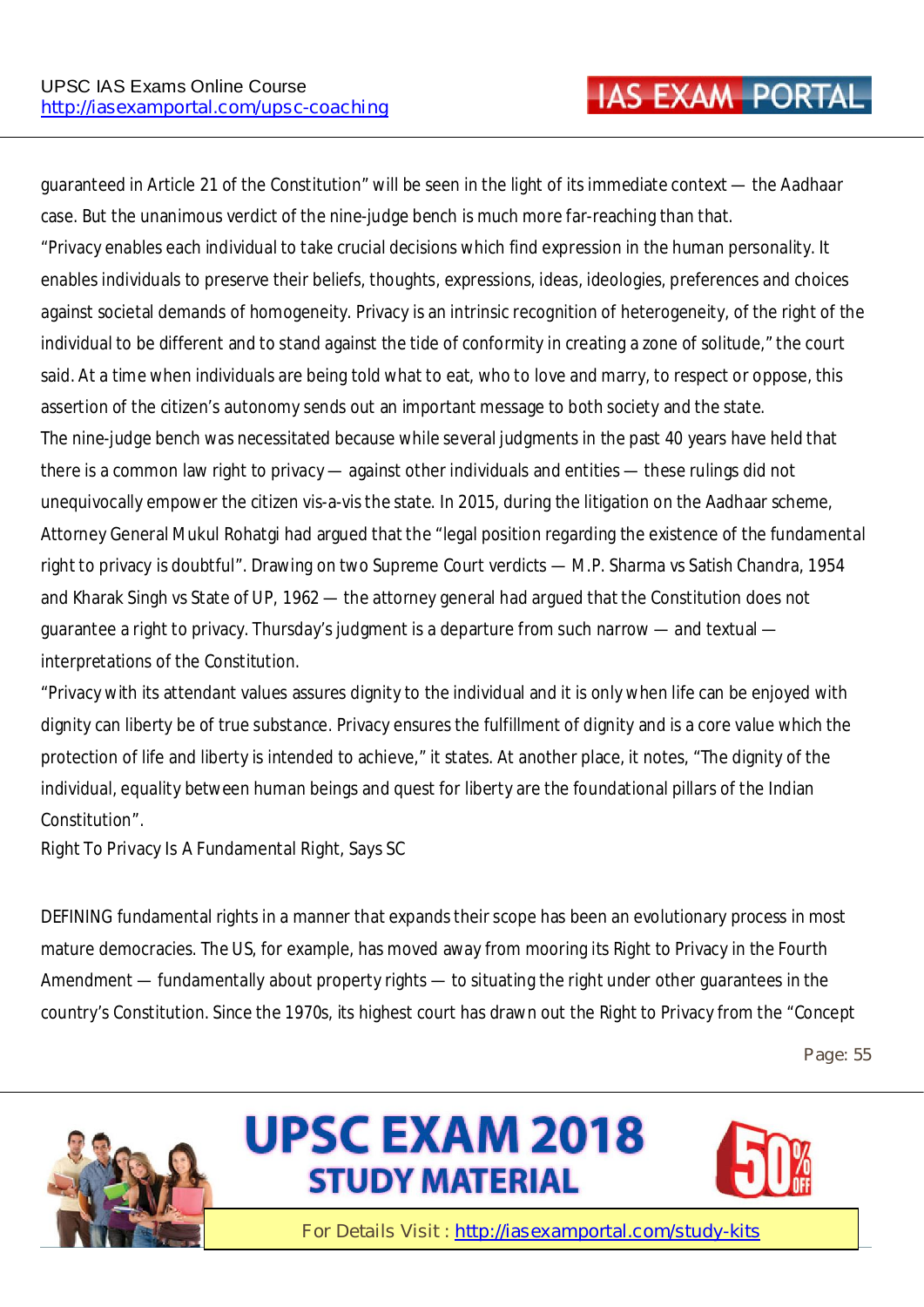guaranteed in Article 21 of the Constitution" will be seen in the light of its immediate context — the Aadhaar case. But the unanimous verdict of the nine-judge bench is much more far-reaching than that.

"Privacy enables each individual to take crucial decisions which find expression in the human personality. It enables individuals to preserve their beliefs, thoughts, expressions, ideas, ideologies, preferences and choices against societal demands of homogeneity. Privacy is an intrinsic recognition of heterogeneity, of the right of the individual to be different and to stand against the tide of conformity in creating a zone of solitude," the court said. At a time when individuals are being told what to eat, who to love and marry, to respect or oppose, this assertion of the citizen's autonomy sends out an important message to both society and the state.

The nine-judge bench was necessitated because while several judgments in the past 40 years have held that there is a common law right to privacy — against other individuals and entities — these rulings did not unequivocally empower the citizen vis-a-vis the state. In 2015, during the litigation on the Aadhaar scheme, Attorney General Mukul Rohatgi had argued that the "legal position regarding the existence of the fundamental right to privacy is doubtful". Drawing on two Supreme Court verdicts — M.P. Sharma vs Satish Chandra, 1954 and Kharak Singh vs State of UP, 1962 — the attorney general had argued that the Constitution does not guarantee a right to privacy. Thursday's judgment is a departure from such narrow — and textual — interpretations of the Constitution.

"Privacy with its attendant values assures dignity to the individual and it is only when life can be enjoyed with dignity can liberty be of true substance. Privacy ensures the fulfillment of dignity and is a core value which the protection of life and liberty is intended to achieve," it states. At another place, it notes, "The dignity of the individual, equality between human beings and quest for liberty are the foundational pillars of the Indian Constitution".

Right To Privacy Is A Fundamental Right, Says SC

DEFINING fundamental rights in a manner that expands their scope has been an evolutionary process in most mature democracies. The US, for example, has moved away from mooring its Right to Privacy in the Fourth Amendment — fundamentally about property rights — to situating the right under other guarantees in the country's Constitution. Since the 1970s, its highest court has drawn out the Right to Privacy from the "Concept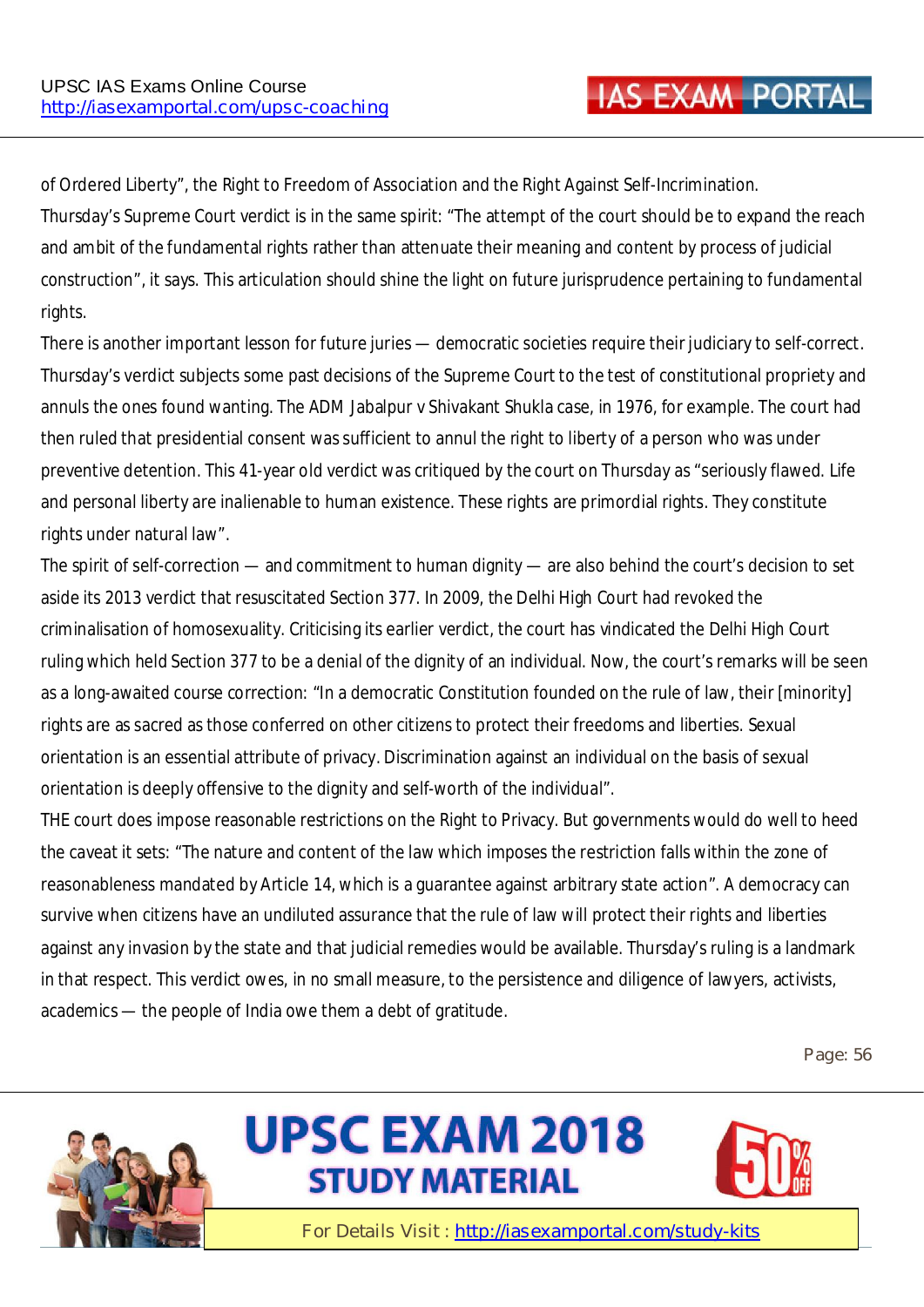of Ordered Liberty", the Right to Freedom of Association and the Right Against Self-Incrimination.

Thursday's Supreme Court verdict is in the same spirit: "The attempt of the court should be to expand the reach and ambit of the fundamental rights rather than attenuate their meaning and content by process of judicial construction", it says. This articulation should shine the light on future jurisprudence pertaining to fundamental rights.

There is another important lesson for future juries — democratic societies require their judiciary to self-correct. Thursday's verdict subjects some past decisions of the Supreme Court to the test of constitutional propriety and annuls the ones found wanting. The ADM Jabalpur v Shivakant Shukla case, in 1976, for example. The court had then ruled that presidential consent was sufficient to annul the right to liberty of a person who was under preventive detention. This 41-year old verdict was critiqued by the court on Thursday as "seriously flawed. Life and personal liberty are inalienable to human existence. These rights are primordial rights. They constitute rights under natural law".

The spirit of self-correction — and commitment to human dignity — are also behind the court's decision to set aside its 2013 verdict that resuscitated Section 377. In 2009, the Delhi High Court had revoked the criminalisation of homosexuality. Criticising its earlier verdict, the court has vindicated the Delhi High Court ruling which held Section 377 to be a denial of the dignity of an individual. Now, the court's remarks will be seen as a long-awaited course correction: "In a democratic Constitution founded on the rule of law, their [minority] rights are as sacred as those conferred on other citizens to protect their freedoms and liberties. Sexual orientation is an essential attribute of privacy. Discrimination against an individual on the basis of sexual orientation is deeply offensive to the dignity and self-worth of the individual".

THE court does impose reasonable restrictions on the Right to Privacy. But governments would do well to heed the caveat it sets: "The nature and content of the law which imposes the restriction falls within the zone of reasonableness mandated by Article 14, which is a guarantee against arbitrary state action". A democracy can survive when citizens have an undiluted assurance that the rule of law will protect their rights and liberties against any invasion by the state and that judicial remedies would be available. Thursday's ruling is a landmark in that respect. This verdict owes, in no small measure, to the persistence and diligence of lawyers, activists, academics — the people of India owe them a debt of gratitude.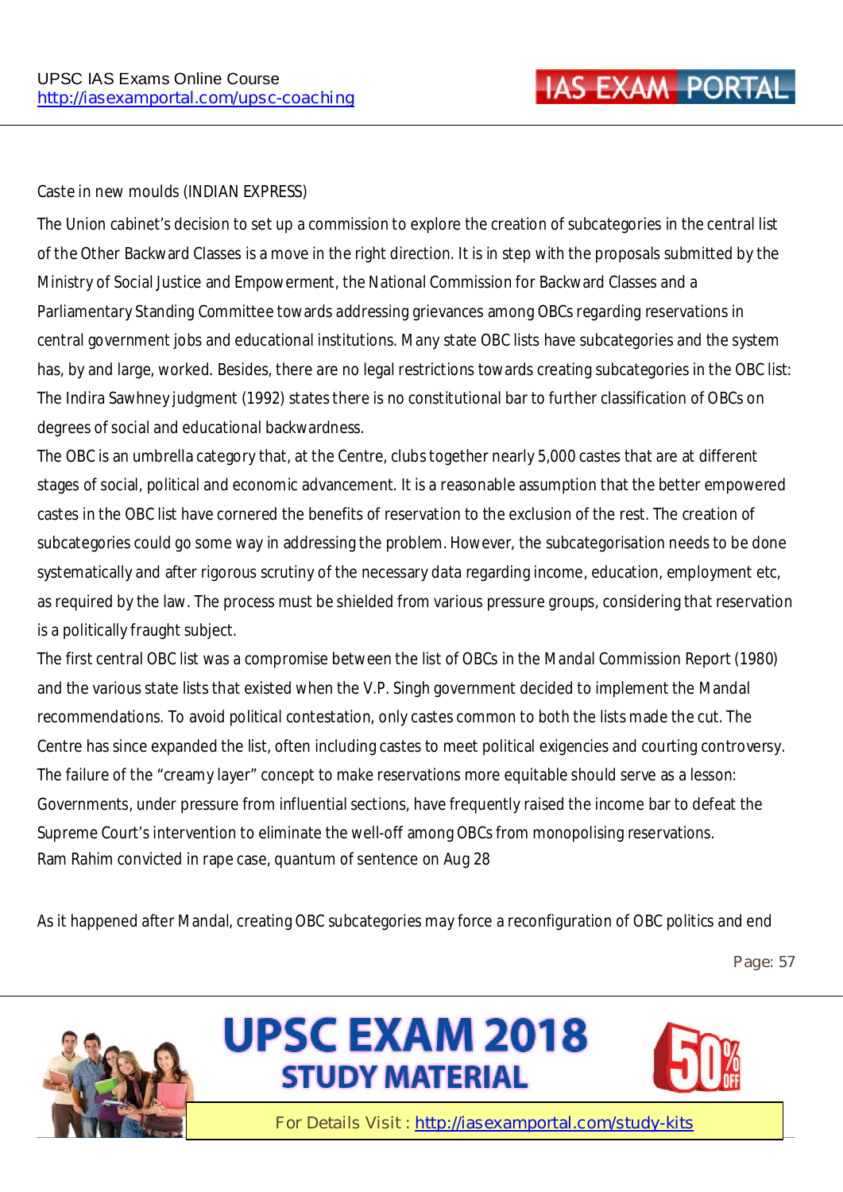Caste in new moulds (INDIAN EXPRESS)

The Union cabinet's decision to set up a commission to explore the creation of subcategories in the central list of the Other Backward Classes is a move in the right direction. It is in step with the proposals submitted by the Ministry of Social Justice and Empowerment, the National Commission for Backward Classes and a Parliamentary Standing Committee towards addressing grievances among OBCs regarding reservations in central government jobs and educational institutions. Many state OBC lists have subcategories and the system has, by and large, worked. Besides, there are no legal restrictions towards creating subcategories in the OBC list: The Indira Sawhney judgment (1992) states there is no constitutional bar to further classification of OBCs on degrees of social and educational backwardness.

The OBC is an umbrella category that, at the Centre, clubs together nearly 5,000 castes that are at different stages of social, political and economic advancement. It is a reasonable assumption that the better empowered castes in the OBC list have cornered the benefits of reservation to the exclusion of the rest. The creation of subcategories could go some way in addressing the problem. However, the subcategorisation needs to be done systematically and after rigorous scrutiny of the necessary data regarding income, education, employment etc, as required by the law. The process must be shielded from various pressure groups, considering that reservation is a politically fraught subject.

The first central OBC list was a compromise between the list of OBCs in the Mandal Commission Report (1980) and the various state lists that existed when the V.P. Singh government decided to implement the Mandal recommendations. To avoid political contestation, only castes common to both the lists made the cut. The Centre has since expanded the list, often including castes to meet political exigencies and courting controversy. The failure of the "creamy layer" concept to make reservations more equitable should serve as a lesson: Governments, under pressure from influential sections, have frequently raised the income bar to defeat the Supreme Court's intervention to eliminate the well-off among OBCs from monopolising reservations.

Ram Rahim convicted in rape case, quantum of sentence on Aug 28

As it happened after Mandal, creating OBC subcategories may force a reconfiguration of OBC politics and end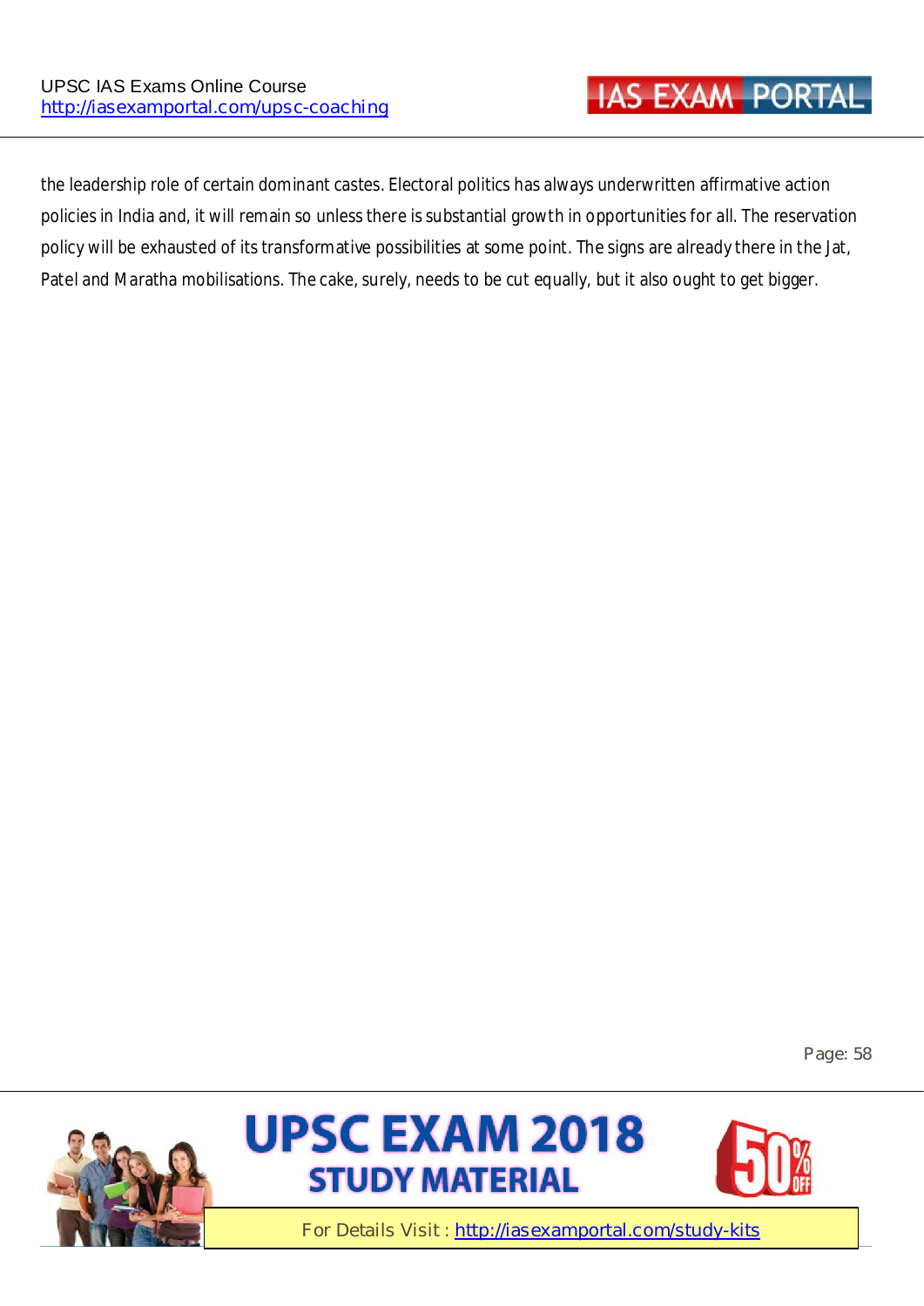the leadership role of certain dominant castes. Electoral politics has always underwritten affirmative action policies in India and, it will remain so unless there is substantial growth in opportunities for all. The reservation policy will be exhausted of its transformative possibilities at some point. The signs are already there in the Jat, Patel and Maratha mobilisations. The cake, surely, needs to be cut equally, but it also ought to get bigger.